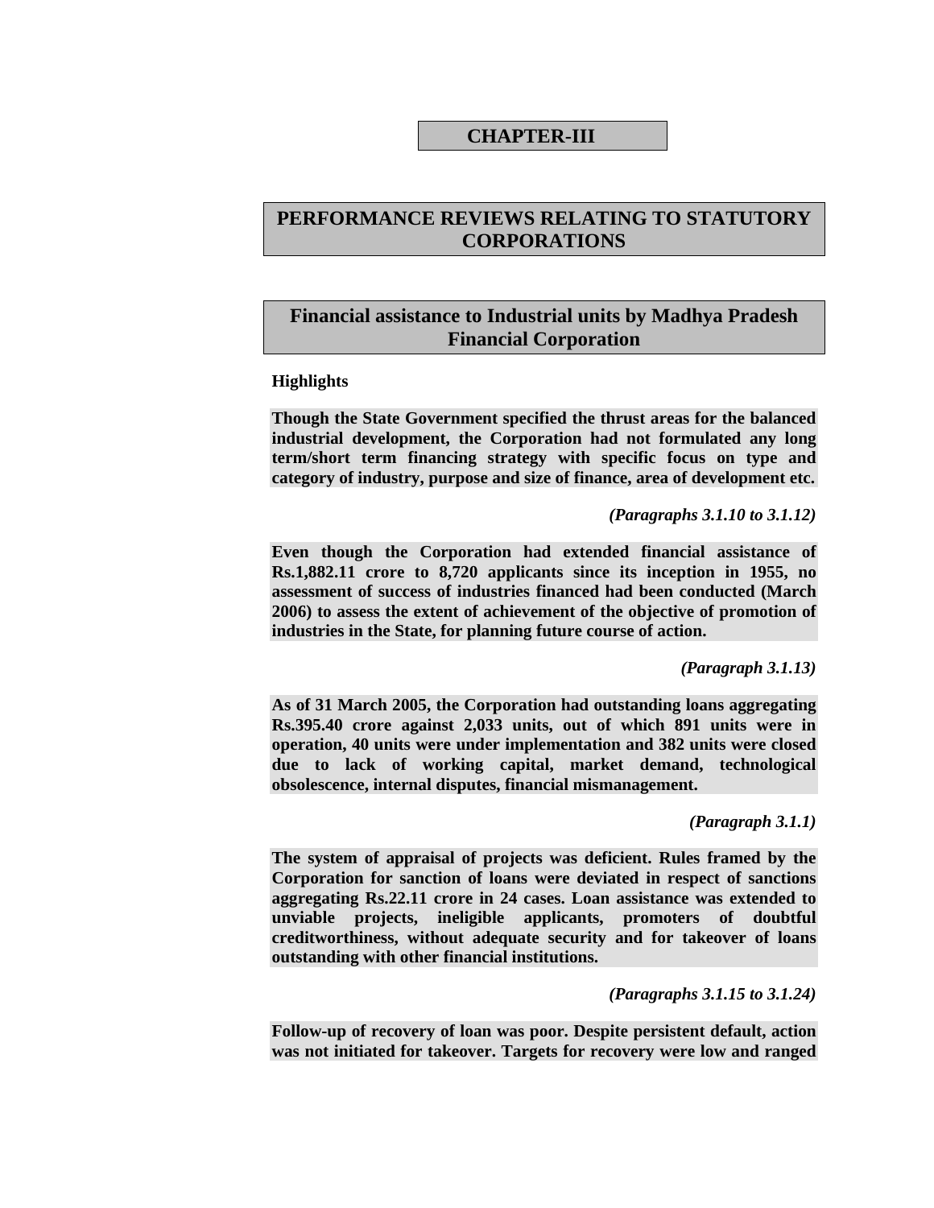# CHAPTER-III

# PERFORMANCE REVIEWS RELATING TO STATUTORY CORPORATIONS

## Financial assistance to Industrial units by Madhya Pradesh Financial Corporation

### Highlights

**Though the State Government specified the thrust areas for the balanced industrial development, the Corporation had not formulated any long term/short term financing strategy with specific focus on type and category of industry, purpose and size of finance, area of development etc.**

*(Paragraphs 3.1.10 to 3.1.12)*

**Even though the Corporation had extended financial assistance of Rs.1,882.11 crore to 8,720 applicants since its inception in 1955, no assessment of success of industries financed had been conducted (March 2006) to assess the extent of achievement of the objective of promotion of industries in the State, for planning future course of action.**

*(Paragraph 3.1.13)*

**As of 31 March 2005, the Corporation had outstanding loans aggregating Rs.395.40 crore against 2,033 units, out of which 891 units were in operation, 40 units were under implementation and 382 units were closed due to lack of working capital, market demand, technological obsolescence, internal disputes, financial mismanagement.**

*(Paragraph 3.1.1)*

**The system of appraisal of projects was deficient. Rules framed by the Corporation for sanction of loans were deviated in respect of sanctions aggregating Rs.22.11 crore in 24 cases. Loan assistance was extended to unviable projects, ineligible applicants, promoters of doubtful creditworthiness, without adequate security and for takeover of loans outstanding with other financial institutions.**

*(Paragraphs 3.1.15 to 3.1.24)*

**Follow-up of recovery of loan was poor. Despite persistent default, action was not initiated for takeover. Targets for recovery were low and ranged**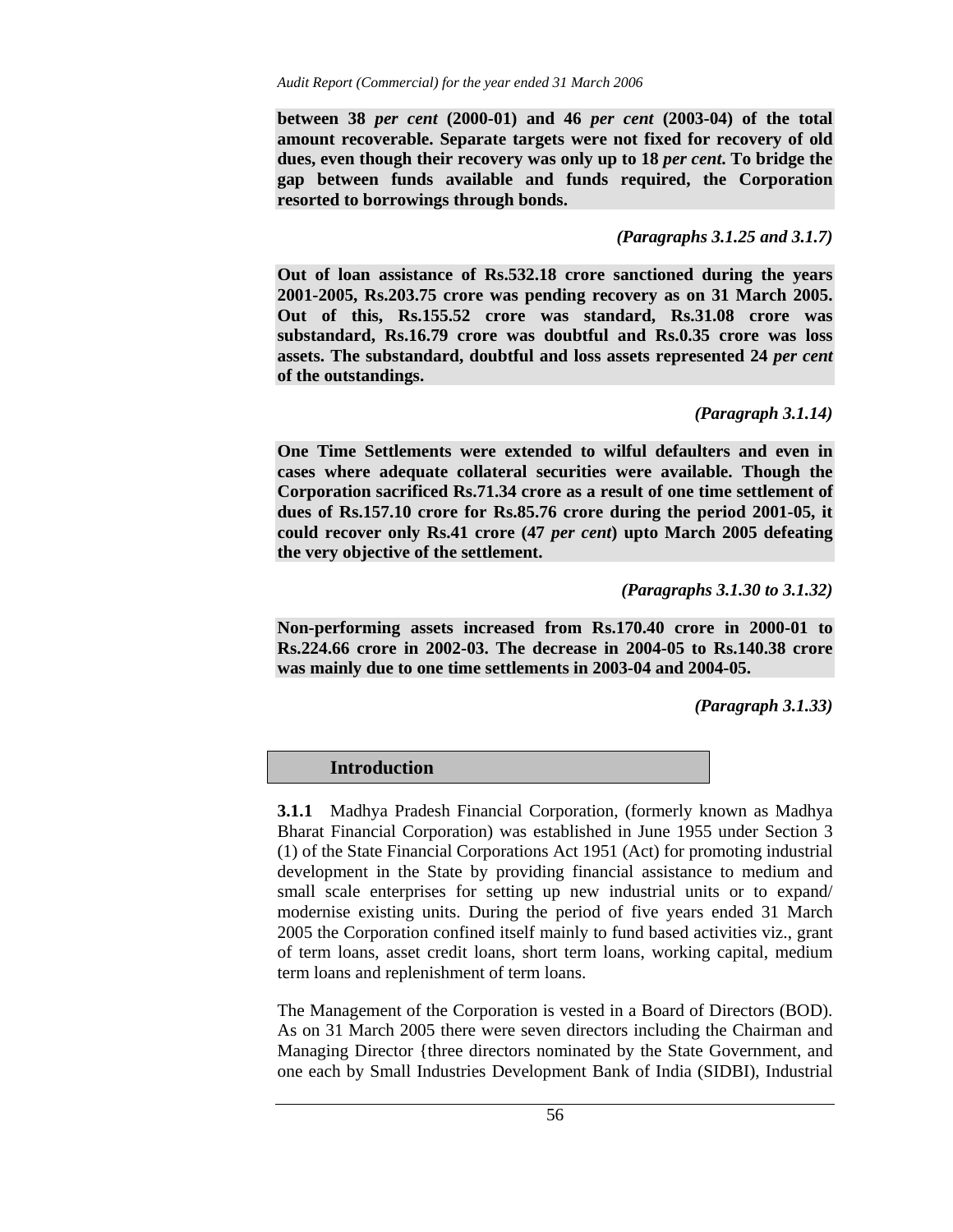**between 38 *per cent* (2000-01) and 46 *per cent* (2003-04) of the total amount recoverable. Separate targets were not fixed for recovery of old dues, even though their recovery was only up to 18 *per cent.* To bridge the gap between funds available and funds required, the Corporation resorted to borrowings through bonds.**

***(Paragraphs 3.1.25 and 3.1.7)***

**Out of loan assistance of Rs.532.18 crore sanctioned during the years 2001-2005, Rs.203.75 crore was pending recovery as on 31 March 2005. Out of this, Rs.155.52 crore was standard, Rs.31.08 crore was substandard, Rs.16.79 crore was doubtful and Rs.0.35 crore was loss assets. The substandard, doubtful and loss assets represented 24 *per cent* of the outstandings.**

***(Paragraph 3.1.14)***

**One Time Settlements were extended to wilful defaulters and even in cases where adequate collateral securities were available. Though the Corporation sacrificed Rs.71.34 crore as a result of one time settlement of dues of Rs.157.10 crore for Rs.85.76 crore during the period 2001-05, it could recover only Rs.41 crore (47 *per cent*) upto March 2005 defeating the very objective of the settlement.**

***(Paragraphs 3.1.30 to 3.1.32)***

**Non-performing assets increased from Rs.170.40 crore in 2000-01 to Rs.224.66 crore in 2002-03. The decrease in 2004-05 to Rs.140.38 crore was mainly due to one time settlements in 2003-04 and 2004-05.**

***(Paragraph 3.1.33)***

## Introduction

**3.1.1** Madhya Pradesh Financial Corporation, (formerly known as Madhya Bharat Financial Corporation) was established in June 1955 under Section 3 (1) of the State Financial Corporations Act 1951 (Act) for promoting industrial development in the State by providing financial assistance to medium and small scale enterprises for setting up new industrial units or to expand/ modernise existing units. During the period of five years ended 31 March 2005 the Corporation confined itself mainly to fund based activities viz., grant of term loans, asset credit loans, short term loans, working capital, medium term loans and replenishment of term loans.

The Management of the Corporation is vested in a Board of Directors (BOD). As on 31 March 2005 there were seven directors including the Chairman and Managing Director {three directors nominated by the State Government, and one each by Small Industries Development Bank of India (SIDBI), Industrial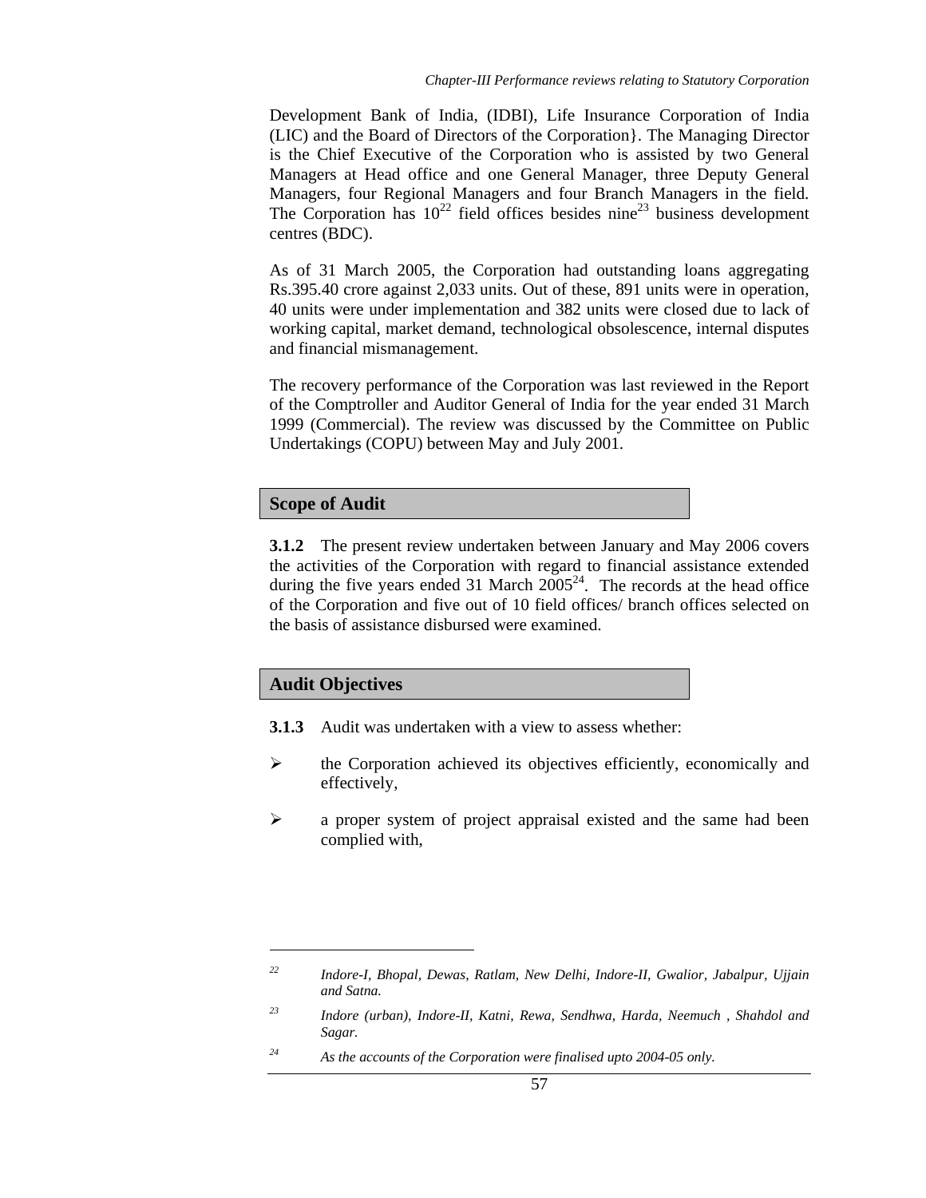Development Bank of India, (IDBI), Life Insurance Corporation of India (LIC) and the Board of Directors of the Corporation}. The Managing Director is the Chief Executive of the Corporation who is assisted by two General Managers at Head office and one General Manager, three Deputy General Managers, four Regional Managers and four Branch Managers in the field. The Corporation has 10[22] field offices besides nine[23] business development centres (BDC).

As of 31 March 2005, the Corporation had outstanding loans aggregating Rs.395.40 crore against 2,033 units. Out of these, 891 units were in operation, 40 units were under implementation and 382 units were closed due to lack of working capital, market demand, technological obsolescence, internal disputes and financial mismanagement.

The recovery performance of the Corporation was last reviewed in the Report of the Comptroller and Auditor General of India for the year ended 31 March 1999 (Commercial). The review was discussed by the Committee on Public Undertakings (COPU) between May and July 2001.

## Scope of Audit

**3.1.2** The present review undertaken between January and May 2006 covers the activities of the Corporation with regard to financial assistance extended during the five years ended 31 March 2005[24]. The records at the head office of the Corporation and five out of 10 field offices/ branch offices selected on the basis of assistance disbursed were examined.

## Audit Objectives

**3.1.3** Audit was undertaken with a view to assess whether:

- the Corporation achieved its objectives efficiently, economically and effectively,
- a proper system of project appraisal existed and the same had been complied with,

---

[22] *Indore-I, Bhopal, Dewas, Ratlam, New Delhi, Indore-II, Gwalior, Jabalpur, Ujjain and Satna.*

[23] *Indore (urban), Indore-II, Katni, Rewa, Sendhwa, Harda, Neemuch , Shahdol and Sagar.*

[24] *As the accounts of the Corporation were finalised upto 2004-05 only.*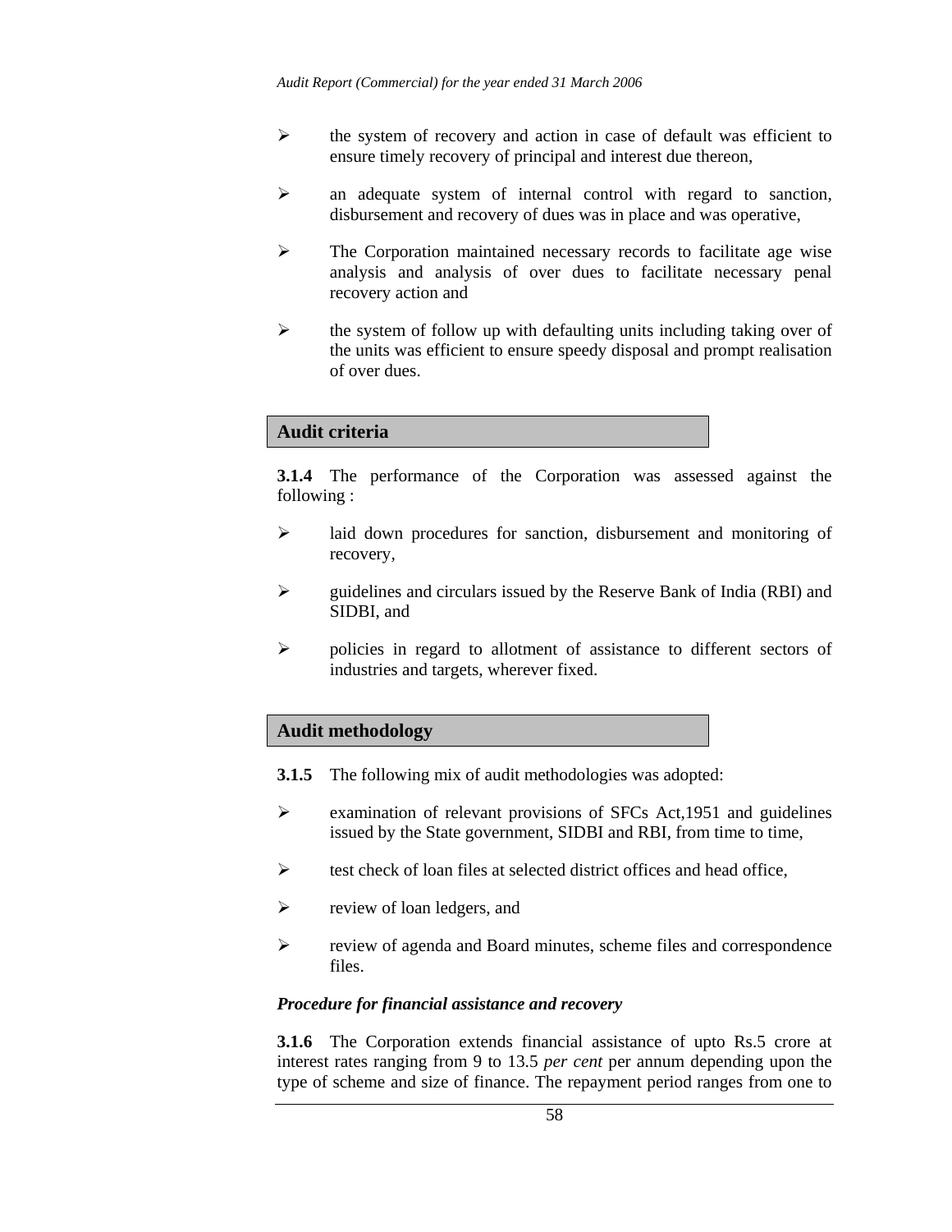- the system of recovery and action in case of default was efficient to ensure timely recovery of principal and interest due thereon,
- an adequate system of internal control with regard to sanction, disbursement and recovery of dues was in place and was operative,
- The Corporation maintained necessary records to facilitate age wise analysis and analysis of over dues to facilitate necessary penal recovery action and
- the system of follow up with defaulting units including taking over of the units was efficient to ensure speedy disposal and prompt realisation of over dues.

## Audit criteria

**3.1.4** The performance of the Corporation was assessed against the following :

- laid down procedures for sanction, disbursement and monitoring of recovery,
- guidelines and circulars issued by the Reserve Bank of India (RBI) and SIDBI, and
- policies in regard to allotment of assistance to different sectors of industries and targets, wherever fixed.

## Audit methodology

**3.1.5** The following mix of audit methodologies was adopted:

- examination of relevant provisions of SFCs Act,1951 and guidelines issued by the State government, SIDBI and RBI, from time to time,
- test check of loan files at selected district offices and head office,
- review of loan ledgers, and
- review of agenda and Board minutes, scheme files and correspondence files.

***Procedure for financial assistance and recovery***

**3.1.6** The Corporation extends financial assistance of upto Rs.5 crore at interest rates ranging from 9 to 13.5 *per cent* per annum depending upon the type of scheme and size of finance. The repayment period ranges from one to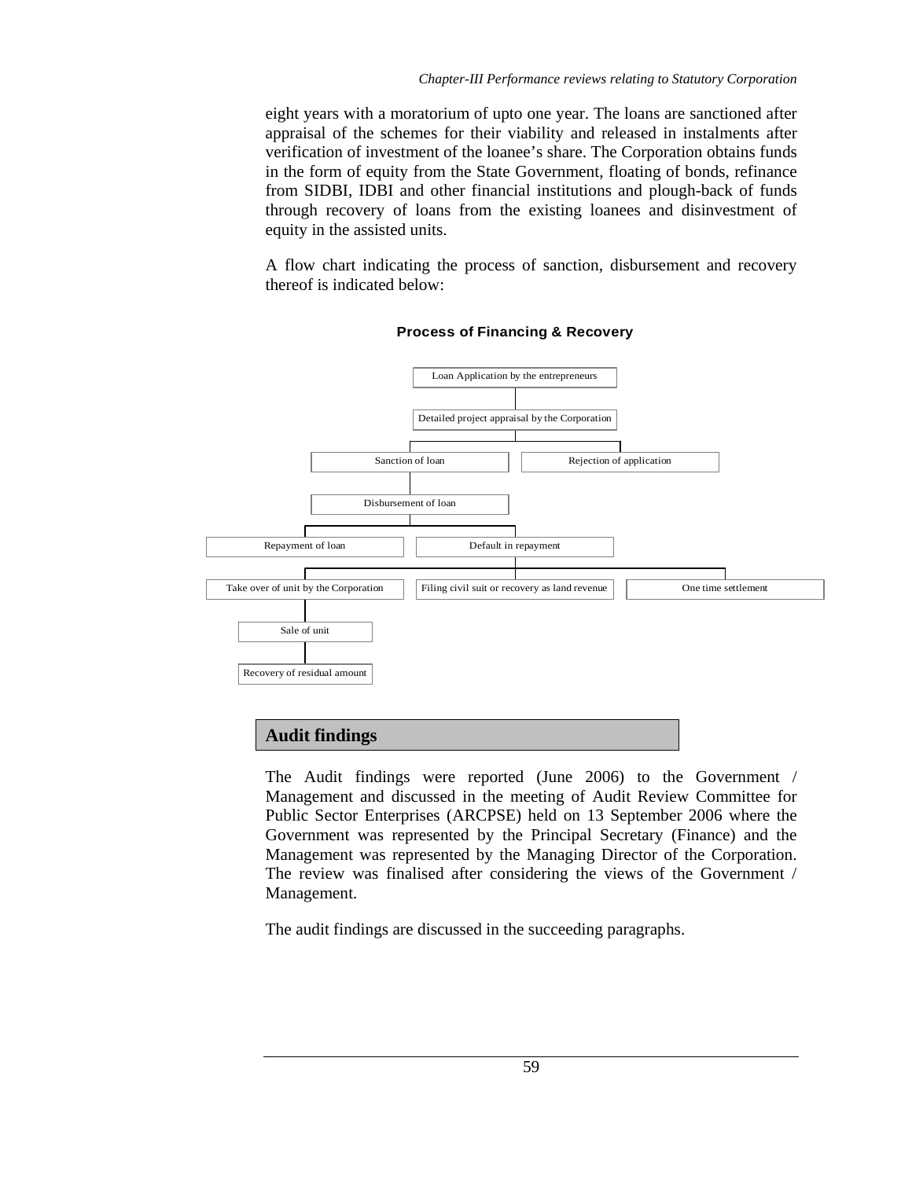eight years with a moratorium of upto one year. The loans are sanctioned after appraisal of the schemes for their viability and released in instalments after verification of investment of the loanee's share. The Corporation obtains funds in the form of equity from the State Government, floating of bonds, refinance from SIDBI, IDBI and other financial institutions and plough-back of funds through recovery of loans from the existing loanees and disinvestment of equity in the assisted units.

A flow chart indicating the process of sanction, disbursement and recovery thereof is indicated below:

**Process of Financing & Recovery**

- Loan Application by the entrepreneurs
  - Detailed project appraisal by the Corporation
    - Sanction of loan
      - Disbursement of loan
        - Repayment of loan
        - Default in repayment
          - Take over of unit by the Corporation
            - Sale of unit
              - Recovery of residual amount
          - Filing civil suit or recovery as land revenue
          - One time settlement
    - Rejection of application

## Audit findings

The Audit findings were reported (June 2006) to the Government / Management and discussed in the meeting of Audit Review Committee for Public Sector Enterprises (ARCPSE) held on 13 September 2006 where the Government was represented by the Principal Secretary (Finance) and the Management was represented by the Managing Director of the Corporation. The review was finalised after considering the views of the Government / Management.

The audit findings are discussed in the succeeding paragraphs.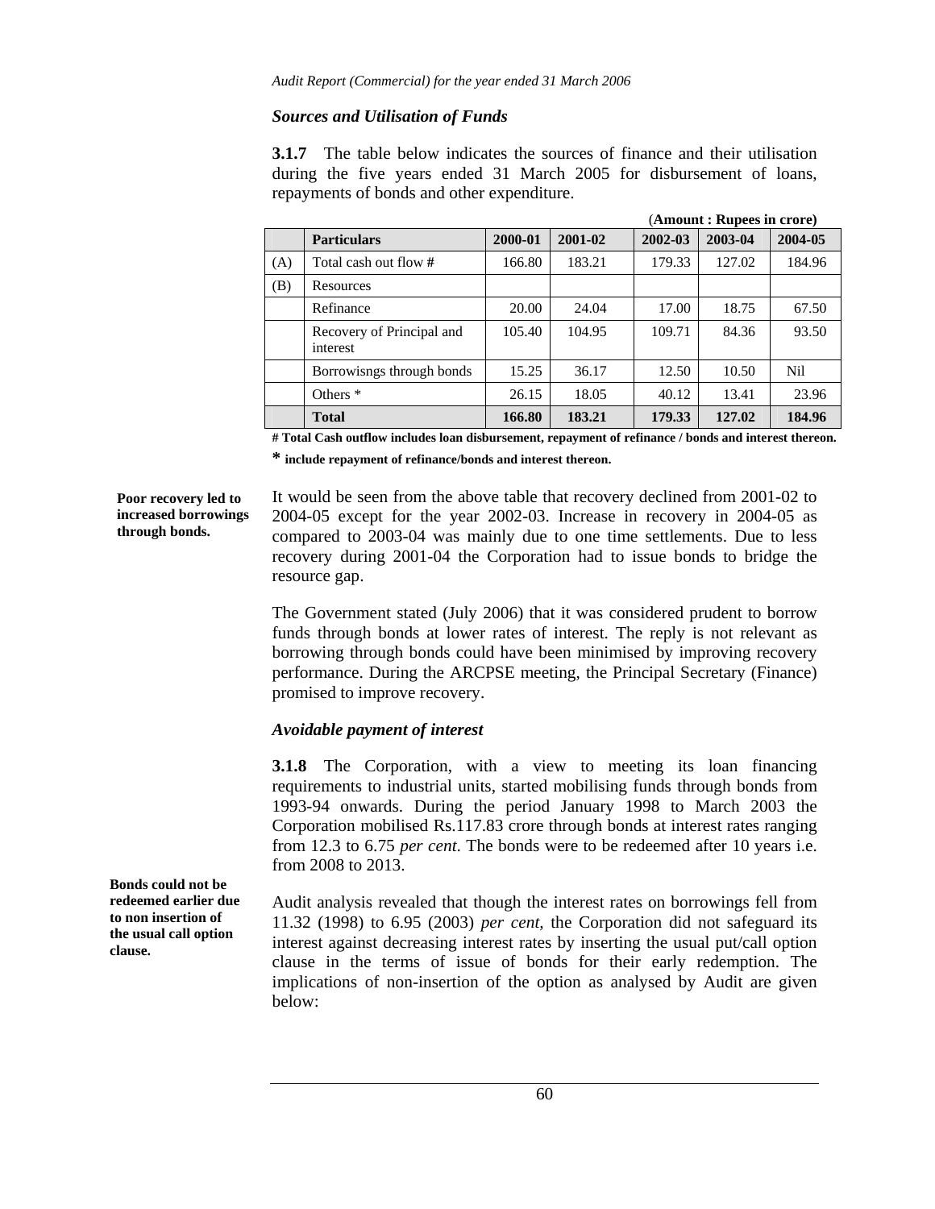### *Sources and Utilisation of Funds*

**3.1.7** The table below indicates the sources of finance and their utilisation during the five years ended 31 March 2005 for disbursement of loans, repayments of bonds and other expenditure.

(**Amount : Rupees in crore**)

| | Particulars | 2000-01 | 2001-02 | 2002-03 | 2003-04 | 2004-05 |
|---|---|---|---|---|---|---|
| (A) | Total cash out flow **#** | 166.80 | 183.21 | 179.33 | 127.02 | 184.96 |
| (B) | Resources | | | | | |
| | Refinance | 20.00 | 24.04 | 17.00 | 18.75 | 67.50 |
| | Recovery of Principal and interest | 105.40 | 104.95 | 109.71 | 84.36 | 93.50 |
| | Borrowisngs through bonds | 15.25 | 36.17 | 12.50 | 10.50 | Nil |
| | Others * | 26.15 | 18.05 | 40.12 | 13.41 | 23.96 |
| | **Total** | **166.80** | **183.21** | **179.33** | **127.02** | **184.96** |

**# Total Cash outflow includes loan disbursement, repayment of refinance / bonds and interest thereon.**

**\* include repayment of refinance/bonds and interest thereon.**

**Poor recovery led to increased borrowings through bonds.**

It would be seen from the above table that recovery declined from 2001-02 to 2004-05 except for the year 2002-03. Increase in recovery in 2004-05 as compared to 2003-04 was mainly due to one time settlements. Due to less recovery during 2001-04 the Corporation had to issue bonds to bridge the resource gap.

The Government stated (July 2006) that it was considered prudent to borrow funds through bonds at lower rates of interest. The reply is not relevant as borrowing through bonds could have been minimised by improving recovery performance. During the ARCPSE meeting, the Principal Secretary (Finance) promised to improve recovery.

### *Avoidable payment of interest*

**3.1.8** The Corporation, with a view to meeting its loan financing requirements to industrial units, started mobilising funds through bonds from 1993-94 onwards. During the period January 1998 to March 2003 the Corporation mobilised Rs.117.83 crore through bonds at interest rates ranging from 12.3 to 6.75 *per cent*. The bonds were to be redeemed after 10 years i.e. from 2008 to 2013.

**Bonds could not be redeemed earlier due to non insertion of the usual call option clause.**

Audit analysis revealed that though the interest rates on borrowings fell from 11.32 (1998) to 6.95 (2003) *per cent*, the Corporation did not safeguard its interest against decreasing interest rates by inserting the usual put/call option clause in the terms of issue of bonds for their early redemption. The implications of non-insertion of the option as analysed by Audit are given below: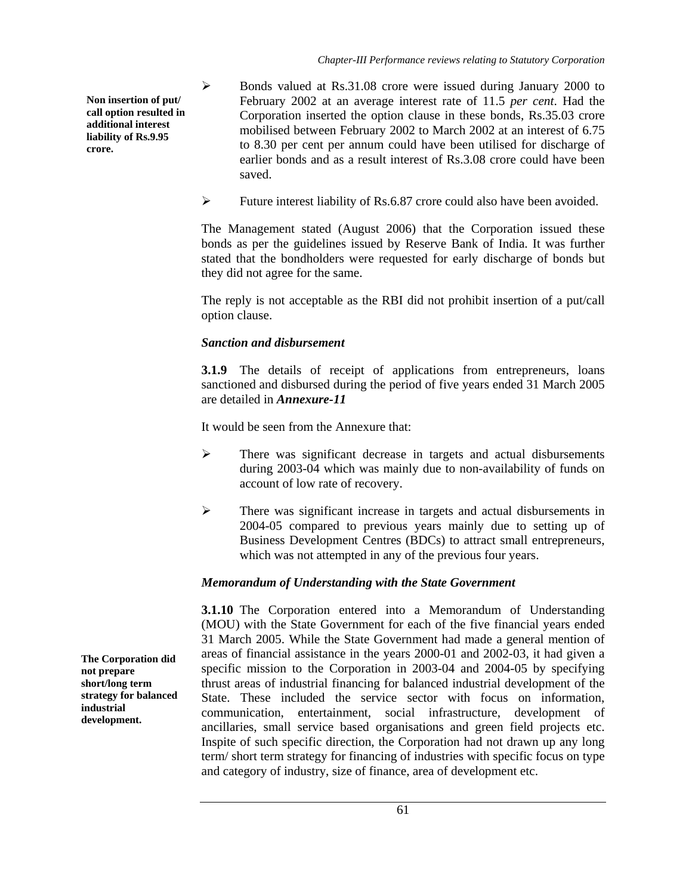**Non insertion of put/ call option resulted in additional interest liability of Rs.9.95 crore.**

- Bonds valued at Rs.31.08 crore were issued during January 2000 to February 2002 at an average interest rate of 11.5 *per cent*. Had the Corporation inserted the option clause in these bonds, Rs.35.03 crore mobilised between February 2002 to March 2002 at an interest of 6.75 to 8.30 per cent per annum could have been utilised for discharge of earlier bonds and as a result interest of Rs.3.08 crore could have been saved.

- Future interest liability of Rs.6.87 crore could also have been avoided.

The Management stated (August 2006) that the Corporation issued these bonds as per the guidelines issued by Reserve Bank of India. It was further stated that the bondholders were requested for early discharge of bonds but they did not agree for the same.

The reply is not acceptable as the RBI did not prohibit insertion of a put/call option clause.

### *Sanction and disbursement*

**3.1.9** The details of receipt of applications from entrepreneurs, loans sanctioned and disbursed during the period of five years ended 31 March 2005 are detailed in ***Annexure-11***

It would be seen from the Annexure that:

- There was significant decrease in targets and actual disbursements during 2003-04 which was mainly due to non-availability of funds on account of low rate of recovery.

- There was significant increase in targets and actual disbursements in 2004-05 compared to previous years mainly due to setting up of Business Development Centres (BDCs) to attract small entrepreneurs, which was not attempted in any of the previous four years.

### *Memorandum of Understanding with the State Government*

**The Corporation did not prepare short/long term strategy for balanced industrial development.**

**3.1.10** The Corporation entered into a Memorandum of Understanding (MOU) with the State Government for each of the five financial years ended 31 March 2005. While the State Government had made a general mention of areas of financial assistance in the years 2000-01 and 2002-03, it had given a specific mission to the Corporation in 2003-04 and 2004-05 by specifying thrust areas of industrial financing for balanced industrial development of the State. These included the service sector with focus on information, communication, entertainment, social infrastructure, development of ancillaries, small service based organisations and green field projects etc. Inspite of such specific direction, the Corporation had not drawn up any long term/ short term strategy for financing of industries with specific focus on type and category of industry, size of finance, area of development etc.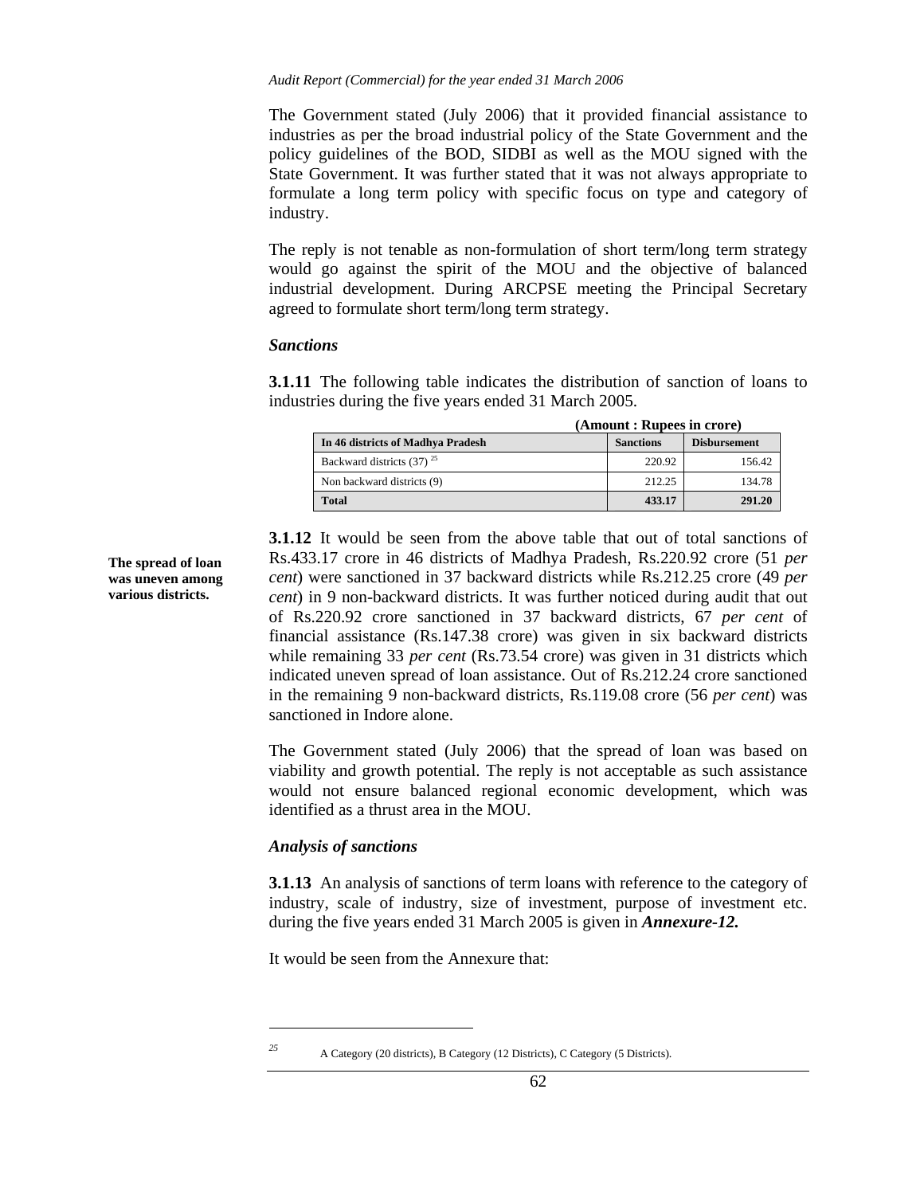The Government stated (July 2006) that it provided financial assistance to industries as per the broad industrial policy of the State Government and the policy guidelines of the BOD, SIDBI as well as the MOU signed with the State Government. It was further stated that it was not always appropriate to formulate a long term policy with specific focus on type and category of industry.

The reply is not tenable as non-formulation of short term/long term strategy would go against the spirit of the MOU and the objective of balanced industrial development. During ARCPSE meeting the Principal Secretary agreed to formulate short term/long term strategy.

### *Sanctions*

**3.1.11** The following table indicates the distribution of sanction of loans to industries during the five years ended 31 March 2005.

**(Amount : Rupees in crore)**

| In 46 districts of Madhya Pradesh | Sanctions | Disbursement |
|---|---|---|
| Backward districts (37) [25] | 220.92 | 156.42 |
| Non backward districts (9) | 212.25 | 134.78 |
| **Total** | **433.17** | **291.20** |

**The spread of loan was uneven among various districts.**

**3.1.12** It would be seen from the above table that out of total sanctions of Rs.433.17 crore in 46 districts of Madhya Pradesh, Rs.220.92 crore (51 *per cent*) were sanctioned in 37 backward districts while Rs.212.25 crore (49 *per cent*) in 9 non-backward districts. It was further noticed during audit that out of Rs.220.92 crore sanctioned in 37 backward districts, 67 *per cent* of financial assistance (Rs.147.38 crore) was given in six backward districts while remaining 33 *per cent* (Rs.73.54 crore) was given in 31 districts which indicated uneven spread of loan assistance. Out of Rs.212.24 crore sanctioned in the remaining 9 non-backward districts, Rs.119.08 crore (56 *per cent*) was sanctioned in Indore alone.

The Government stated (July 2006) that the spread of loan was based on viability and growth potential. The reply is not acceptable as such assistance would not ensure balanced regional economic development, which was identified as a thrust area in the MOU.

### *Analysis of sanctions*

**3.1.13** An analysis of sanctions of term loans with reference to the category of industry, scale of industry, size of investment, purpose of investment etc. during the five years ended 31 March 2005 is given in ***Annexure-12.***

It would be seen from the Annexure that:

---

[25] A Category (20 districts), B Category (12 Districts), C Category (5 Districts).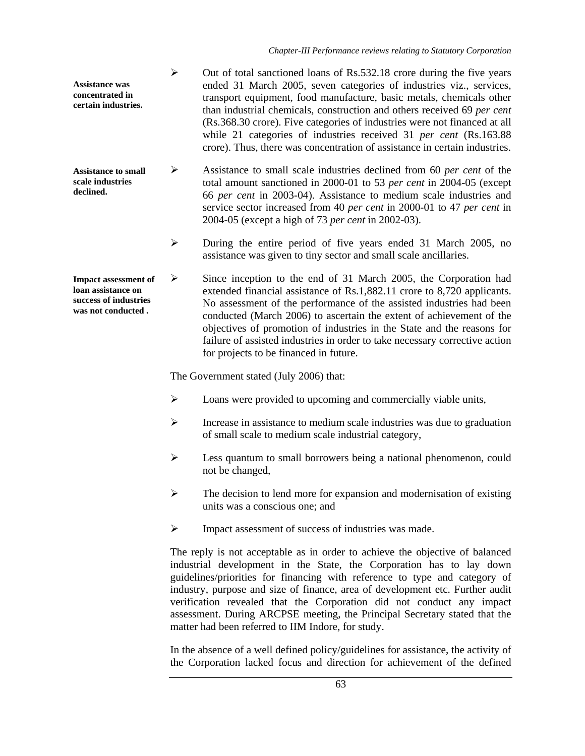**Assistance was concentrated in certain industries.**

- Out of total sanctioned loans of Rs.532.18 crore during the five years ended 31 March 2005, seven categories of industries viz., services, transport equipment, food manufacture, basic metals, chemicals other than industrial chemicals, construction and others received 69 *per cent* (Rs.368.30 crore). Five categories of industries were not financed at all while 21 categories of industries received 31 *per cent* (Rs.163.88 crore). Thus, there was concentration of assistance in certain industries.

**Assistance to small scale industries declined.**

- Assistance to small scale industries declined from 60 *per cent* of the total amount sanctioned in 2000-01 to 53 *per cent* in 2004-05 (except 66 *per cent* in 2003-04). Assistance to medium scale industries and service sector increased from 40 *per cent* in 2000-01 to 47 *per cent* in 2004-05 (except a high of 73 *per cent* in 2002-03).

- During the entire period of five years ended 31 March 2005, no assistance was given to tiny sector and small scale ancillaries.

**Impact assessment of loan assistance on success of industries was not conducted .**

- Since inception to the end of 31 March 2005, the Corporation had extended financial assistance of Rs.1,882.11 crore to 8,720 applicants. No assessment of the performance of the assisted industries had been conducted (March 2006) to ascertain the extent of achievement of the objectives of promotion of industries in the State and the reasons for failure of assisted industries in order to take necessary corrective action for projects to be financed in future.

The Government stated (July 2006) that:

- Loans were provided to upcoming and commercially viable units,
- Increase in assistance to medium scale industries was due to graduation of small scale to medium scale industrial category,
- Less quantum to small borrowers being a national phenomenon, could not be changed,
- The decision to lend more for expansion and modernisation of existing units was a conscious one; and
- Impact assessment of success of industries was made.

The reply is not acceptable as in order to achieve the objective of balanced industrial development in the State, the Corporation has to lay down guidelines/priorities for financing with reference to type and category of industry, purpose and size of finance, area of development etc. Further audit verification revealed that the Corporation did not conduct any impact assessment. During ARCPSE meeting, the Principal Secretary stated that the matter had been referred to IIM Indore, for study.

In the absence of a well defined policy/guidelines for assistance, the activity of the Corporation lacked focus and direction for achievement of the defined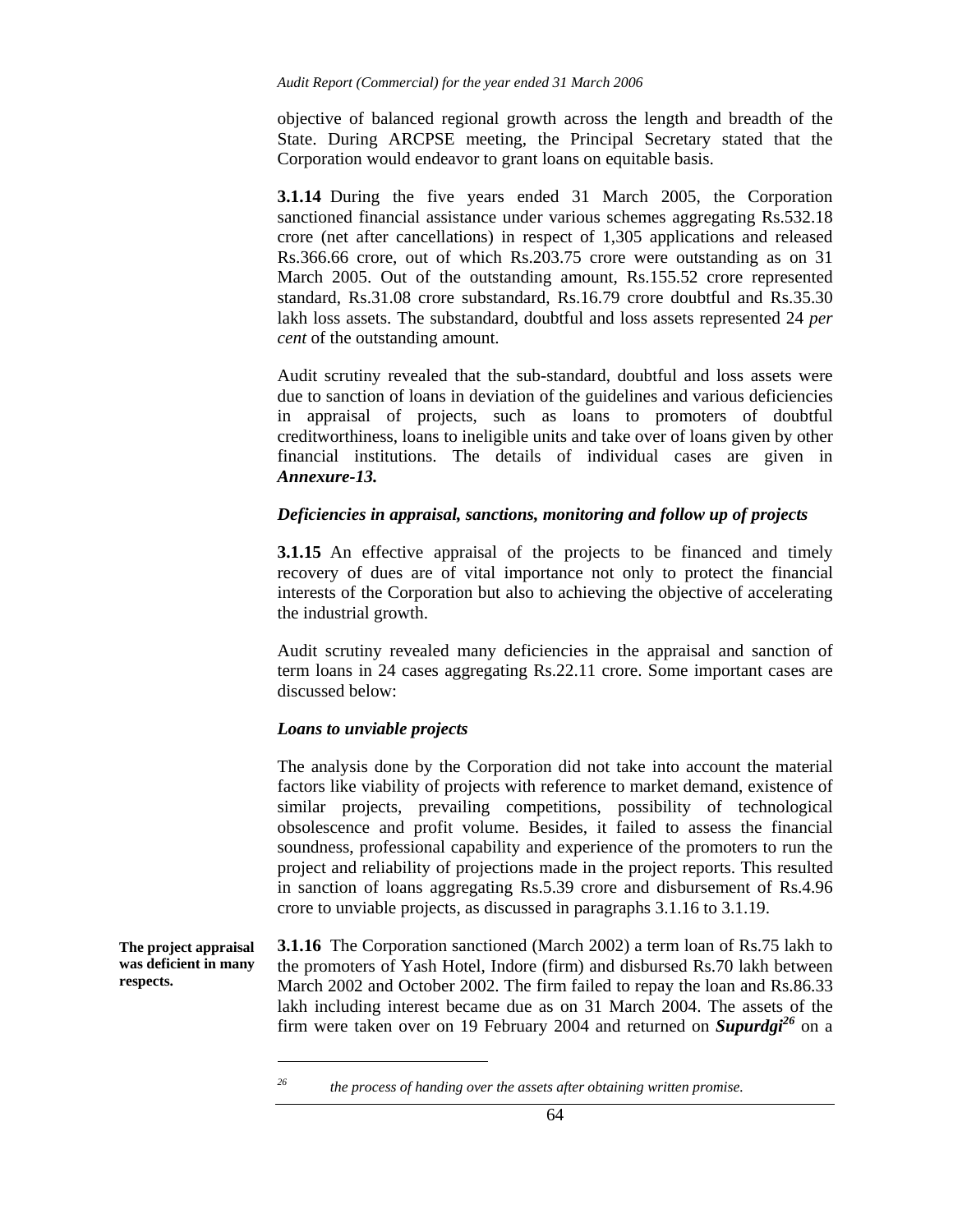objective of balanced regional growth across the length and breadth of the State. During ARCPSE meeting, the Principal Secretary stated that the Corporation would endeavor to grant loans on equitable basis.

**3.1.14** During the five years ended 31 March 2005, the Corporation sanctioned financial assistance under various schemes aggregating Rs.532.18 crore (net after cancellations) in respect of 1,305 applications and released Rs.366.66 crore, out of which Rs.203.75 crore were outstanding as on 31 March 2005. Out of the outstanding amount, Rs.155.52 crore represented standard, Rs.31.08 crore substandard, Rs.16.79 crore doubtful and Rs.35.30 lakh loss assets. The substandard, doubtful and loss assets represented 24 *per cent* of the outstanding amount.

Audit scrutiny revealed that the sub-standard, doubtful and loss assets were due to sanction of loans in deviation of the guidelines and various deficiencies in appraisal of projects, such as loans to promoters of doubtful creditworthiness, loans to ineligible units and take over of loans given by other financial institutions. The details of individual cases are given in ***Annexure-13.***

### *Deficiencies in appraisal, sanctions, monitoring and follow up of projects*

**3.1.15** An effective appraisal of the projects to be financed and timely recovery of dues are of vital importance not only to protect the financial interests of the Corporation but also to achieving the objective of accelerating the industrial growth.

Audit scrutiny revealed many deficiencies in the appraisal and sanction of term loans in 24 cases aggregating Rs.22.11 crore. Some important cases are discussed below:

### *Loans to unviable projects*

The analysis done by the Corporation did not take into account the material factors like viability of projects with reference to market demand, existence of similar projects, prevailing competitions, possibility of technological obsolescence and profit volume. Besides, it failed to assess the financial soundness, professional capability and experience of the promoters to run the project and reliability of projections made in the project reports. This resulted in sanction of loans aggregating Rs.5.39 crore and disbursement of Rs.4.96 crore to unviable projects, as discussed in paragraphs 3.1.16 to 3.1.19.

**The project appraisal was deficient in many respects.**

**3.1.16** The Corporation sanctioned (March 2002) a term loan of Rs.75 lakh to the promoters of Yash Hotel, Indore (firm) and disbursed Rs.70 lakh between March 2002 and October 2002. The firm failed to repay the loan and Rs.86.33 lakh including interest became due as on 31 March 2004. The assets of the firm were taken over on 19 February 2004 and returned on ***Supurdgi***[26] on a

[26] *the process of handing over the assets after obtaining written promise.*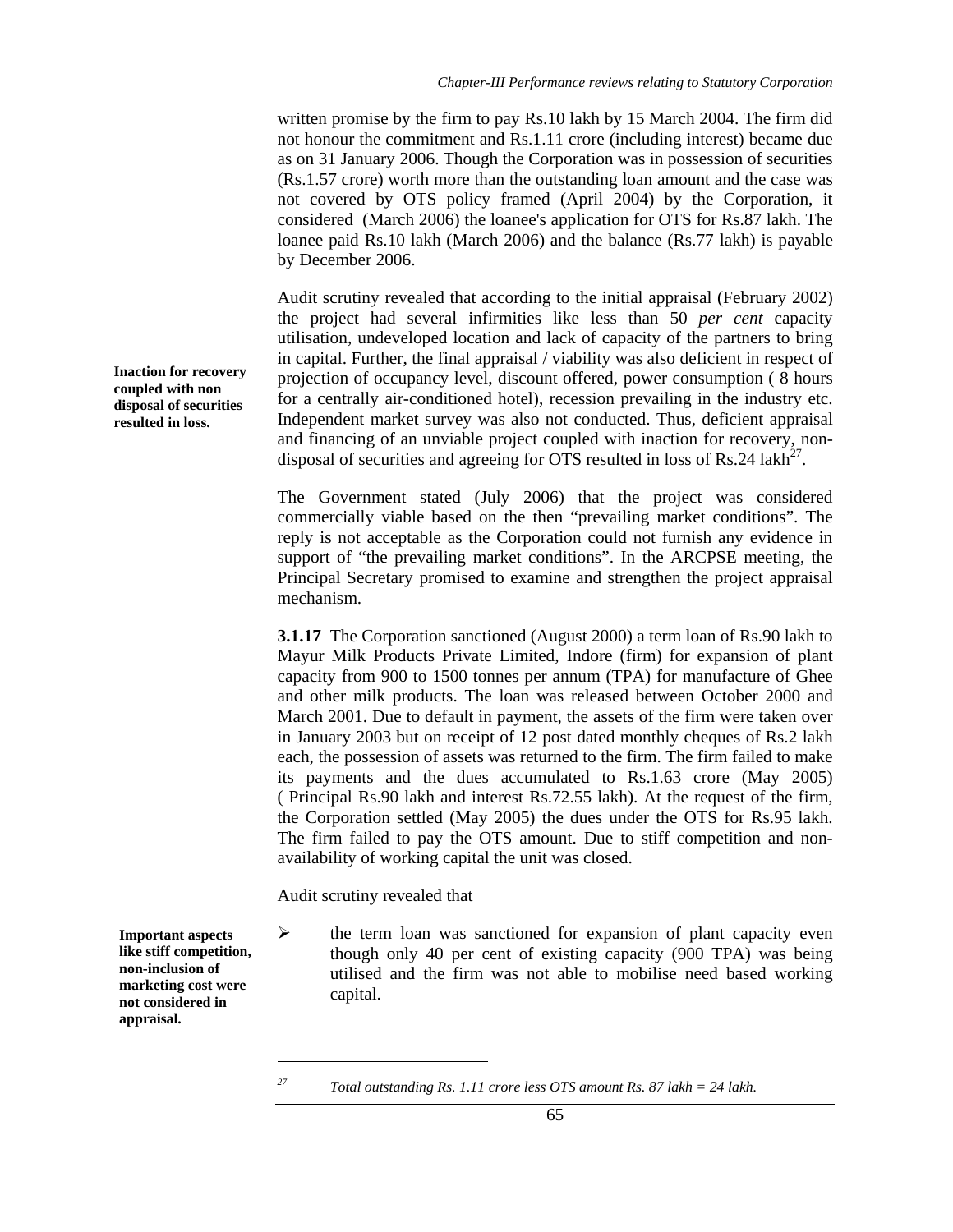written promise by the firm to pay Rs.10 lakh by 15 March 2004. The firm did not honour the commitment and Rs.1.11 crore (including interest) became due as on 31 January 2006. Though the Corporation was in possession of securities (Rs.1.57 crore) worth more than the outstanding loan amount and the case was not covered by OTS policy framed (April 2004) by the Corporation, it considered (March 2006) the loanee's application for OTS for Rs.87 lakh. The loanee paid Rs.10 lakh (March 2006) and the balance (Rs.77 lakh) is payable by December 2006.

**Inaction for recovery coupled with non disposal of securities resulted in loss.**

Audit scrutiny revealed that according to the initial appraisal (February 2002) the project had several infirmities like less than 50 *per cent* capacity utilisation, undeveloped location and lack of capacity of the partners to bring in capital. Further, the final appraisal / viability was also deficient in respect of projection of occupancy level, discount offered, power consumption ( 8 hours for a centrally air-conditioned hotel), recession prevailing in the industry etc. Independent market survey was also not conducted. Thus, deficient appraisal and financing of an unviable project coupled with inaction for recovery, non-disposal of securities and agreeing for OTS resulted in loss of Rs.24 lakh[27].

The Government stated (July 2006) that the project was considered commercially viable based on the then "prevailing market conditions". The reply is not acceptable as the Corporation could not furnish any evidence in support of "the prevailing market conditions". In the ARCPSE meeting, the Principal Secretary promised to examine and strengthen the project appraisal mechanism.

**3.1.17** The Corporation sanctioned (August 2000) a term loan of Rs.90 lakh to Mayur Milk Products Private Limited, Indore (firm) for expansion of plant capacity from 900 to 1500 tonnes per annum (TPA) for manufacture of Ghee and other milk products. The loan was released between October 2000 and March 2001. Due to default in payment, the assets of the firm were taken over in January 2003 but on receipt of 12 post dated monthly cheques of Rs.2 lakh each, the possession of assets was returned to the firm. The firm failed to make its payments and the dues accumulated to Rs.1.63 crore (May 2005) ( Principal Rs.90 lakh and interest Rs.72.55 lakh). At the request of the firm, the Corporation settled (May 2005) the dues under the OTS for Rs.95 lakh. The firm failed to pay the OTS amount. Due to stiff competition and non-availability of working capital the unit was closed.

Audit scrutiny revealed that

**Important aspects like stiff competition, non-inclusion of marketing cost were not considered in appraisal.**

- the term loan was sanctioned for expansion of plant capacity even though only 40 per cent of existing capacity (900 TPA) was being utilised and the firm was not able to mobilise need based working capital.

---

[27] *Total outstanding Rs. 1.11 crore less OTS amount Rs. 87 lakh = 24 lakh.*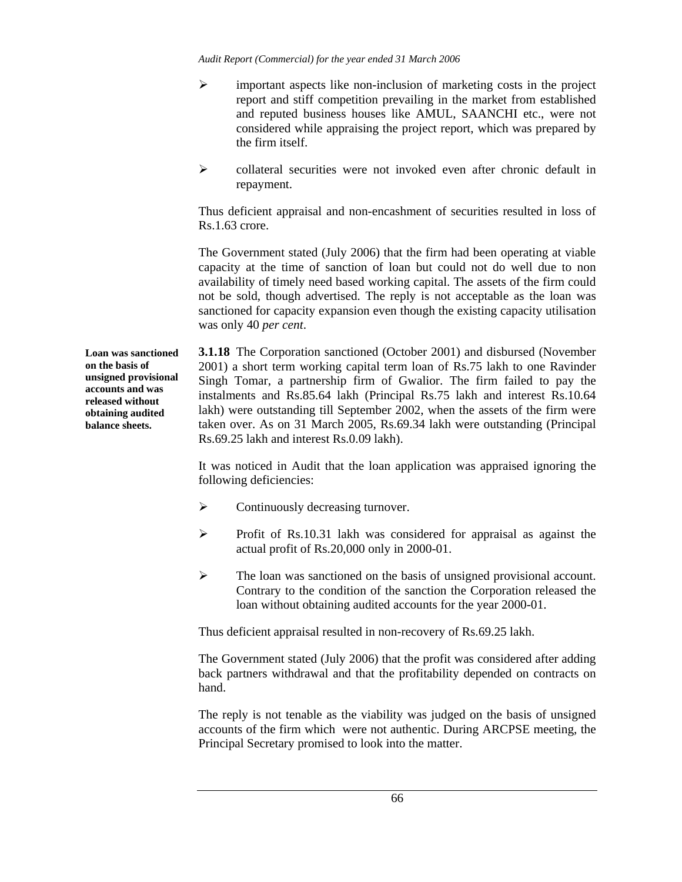- important aspects like non-inclusion of marketing costs in the project report and stiff competition prevailing in the market from established and reputed business houses like AMUL, SAANCHI etc., were not considered while appraising the project report, which was prepared by the firm itself.

- collateral securities were not invoked even after chronic default in repayment.

Thus deficient appraisal and non-encashment of securities resulted in loss of Rs.1.63 crore.

The Government stated (July 2006) that the firm had been operating at viable capacity at the time of sanction of loan but could not do well due to non availability of timely need based working capital. The assets of the firm could not be sold, though advertised. The reply is not acceptable as the loan was sanctioned for capacity expansion even though the existing capacity utilisation was only 40 *per cent*.

**Loan was sanctioned on the basis of unsigned provisional accounts and was released without obtaining audited balance sheets.**

**3.1.18** The Corporation sanctioned (October 2001) and disbursed (November 2001) a short term working capital term loan of Rs.75 lakh to one Ravinder Singh Tomar, a partnership firm of Gwalior. The firm failed to pay the instalments and Rs.85.64 lakh (Principal Rs.75 lakh and interest Rs.10.64 lakh) were outstanding till September 2002, when the assets of the firm were taken over. As on 31 March 2005, Rs.69.34 lakh were outstanding (Principal Rs.69.25 lakh and interest Rs.0.09 lakh).

It was noticed in Audit that the loan application was appraised ignoring the following deficiencies:

- Continuously decreasing turnover.

- Profit of Rs.10.31 lakh was considered for appraisal as against the actual profit of Rs.20,000 only in 2000-01.

- The loan was sanctioned on the basis of unsigned provisional account. Contrary to the condition of the sanction the Corporation released the loan without obtaining audited accounts for the year 2000-01.

Thus deficient appraisal resulted in non-recovery of Rs.69.25 lakh.

The Government stated (July 2006) that the profit was considered after adding back partners withdrawal and that the profitability depended on contracts on hand.

The reply is not tenable as the viability was judged on the basis of unsigned accounts of the firm which were not authentic. During ARCPSE meeting, the Principal Secretary promised to look into the matter.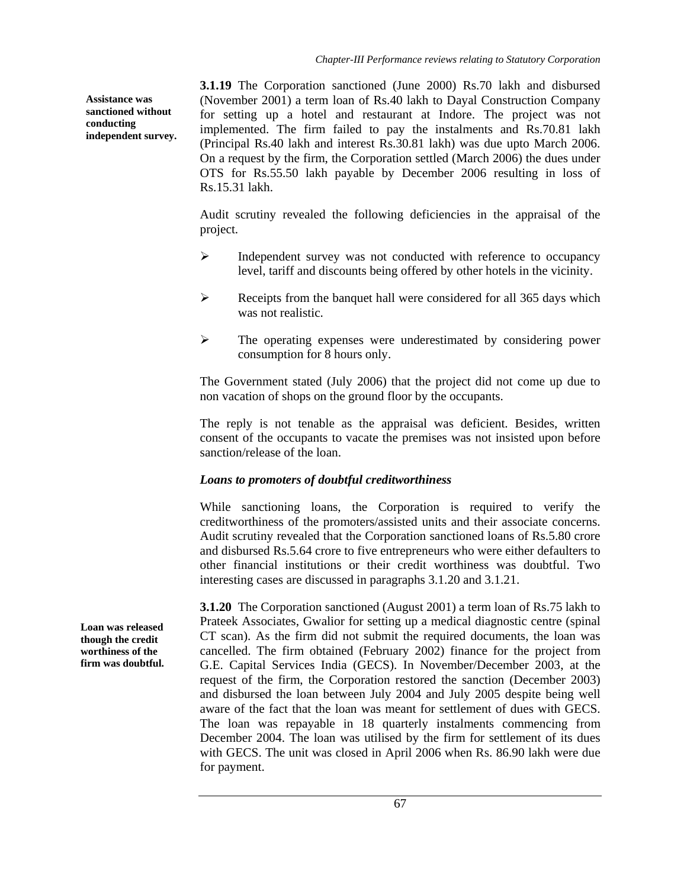**Assistance was sanctioned without conducting independent survey.**

**3.1.19** The Corporation sanctioned (June 2000) Rs.70 lakh and disbursed (November 2001) a term loan of Rs.40 lakh to Dayal Construction Company for setting up a hotel and restaurant at Indore. The project was not implemented. The firm failed to pay the instalments and Rs.70.81 lakh (Principal Rs.40 lakh and interest Rs.30.81 lakh) was due upto March 2006. On a request by the firm, the Corporation settled (March 2006) the dues under OTS for Rs.55.50 lakh payable by December 2006 resulting in loss of Rs.15.31 lakh.

Audit scrutiny revealed the following deficiencies in the appraisal of the project.

- Independent survey was not conducted with reference to occupancy level, tariff and discounts being offered by other hotels in the vicinity.
- Receipts from the banquet hall were considered for all 365 days which was not realistic.
- The operating expenses were underestimated by considering power consumption for 8 hours only.

The Government stated (July 2006) that the project did not come up due to non vacation of shops on the ground floor by the occupants.

The reply is not tenable as the appraisal was deficient. Besides, written consent of the occupants to vacate the premises was not insisted upon before sanction/release of the loan.

### *Loans to promoters of doubtful creditworthiness*

While sanctioning loans, the Corporation is required to verify the creditworthiness of the promoters/assisted units and their associate concerns. Audit scrutiny revealed that the Corporation sanctioned loans of Rs.5.80 crore and disbursed Rs.5.64 crore to five entrepreneurs who were either defaulters to other financial institutions or their credit worthiness was doubtful. Two interesting cases are discussed in paragraphs 3.1.20 and 3.1.21.

**Loan was released though the credit worthiness of the firm was doubtful.**

**3.1.20** The Corporation sanctioned (August 2001) a term loan of Rs.75 lakh to Prateek Associates, Gwalior for setting up a medical diagnostic centre (spinal CT scan). As the firm did not submit the required documents, the loan was cancelled. The firm obtained (February 2002) finance for the project from G.E. Capital Services India (GECS). In November/December 2003, at the request of the firm, the Corporation restored the sanction (December 2003) and disbursed the loan between July 2004 and July 2005 despite being well aware of the fact that the loan was meant for settlement of dues with GECS. The loan was repayable in 18 quarterly instalments commencing from December 2004. The loan was utilised by the firm for settlement of its dues with GECS. The unit was closed in April 2006 when Rs. 86.90 lakh were due for payment.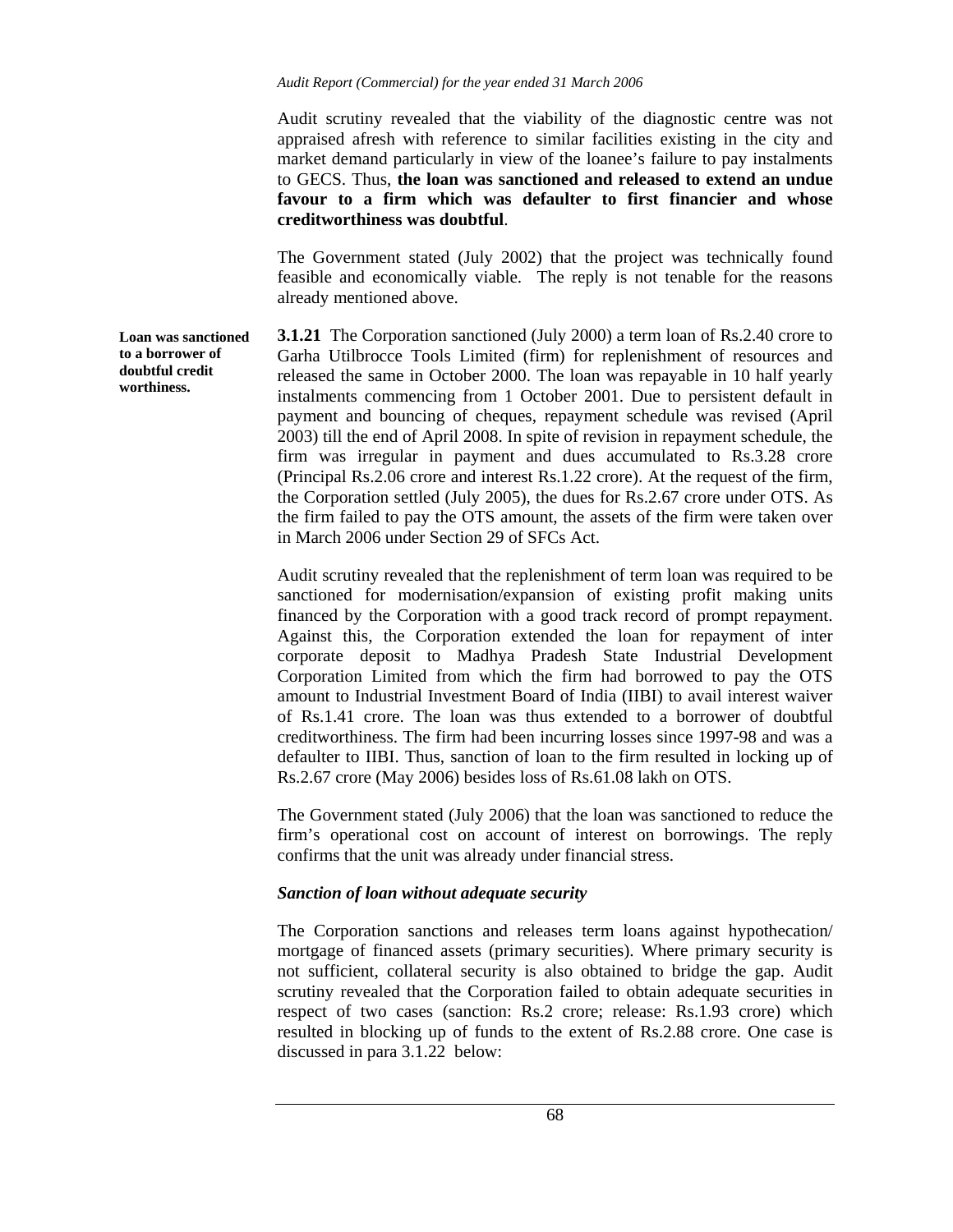Audit scrutiny revealed that the viability of the diagnostic centre was not appraised afresh with reference to similar facilities existing in the city and market demand particularly in view of the loanee's failure to pay instalments to GECS. Thus, **the loan was sanctioned and released to extend an undue favour to a firm which was defaulter to first financier and whose creditworthiness was doubtful**.

The Government stated (July 2002) that the project was technically found feasible and economically viable. The reply is not tenable for the reasons already mentioned above.

**Loan was sanctioned to a borrower of doubtful credit worthiness.**

**3.1.21** The Corporation sanctioned (July 2000) a term loan of Rs.2.40 crore to Garha Utilbrocce Tools Limited (firm) for replenishment of resources and released the same in October 2000. The loan was repayable in 10 half yearly instalments commencing from 1 October 2001. Due to persistent default in payment and bouncing of cheques, repayment schedule was revised (April 2003) till the end of April 2008. In spite of revision in repayment schedule, the firm was irregular in payment and dues accumulated to Rs.3.28 crore (Principal Rs.2.06 crore and interest Rs.1.22 crore). At the request of the firm, the Corporation settled (July 2005), the dues for Rs.2.67 crore under OTS. As the firm failed to pay the OTS amount, the assets of the firm were taken over in March 2006 under Section 29 of SFCs Act.

Audit scrutiny revealed that the replenishment of term loan was required to be sanctioned for modernisation/expansion of existing profit making units financed by the Corporation with a good track record of prompt repayment. Against this, the Corporation extended the loan for repayment of inter corporate deposit to Madhya Pradesh State Industrial Development Corporation Limited from which the firm had borrowed to pay the OTS amount to Industrial Investment Board of India (IIBI) to avail interest waiver of Rs.1.41 crore. The loan was thus extended to a borrower of doubtful creditworthiness. The firm had been incurring losses since 1997-98 and was a defaulter to IIBI. Thus, sanction of loan to the firm resulted in locking up of Rs.2.67 crore (May 2006) besides loss of Rs.61.08 lakh on OTS.

The Government stated (July 2006) that the loan was sanctioned to reduce the firm's operational cost on account of interest on borrowings. The reply confirms that the unit was already under financial stress.

### *Sanction of loan without adequate security*

The Corporation sanctions and releases term loans against hypothecation/ mortgage of financed assets (primary securities). Where primary security is not sufficient, collateral security is also obtained to bridge the gap. Audit scrutiny revealed that the Corporation failed to obtain adequate securities in respect of two cases (sanction: Rs.2 crore; release: Rs.1.93 crore) which resulted in blocking up of funds to the extent of Rs.2.88 crore. One case is discussed in para 3.1.22 below: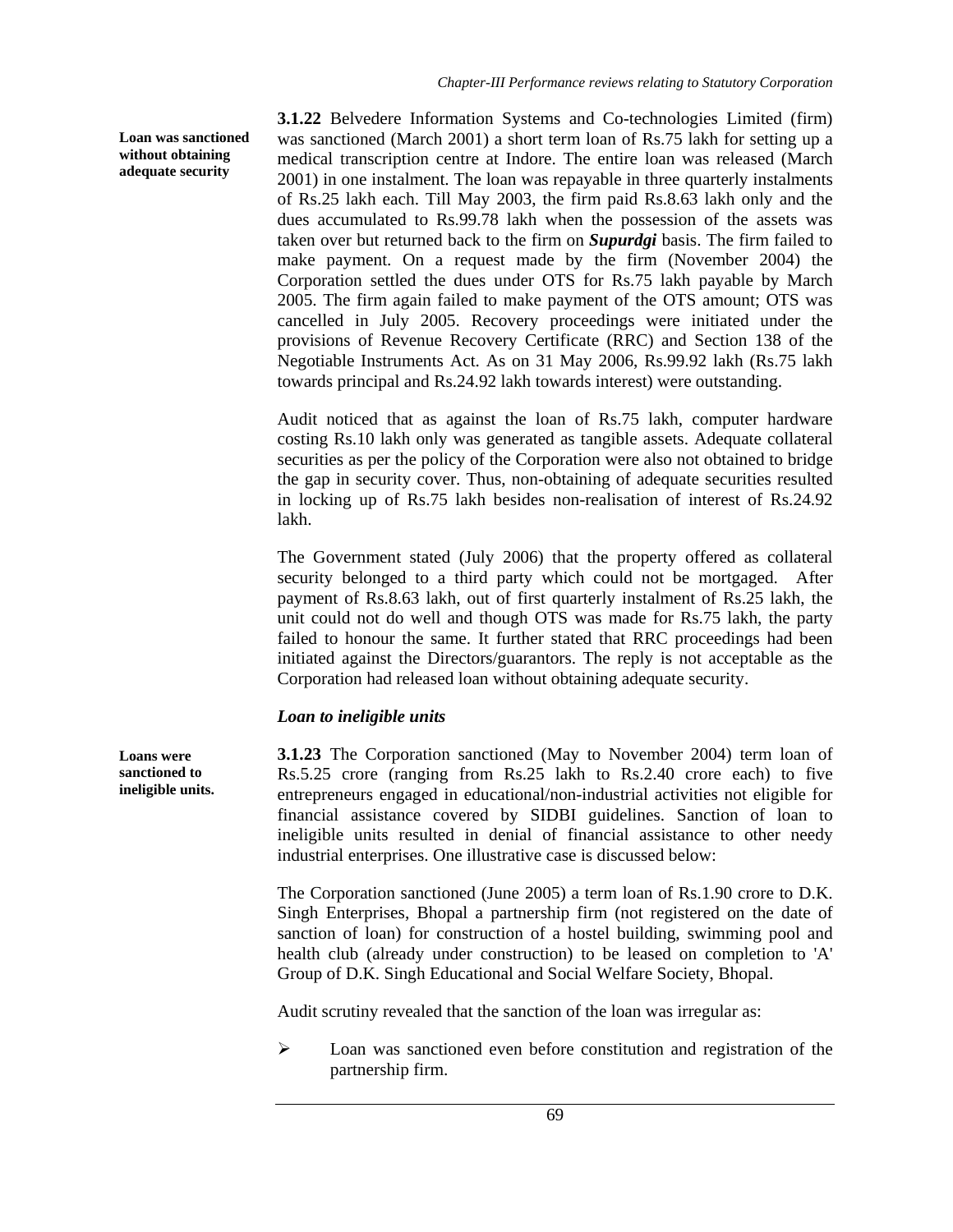**Loan was sanctioned without obtaining adequate security**

**3.1.22** Belvedere Information Systems and Co-technologies Limited (firm) was sanctioned (March 2001) a short term loan of Rs.75 lakh for setting up a medical transcription centre at Indore. The entire loan was released (March 2001) in one instalment. The loan was repayable in three quarterly instalments of Rs.25 lakh each. Till May 2003, the firm paid Rs.8.63 lakh only and the dues accumulated to Rs.99.78 lakh when the possession of the assets was taken over but returned back to the firm on ***Supurdgi*** basis. The firm failed to make payment. On a request made by the firm (November 2004) the Corporation settled the dues under OTS for Rs.75 lakh payable by March 2005. The firm again failed to make payment of the OTS amount; OTS was cancelled in July 2005. Recovery proceedings were initiated under the provisions of Revenue Recovery Certificate (RRC) and Section 138 of the Negotiable Instruments Act. As on 31 May 2006, Rs.99.92 lakh (Rs.75 lakh towards principal and Rs.24.92 lakh towards interest) were outstanding.

Audit noticed that as against the loan of Rs.75 lakh, computer hardware costing Rs.10 lakh only was generated as tangible assets. Adequate collateral securities as per the policy of the Corporation were also not obtained to bridge the gap in security cover. Thus, non-obtaining of adequate securities resulted in locking up of Rs.75 lakh besides non-realisation of interest of Rs.24.92 lakh.

The Government stated (July 2006) that the property offered as collateral security belonged to a third party which could not be mortgaged. After payment of Rs.8.63 lakh, out of first quarterly instalment of Rs.25 lakh, the unit could not do well and though OTS was made for Rs.75 lakh, the party failed to honour the same. It further stated that RRC proceedings had been initiated against the Directors/guarantors. The reply is not acceptable as the Corporation had released loan without obtaining adequate security.

### *Loan to ineligible units*

**Loans were sanctioned to ineligible units.**

**3.1.23** The Corporation sanctioned (May to November 2004) term loan of Rs.5.25 crore (ranging from Rs.25 lakh to Rs.2.40 crore each) to five entrepreneurs engaged in educational/non-industrial activities not eligible for financial assistance covered by SIDBI guidelines. Sanction of loan to ineligible units resulted in denial of financial assistance to other needy industrial enterprises. One illustrative case is discussed below:

The Corporation sanctioned (June 2005) a term loan of Rs.1.90 crore to D.K. Singh Enterprises, Bhopal a partnership firm (not registered on the date of sanction of loan) for construction of a hostel building, swimming pool and health club (already under construction) to be leased on completion to 'A' Group of D.K. Singh Educational and Social Welfare Society, Bhopal.

Audit scrutiny revealed that the sanction of the loan was irregular as:

- Loan was sanctioned even before constitution and registration of the partnership firm.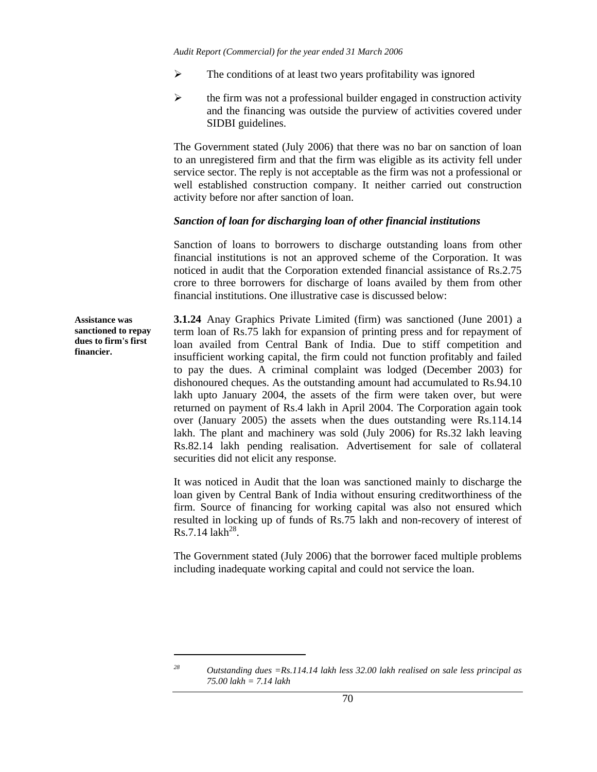- ➢ The conditions of at least two years profitability was ignored
- ➢ the firm was not a professional builder engaged in construction activity and the financing was outside the purview of activities covered under SIDBI guidelines.

The Government stated (July 2006) that there was no bar on sanction of loan to an unregistered firm and that the firm was eligible as its activity fell under service sector. The reply is not acceptable as the firm was not a professional or well established construction company. It neither carried out construction activity before nor after sanction of loan.

***Sanction of loan for discharging loan of other financial institutions***

Sanction of loans to borrowers to discharge outstanding loans from other financial institutions is not an approved scheme of the Corporation. It was noticed in audit that the Corporation extended financial assistance of Rs.2.75 crore to three borrowers for discharge of loans availed by them from other financial institutions. One illustrative case is discussed below:

**Assistance was sanctioned to repay dues to firm's first financier.**

**3.1.24** Anay Graphics Private Limited (firm) was sanctioned (June 2001) a term loan of Rs.75 lakh for expansion of printing press and for repayment of loan availed from Central Bank of India. Due to stiff competition and insufficient working capital, the firm could not function profitably and failed to pay the dues. A criminal complaint was lodged (December 2003) for dishonoured cheques. As the outstanding amount had accumulated to Rs.94.10 lakh upto January 2004, the assets of the firm were taken over, but were returned on payment of Rs.4 lakh in April 2004. The Corporation again took over (January 2005) the assets when the dues outstanding were Rs.114.14 lakh. The plant and machinery was sold (July 2006) for Rs.32 lakh leaving Rs.82.14 lakh pending realisation. Advertisement for sale of collateral securities did not elicit any response.

It was noticed in Audit that the loan was sanctioned mainly to discharge the loan given by Central Bank of India without ensuring creditworthiness of the firm. Source of financing for working capital was also not ensured which resulted in locking up of funds of Rs.75 lakh and non-recovery of interest of Rs.7.14 lakh[28].

The Government stated (July 2006) that the borrower faced multiple problems including inadequate working capital and could not service the loan.

---

[28] *Outstanding dues =Rs.114.14 lakh less 32.00 lakh realised on sale less principal as 75.00 lakh = 7.14 lakh*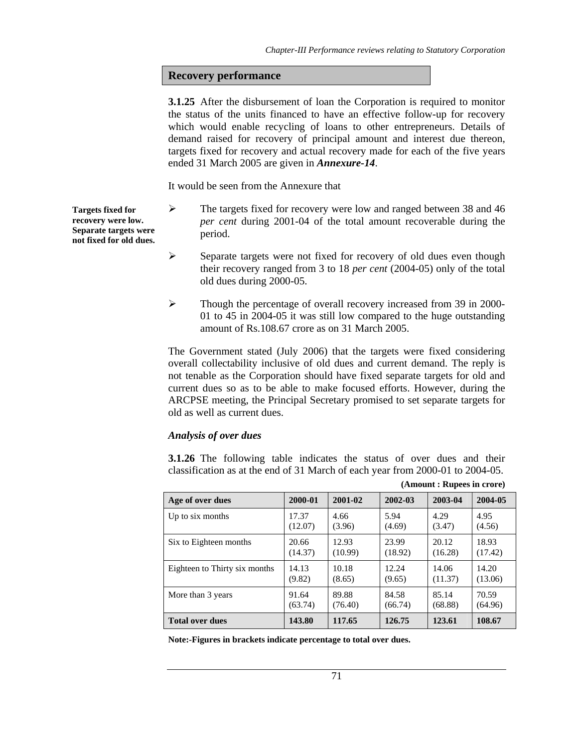## Recovery performance

**3.1.25** After the disbursement of loan the Corporation is required to monitor the status of the units financed to have an effective follow-up for recovery which would enable recycling of loans to other entrepreneurs. Details of demand raised for recovery of principal amount and interest due thereon, targets fixed for recovery and actual recovery made for each of the five years ended 31 March 2005 are given in ***Annexure-14***.

It would be seen from the Annexure that

**Targets fixed for recovery were low. Separate targets were not fixed for old dues.**

- The targets fixed for recovery were low and ranged between 38 and 46 *per cent* during 2001-04 of the total amount recoverable during the period.
- Separate targets were not fixed for recovery of old dues even though their recovery ranged from 3 to 18 *per cent* (2004-05) only of the total old dues during 2000-05.
- Though the percentage of overall recovery increased from 39 in 2000-01 to 45 in 2004-05 it was still low compared to the huge outstanding amount of Rs.108.67 crore as on 31 March 2005.

The Government stated (July 2006) that the targets were fixed considering overall collectability inclusive of old dues and current demand. The reply is not tenable as the Corporation should have fixed separate targets for old and current dues so as to be able to make focused efforts. However, during the ARCPSE meeting, the Principal Secretary promised to set separate targets for old as well as current dues.

### *Analysis of over dues*

**3.1.26** The following table indicates the status of over dues and their classification as at the end of 31 March of each year from 2000-01 to 2004-05.

**(Amount : Rupees in crore)**

| Age of over dues | 2000-01 | 2001-02 | 2002-03 | 2003-04 | 2004-05 |
|---|---|---|---|---|---|
| Up to six months | 17.37 (12.07) | 4.66 (3.96) | 5.94 (4.69) | 4.29 (3.47) | 4.95 (4.56) |
| Six to Eighteen months | 20.66 (14.37) | 12.93 (10.99) | 23.99 (18.92) | 20.12 (16.28) | 18.93 (17.42) |
| Eighteen to Thirty six months | 14.13 (9.82) | 10.18 (8.65) | 12.24 (9.65) | 14.06 (11.37) | 14.20 (13.06) |
| More than 3 years | 91.64 (63.74) | 89.88 (76.40) | 84.58 (66.74) | 85.14 (68.88) | 70.59 (64.96) |
| **Total over dues** | **143.80** | **117.65** | **126.75** | **123.61** | **108.67** |

**Note:-Figures in brackets indicate percentage to total over dues.**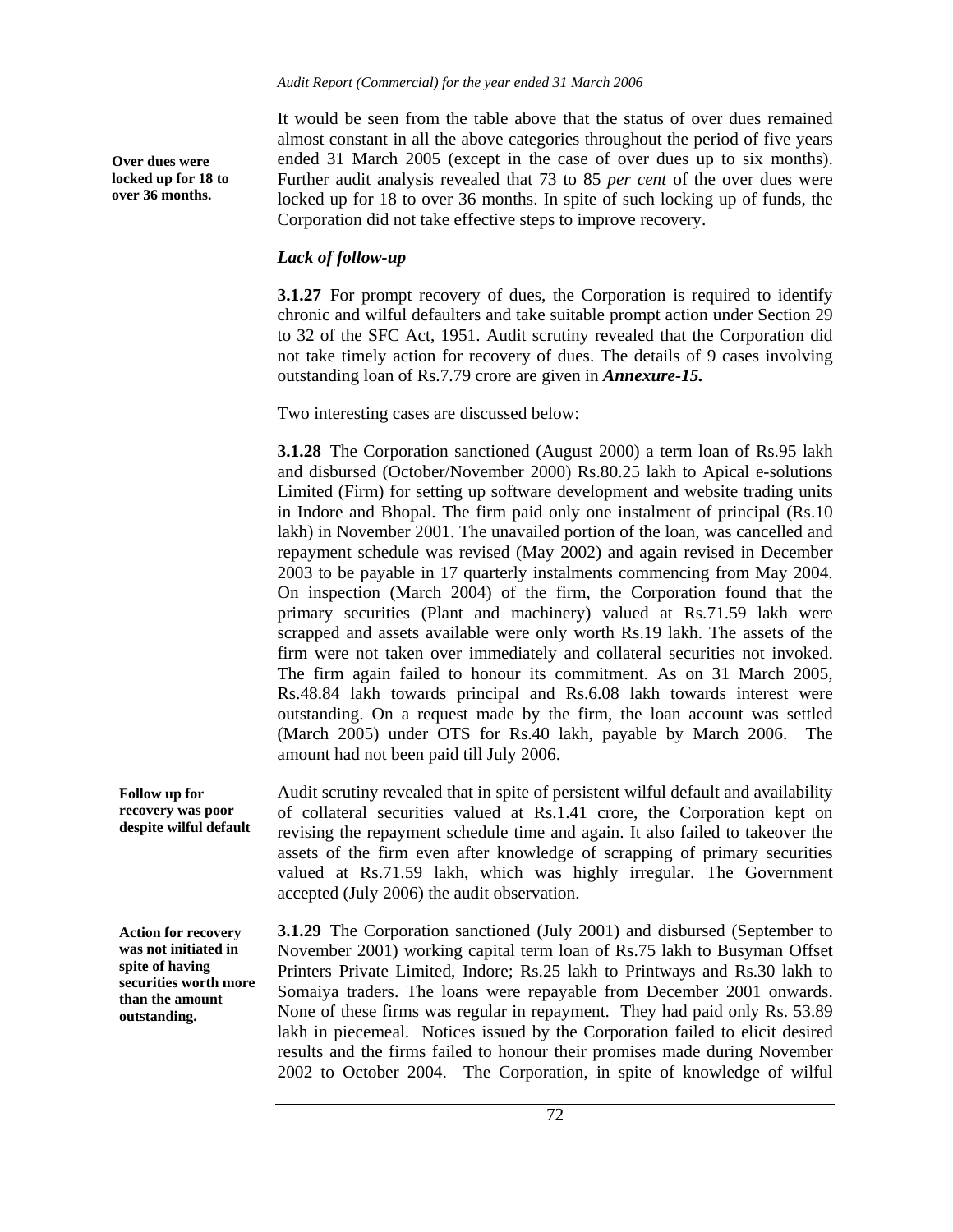**Over dues were locked up for 18 to over 36 months.**

It would be seen from the table above that the status of over dues remained almost constant in all the above categories throughout the period of five years ended 31 March 2005 (except in the case of over dues up to six months). Further audit analysis revealed that 73 to 85 *per cent* of the over dues were locked up for 18 to over 36 months. In spite of such locking up of funds, the Corporation did not take effective steps to improve recovery.

### *Lack of follow-up*

**3.1.27** For prompt recovery of dues, the Corporation is required to identify chronic and wilful defaulters and take suitable prompt action under Section 29 to 32 of the SFC Act, 1951. Audit scrutiny revealed that the Corporation did not take timely action for recovery of dues. The details of 9 cases involving outstanding loan of Rs.7.79 crore are given in ***Annexure-15.***

Two interesting cases are discussed below:

**3.1.28** The Corporation sanctioned (August 2000) a term loan of Rs.95 lakh and disbursed (October/November 2000) Rs.80.25 lakh to Apical e-solutions Limited (Firm) for setting up software development and website trading units in Indore and Bhopal. The firm paid only one instalment of principal (Rs.10 lakh) in November 2001. The unavailed portion of the loan, was cancelled and repayment schedule was revised (May 2002) and again revised in December 2003 to be payable in 17 quarterly instalments commencing from May 2004. On inspection (March 2004) of the firm, the Corporation found that the primary securities (Plant and machinery) valued at Rs.71.59 lakh were scrapped and assets available were only worth Rs.19 lakh. The assets of the firm were not taken over immediately and collateral securities not invoked. The firm again failed to honour its commitment. As on 31 March 2005, Rs.48.84 lakh towards principal and Rs.6.08 lakh towards interest were outstanding. On a request made by the firm, the loan account was settled (March 2005) under OTS for Rs.40 lakh, payable by March 2006. The amount had not been paid till July 2006.

**Follow up for recovery was poor despite wilful default**

Audit scrutiny revealed that in spite of persistent wilful default and availability of collateral securities valued at Rs.1.41 crore, the Corporation kept on revising the repayment schedule time and again. It also failed to takeover the assets of the firm even after knowledge of scrapping of primary securities valued at Rs.71.59 lakh, which was highly irregular. The Government accepted (July 2006) the audit observation.

**Action for recovery was not initiated in spite of having securities worth more than the amount outstanding.**

**3.1.29** The Corporation sanctioned (July 2001) and disbursed (September to November 2001) working capital term loan of Rs.75 lakh to Busyman Offset Printers Private Limited, Indore; Rs.25 lakh to Printways and Rs.30 lakh to Somaiya traders. The loans were repayable from December 2001 onwards. None of these firms was regular in repayment. They had paid only Rs. 53.89 lakh in piecemeal. Notices issued by the Corporation failed to elicit desired results and the firms failed to honour their promises made during November 2002 to October 2004. The Corporation, in spite of knowledge of wilful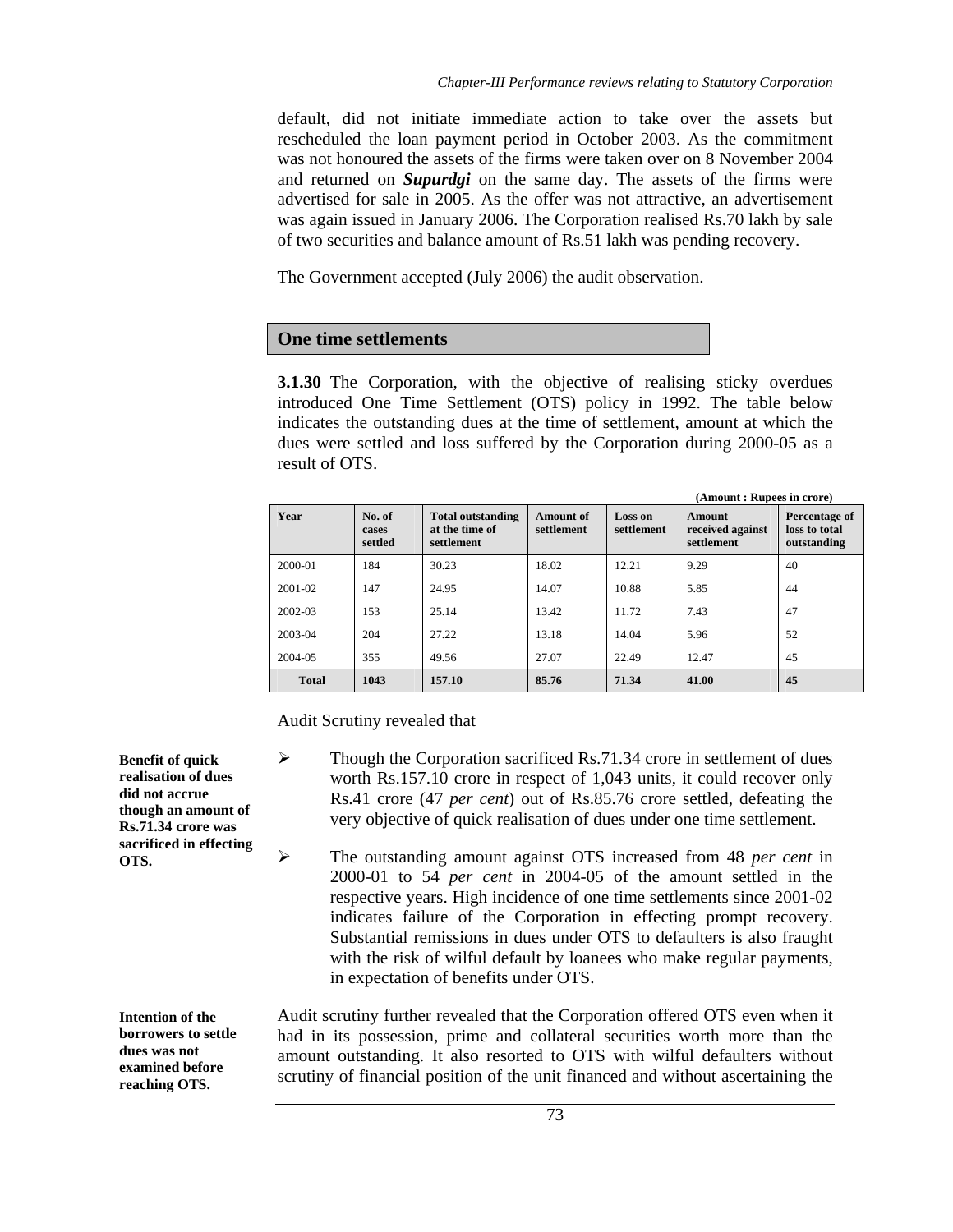default, did not initiate immediate action to take over the assets but rescheduled the loan payment period in October 2003. As the commitment was not honoured the assets of the firms were taken over on 8 November 2004 and returned on ***Supurdgi*** on the same day. The assets of the firms were advertised for sale in 2005. As the offer was not attractive, an advertisement was again issued in January 2006. The Corporation realised Rs.70 lakh by sale of two securities and balance amount of Rs.51 lakh was pending recovery.

The Government accepted (July 2006) the audit observation.

## One time settlements

**3.1.30** The Corporation, with the objective of realising sticky overdues introduced One Time Settlement (OTS) policy in 1992. The table below indicates the outstanding dues at the time of settlement, amount at which the dues were settled and loss suffered by the Corporation during 2000-05 as a result of OTS.

**(Amount : Rupees in crore)**

| Year | No. of cases settled | Total outstanding at the time of settlement | Amount of settlement | Loss on settlement | Amount received against settlement | Percentage of loss to total outstanding |
|---|---|---|---|---|---|---|
| 2000-01 | 184 | 30.23 | 18.02 | 12.21 | 9.29 | 40 |
| 2001-02 | 147 | 24.95 | 14.07 | 10.88 | 5.85 | 44 |
| 2002-03 | 153 | 25.14 | 13.42 | 11.72 | 7.43 | 47 |
| 2003-04 | 204 | 27.22 | 13.18 | 14.04 | 5.96 | 52 |
| 2004-05 | 355 | 49.56 | 27.07 | 22.49 | 12.47 | 45 |
| **Total** | **1043** | **157.10** | **85.76** | **71.34** | **41.00** | **45** |

Audit Scrutiny revealed that

**Benefit of quick realisation of dues did not accrue though an amount of Rs.71.34 crore was sacrificed in effecting OTS.**

- Though the Corporation sacrificed Rs.71.34 crore in settlement of dues worth Rs.157.10 crore in respect of 1,043 units, it could recover only Rs.41 crore (47 *per cent*) out of Rs.85.76 crore settled, defeating the very objective of quick realisation of dues under one time settlement.
- The outstanding amount against OTS increased from 48 *per cent* in 2000-01 to 54 *per cent* in 2004-05 of the amount settled in the respective years. High incidence of one time settlements since 2001-02 indicates failure of the Corporation in effecting prompt recovery. Substantial remissions in dues under OTS to defaulters is also fraught with the risk of wilful default by loanees who make regular payments, in expectation of benefits under OTS.

**Intention of the borrowers to settle dues was not examined before reaching OTS.**

Audit scrutiny further revealed that the Corporation offered OTS even when it had in its possession, prime and collateral securities worth more than the amount outstanding. It also resorted to OTS with wilful defaulters without scrutiny of financial position of the unit financed and without ascertaining the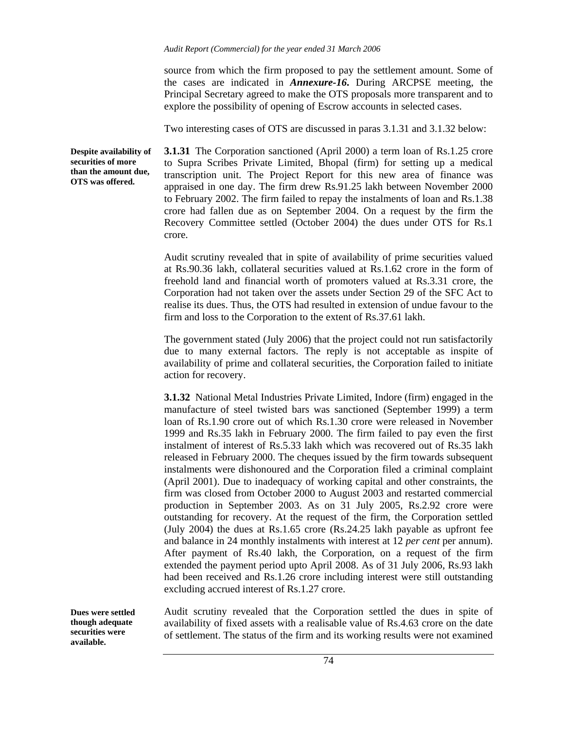source from which the firm proposed to pay the settlement amount. Some of the cases are indicated in ***Annexure-16***. During ARCPSE meeting, the Principal Secretary agreed to make the OTS proposals more transparent and to explore the possibility of opening of Escrow accounts in selected cases.

Two interesting cases of OTS are discussed in paras 3.1.31 and 3.1.32 below:

**Despite availability of securities of more than the amount due, OTS was offered.**

**3.1.31** The Corporation sanctioned (April 2000) a term loan of Rs.1.25 crore to Supra Scribes Private Limited, Bhopal (firm) for setting up a medical transcription unit. The Project Report for this new area of finance was appraised in one day. The firm drew Rs.91.25 lakh between November 2000 to February 2002. The firm failed to repay the instalments of loan and Rs.1.38 crore had fallen due as on September 2004. On a request by the firm the Recovery Committee settled (October 2004) the dues under OTS for Rs.1 crore.

Audit scrutiny revealed that in spite of availability of prime securities valued at Rs.90.36 lakh, collateral securities valued at Rs.1.62 crore in the form of freehold land and financial worth of promoters valued at Rs.3.31 crore, the Corporation had not taken over the assets under Section 29 of the SFC Act to realise its dues. Thus, the OTS had resulted in extension of undue favour to the firm and loss to the Corporation to the extent of Rs.37.61 lakh.

The government stated (July 2006) that the project could not run satisfactorily due to many external factors. The reply is not acceptable as inspite of availability of prime and collateral securities, the Corporation failed to initiate action for recovery.

**3.1.32** National Metal Industries Private Limited, Indore (firm) engaged in the manufacture of steel twisted bars was sanctioned (September 1999) a term loan of Rs.1.90 crore out of which Rs.1.30 crore were released in November 1999 and Rs.35 lakh in February 2000. The firm failed to pay even the first instalment of interest of Rs.5.33 lakh which was recovered out of Rs.35 lakh released in February 2000. The cheques issued by the firm towards subsequent instalments were dishonoured and the Corporation filed a criminal complaint (April 2001). Due to inadequacy of working capital and other constraints, the firm was closed from October 2000 to August 2003 and restarted commercial production in September 2003. As on 31 July 2005, Rs.2.92 crore were outstanding for recovery. At the request of the firm, the Corporation settled (July 2004) the dues at Rs.1.65 crore (Rs.24.25 lakh payable as upfront fee and balance in 24 monthly instalments with interest at 12 *per cent* per annum). After payment of Rs.40 lakh, the Corporation, on a request of the firm extended the payment period upto April 2008. As of 31 July 2006, Rs.93 lakh had been received and Rs.1.26 crore including interest were still outstanding excluding accrued interest of Rs.1.27 crore.

**Dues were settled though adequate securities were available.**

Audit scrutiny revealed that the Corporation settled the dues in spite of availability of fixed assets with a realisable value of Rs.4.63 crore on the date of settlement. The status of the firm and its working results were not examined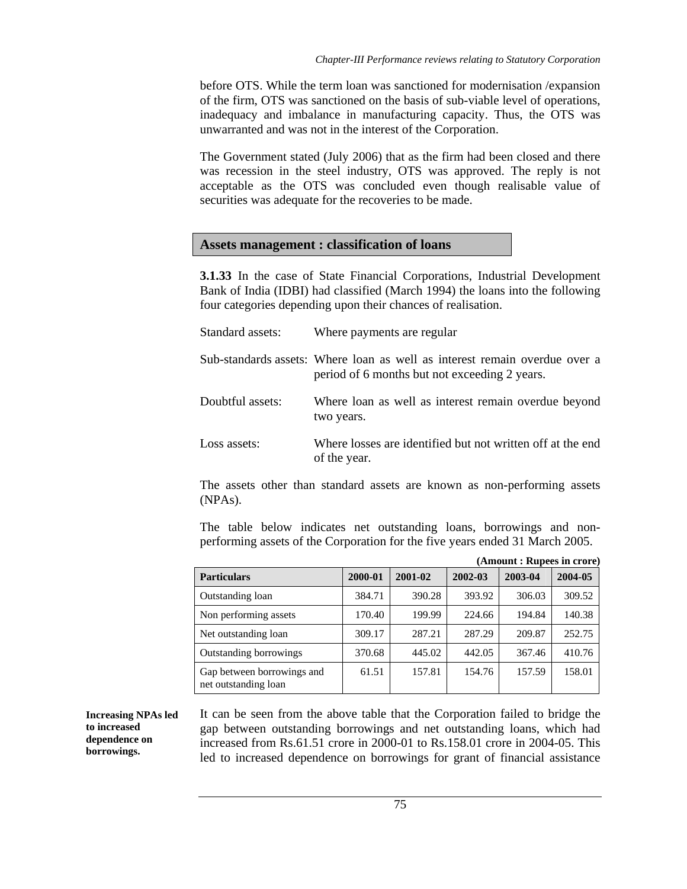before OTS. While the term loan was sanctioned for modernisation /expansion of the firm, OTS was sanctioned on the basis of sub-viable level of operations, inadequacy and imbalance in manufacturing capacity. Thus, the OTS was unwarranted and was not in the interest of the Corporation.

The Government stated (July 2006) that as the firm had been closed and there was recession in the steel industry, OTS was approved. The reply is not acceptable as the OTS was concluded even though realisable value of securities was adequate for the recoveries to be made.

## Assets management : classification of loans

**3.1.33** In the case of State Financial Corporations, Industrial Development Bank of India (IDBI) had classified (March 1994) the loans into the following four categories depending upon their chances of realisation.

Standard assets: Where payments are regular

Sub-standards assets: Where loan as well as interest remain overdue over a period of 6 months but not exceeding 2 years.

Doubtful assets: Where loan as well as interest remain overdue beyond two years.

Loss assets: Where losses are identified but not written off at the end of the year.

The assets other than standard assets are known as non-performing assets (NPAs).

The table below indicates net outstanding loans, borrowings and non-performing assets of the Corporation for the five years ended 31 March 2005.

**(Amount : Rupees in crore)**

| Particulars | 2000-01 | 2001-02 | 2002-03 | 2003-04 | 2004-05 |
|---|---|---|---|---|---|
| Outstanding loan | 384.71 | 390.28 | 393.92 | 306.03 | 309.52 |
| Non performing assets | 170.40 | 199.99 | 224.66 | 194.84 | 140.38 |
| Net outstanding loan | 309.17 | 287.21 | 287.29 | 209.87 | 252.75 |
| Outstanding borrowings | 370.68 | 445.02 | 442.05 | 367.46 | 410.76 |
| Gap between borrowings and net outstanding loan | 61.51 | 157.81 | 154.76 | 157.59 | 158.01 |

**Increasing NPAs led to increased dependence on borrowings.**

It can be seen from the above table that the Corporation failed to bridge the gap between outstanding borrowings and net outstanding loans, which had increased from Rs.61.51 crore in 2000-01 to Rs.158.01 crore in 2004-05. This led to increased dependence on borrowings for grant of financial assistance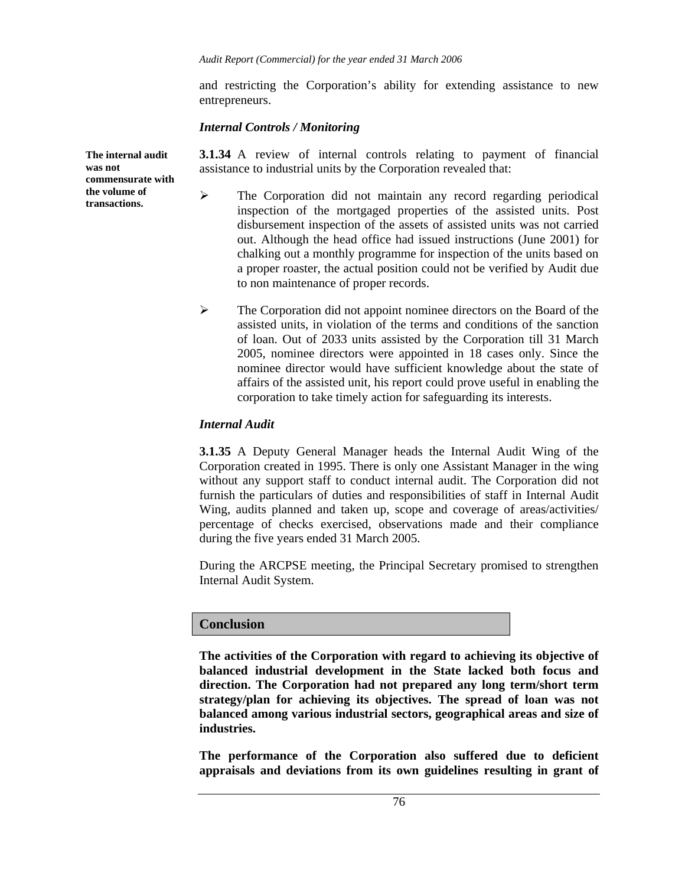and restricting the Corporation's ability for extending assistance to new entrepreneurs.

*Internal Controls / Monitoring*

**The internal audit was not commensurate with the volume of transactions.**

**3.1.34** A review of internal controls relating to payment of financial assistance to industrial units by the Corporation revealed that:

- The Corporation did not maintain any record regarding periodical inspection of the mortgaged properties of the assisted units. Post disbursement inspection of the assets of assisted units was not carried out. Although the head office had issued instructions (June 2001) for chalking out a monthly programme for inspection of the units based on a proper roaster, the actual position could not be verified by Audit due to non maintenance of proper records.

- The Corporation did not appoint nominee directors on the Board of the assisted units, in violation of the terms and conditions of the sanction of loan. Out of 2033 units assisted by the Corporation till 31 March 2005, nominee directors were appointed in 18 cases only. Since the nominee director would have sufficient knowledge about the state of affairs of the assisted unit, his report could prove useful in enabling the corporation to take timely action for safeguarding its interests.

*Internal Audit*

**3.1.35** A Deputy General Manager heads the Internal Audit Wing of the Corporation created in 1995. There is only one Assistant Manager in the wing without any support staff to conduct internal audit. The Corporation did not furnish the particulars of duties and responsibilities of staff in Internal Audit Wing, audits planned and taken up, scope and coverage of areas/activities/ percentage of checks exercised, observations made and their compliance during the five years ended 31 March 2005.

During the ARCPSE meeting, the Principal Secretary promised to strengthen Internal Audit System.

## Conclusion

**The activities of the Corporation with regard to achieving its objective of balanced industrial development in the State lacked both focus and direction. The Corporation had not prepared any long term/short term strategy/plan for achieving its objectives. The spread of loan was not balanced among various industrial sectors, geographical areas and size of industries.**

**The performance of the Corporation also suffered due to deficient appraisals and deviations from its own guidelines resulting in grant of**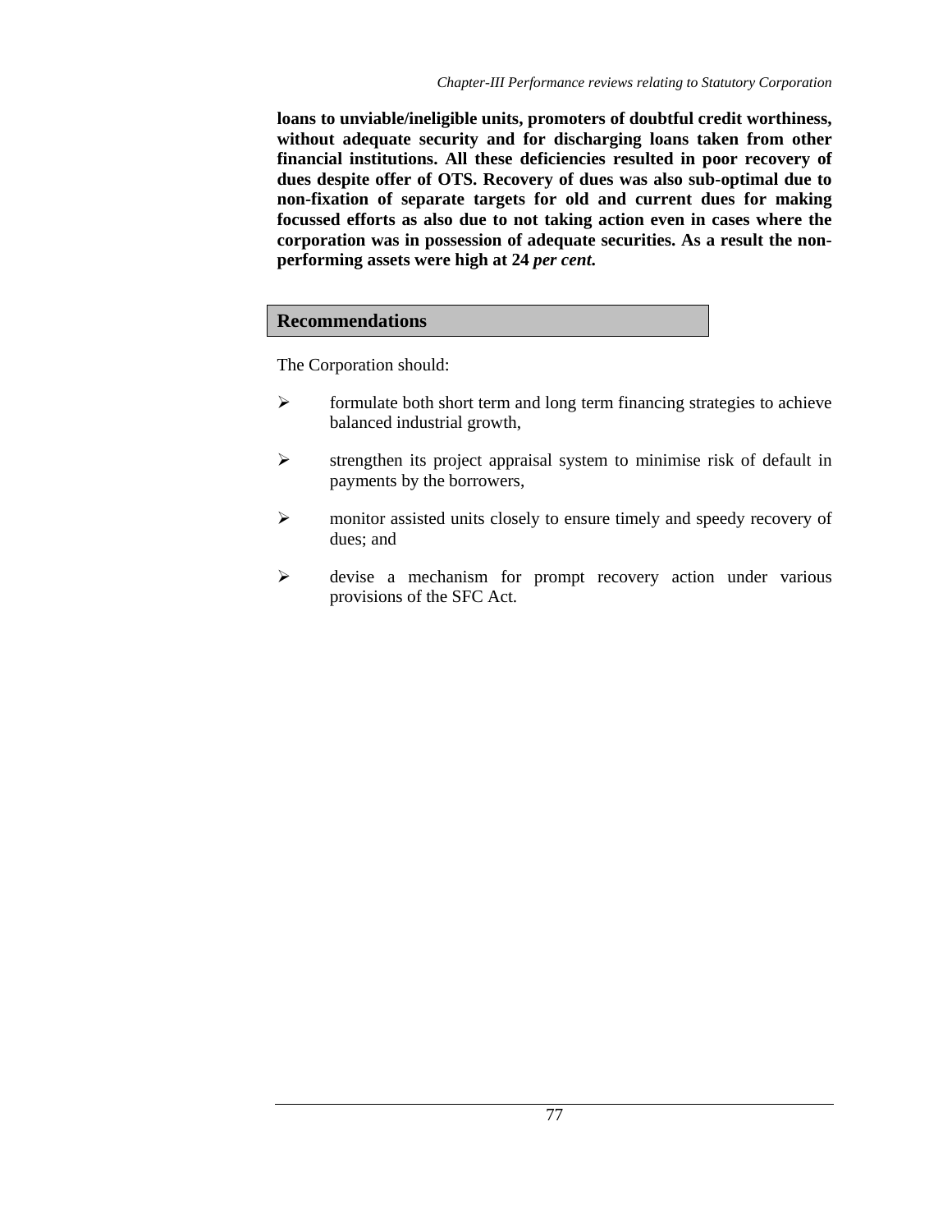**loans to unviable/ineligible units, promoters of doubtful credit worthiness, without adequate security and for discharging loans taken from other financial institutions. All these deficiencies resulted in poor recovery of dues despite offer of OTS. Recovery of dues was also sub-optimal due to non-fixation of separate targets for old and current dues for making focussed efforts as also due to not taking action even in cases where the corporation was in possession of adequate securities. As a result the non-performing assets were high at 24 *per cent*.**

## Recommendations

The Corporation should:

- formulate both short term and long term financing strategies to achieve balanced industrial growth,
- strengthen its project appraisal system to minimise risk of default in payments by the borrowers,
- monitor assisted units closely to ensure timely and speedy recovery of dues; and
- devise a mechanism for prompt recovery action under various provisions of the SFC Act.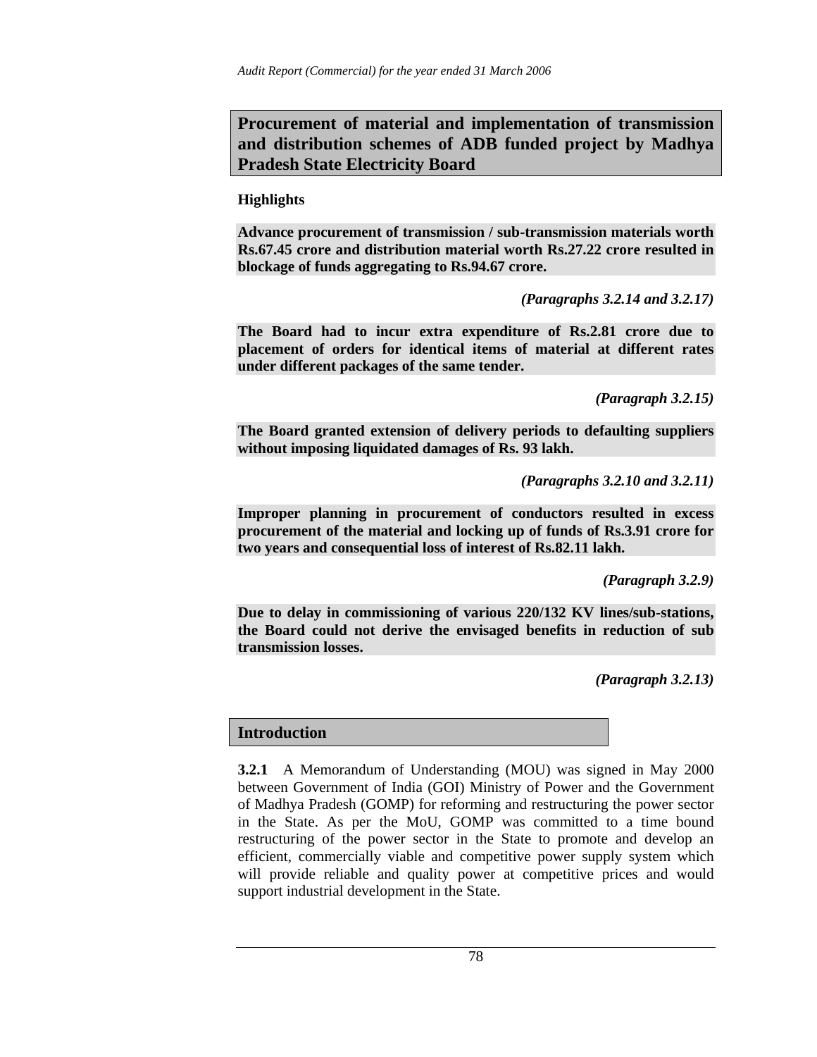## Procurement of material and implementation of transmission and distribution schemes of ADB funded project by Madhya Pradesh State Electricity Board

### Highlights

**Advance procurement of transmission / sub-transmission materials worth Rs.67.45 crore and distribution material worth Rs.27.22 crore resulted in blockage of funds aggregating to Rs.94.67 crore.**

***(Paragraphs 3.2.14 and 3.2.17)***

**The Board had to incur extra expenditure of Rs.2.81 crore due to placement of orders for identical items of material at different rates under different packages of the same tender.**

***(Paragraph 3.2.15)***

**The Board granted extension of delivery periods to defaulting suppliers without imposing liquidated damages of Rs. 93 lakh.**

***(Paragraphs 3.2.10 and 3.2.11)***

**Improper planning in procurement of conductors resulted in excess procurement of the material and locking up of funds of Rs.3.91 crore for two years and consequential loss of interest of Rs.82.11 lakh.**

***(Paragraph 3.2.9)***

**Due to delay in commissioning of various 220/132 KV lines/sub-stations, the Board could not derive the envisaged benefits in reduction of sub transmission losses.**

***(Paragraph 3.2.13)***

### Introduction

**3.2.1** A Memorandum of Understanding (MOU) was signed in May 2000 between Government of India (GOI) Ministry of Power and the Government of Madhya Pradesh (GOMP) for reforming and restructuring the power sector in the State. As per the MoU, GOMP was committed to a time bound restructuring of the power sector in the State to promote and develop an efficient, commercially viable and competitive power supply system which will provide reliable and quality power at competitive prices and would support industrial development in the State.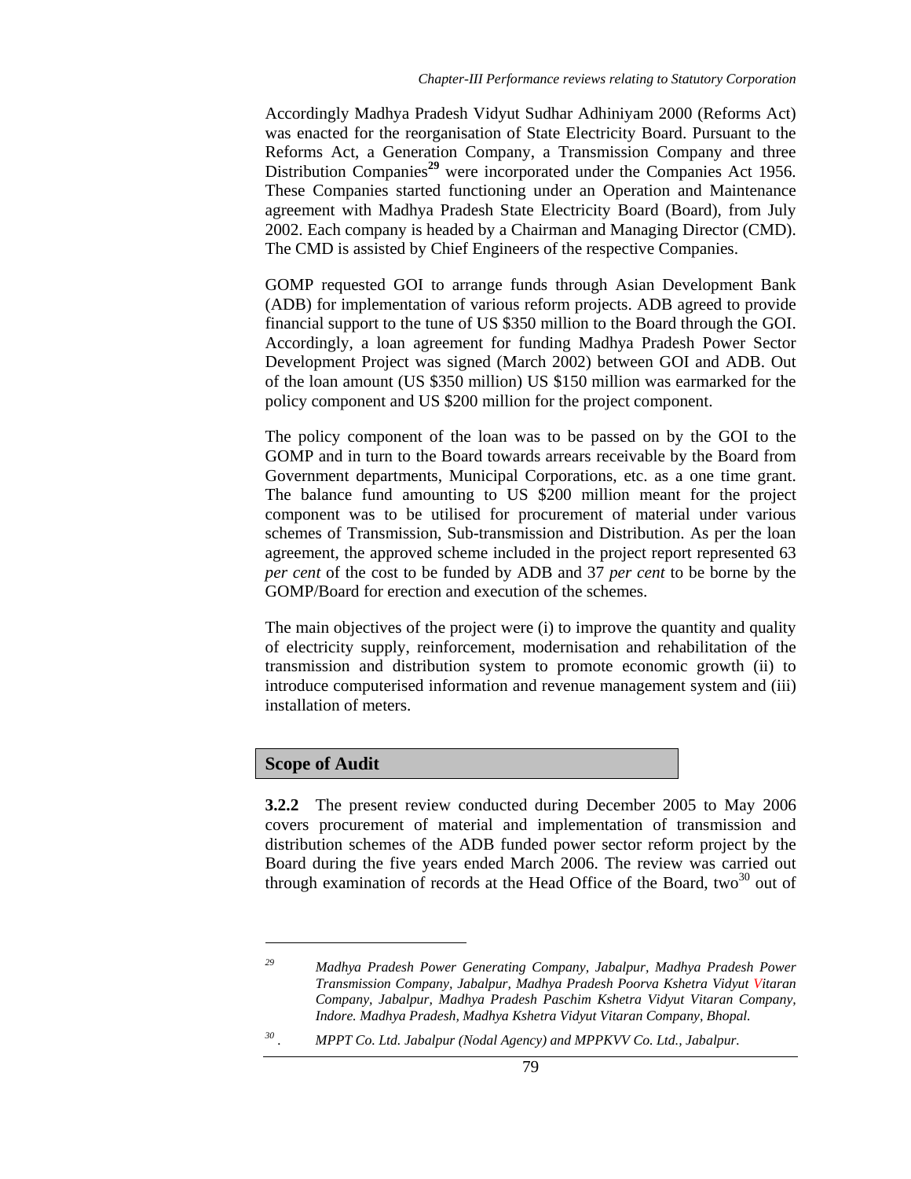Accordingly Madhya Pradesh Vidyut Sudhar Adhiniyam 2000 (Reforms Act) was enacted for the reorganisation of State Electricity Board. Pursuant to the Reforms Act, a Generation Company, a Transmission Company and three Distribution Companies[29] were incorporated under the Companies Act 1956. These Companies started functioning under an Operation and Maintenance agreement with Madhya Pradesh State Electricity Board (Board), from July 2002. Each company is headed by a Chairman and Managing Director (CMD). The CMD is assisted by Chief Engineers of the respective Companies.

GOMP requested GOI to arrange funds through Asian Development Bank (ADB) for implementation of various reform projects. ADB agreed to provide financial support to the tune of US $350 million to the Board through the GOI. Accordingly, a loan agreement for funding Madhya Pradesh Power Sector Development Project was signed (March 2002) between GOI and ADB. Out of the loan amount (US $350 million) US $150 million was earmarked for the policy component and US $200 million for the project component.

The policy component of the loan was to be passed on by the GOI to the GOMP and in turn to the Board towards arrears receivable by the Board from Government departments, Municipal Corporations, etc. as a one time grant. The balance fund amounting to US $200 million meant for the project component was to be utilised for procurement of material under various schemes of Transmission, Sub-transmission and Distribution. As per the loan agreement, the approved scheme included in the project report represented 63 *per cent* of the cost to be funded by ADB and 37 *per cent* to be borne by the GOMP/Board for erection and execution of the schemes.

The main objectives of the project were (i) to improve the quantity and quality of electricity supply, reinforcement, modernisation and rehabilitation of the transmission and distribution system to promote economic growth (ii) to introduce computerised information and revenue management system and (iii) installation of meters.

## Scope of Audit

**3.2.2** The present review conducted during December 2005 to May 2006 covers procurement of material and implementation of transmission and distribution schemes of the ADB funded power sector reform project by the Board during the five years ended March 2006. The review was carried out through examination of records at the Head Office of the Board, two[30] out of

---

[29] *Madhya Pradesh Power Generating Company, Jabalpur, Madhya Pradesh Power Transmission Company, Jabalpur, Madhya Pradesh Poorva Kshetra Vidyut Vitaran Company, Jabalpur, Madhya Pradesh Paschim Kshetra Vidyut Vitaran Company, Indore. Madhya Pradesh, Madhya Kshetra Vidyut Vitaran Company, Bhopal.*

[30] *MPPT Co. Ltd. Jabalpur (Nodal Agency) and MPPKVV Co. Ltd., Jabalpur.*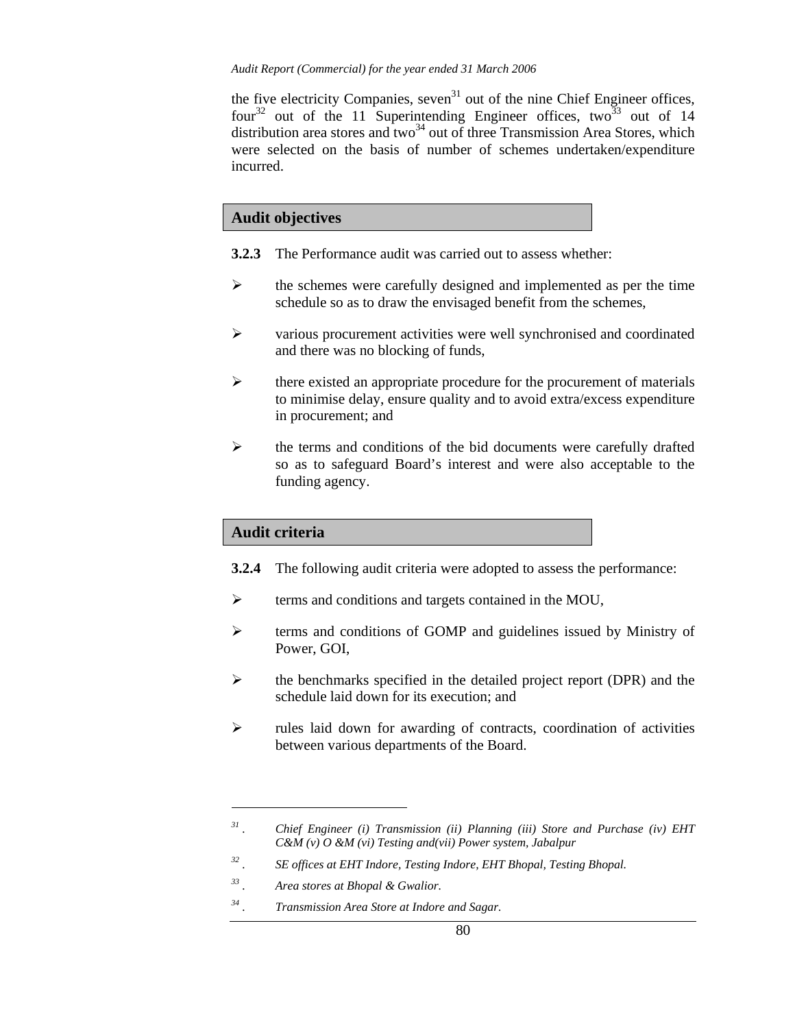the five electricity Companies, seven[31] out of the nine Chief Engineer offices, four[32] out of the 11 Superintending Engineer offices, two[33] out of 14 distribution area stores and two[34] out of three Transmission Area Stores, which were selected on the basis of number of schemes undertaken/expenditure incurred.

## Audit objectives

**3.2.3** The Performance audit was carried out to assess whether:

- the schemes were carefully designed and implemented as per the time schedule so as to draw the envisaged benefit from the schemes,
- various procurement activities were well synchronised and coordinated and there was no blocking of funds,
- there existed an appropriate procedure for the procurement of materials to minimise delay, ensure quality and to avoid extra/excess expenditure in procurement; and
- the terms and conditions of the bid documents were carefully drafted so as to safeguard Board's interest and were also acceptable to the funding agency.

## Audit criteria

**3.2.4** The following audit criteria were adopted to assess the performance:

- terms and conditions and targets contained in the MOU,
- terms and conditions of GOMP and guidelines issued by Ministry of Power, GOI,
- the benchmarks specified in the detailed project report (DPR) and the schedule laid down for its execution; and
- rules laid down for awarding of contracts, coordination of activities between various departments of the Board.

---

[31]. *Chief Engineer (i) Transmission (ii) Planning (iii) Store and Purchase (iv) EHT C&M (v) O &M (vi) Testing and(vii) Power system, Jabalpur*

[32]. *SE offices at EHT Indore, Testing Indore, EHT Bhopal, Testing Bhopal.*

[33]. *Area stores at Bhopal & Gwalior.*

[34]. *Transmission Area Store at Indore and Sagar.*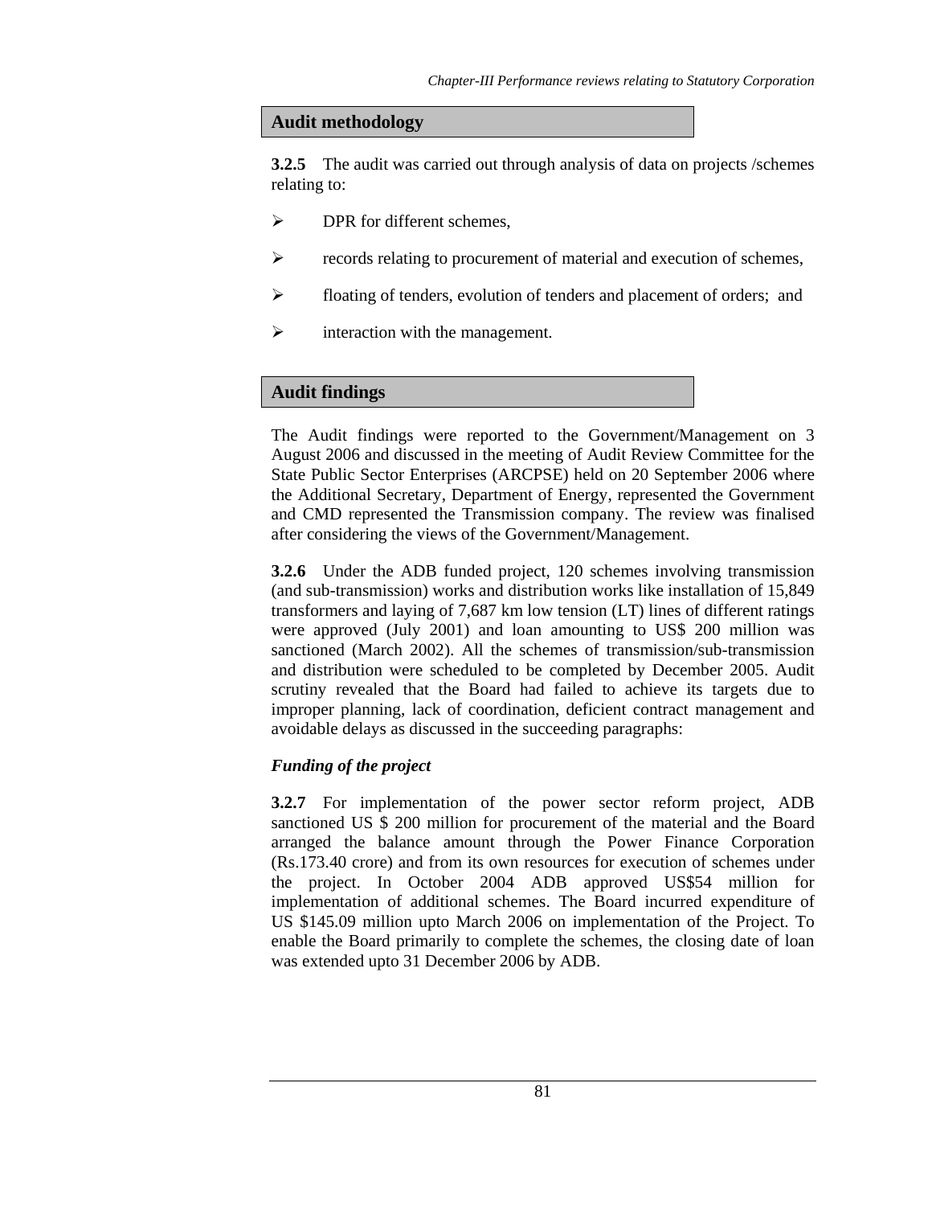## Audit methodology

**3.2.5** The audit was carried out through analysis of data on projects /schemes relating to:

- DPR for different schemes,
- records relating to procurement of material and execution of schemes,
- floating of tenders, evolution of tenders and placement of orders; and
- interaction with the management.

## Audit findings

The Audit findings were reported to the Government/Management on 3 August 2006 and discussed in the meeting of Audit Review Committee for the State Public Sector Enterprises (ARCPSE) held on 20 September 2006 where the Additional Secretary, Department of Energy, represented the Government and CMD represented the Transmission company. The review was finalised after considering the views of the Government/Management.

**3.2.6** Under the ADB funded project, 120 schemes involving transmission (and sub-transmission) works and distribution works like installation of 15,849 transformers and laying of 7,687 km low tension (LT) lines of different ratings were approved (July 2001) and loan amounting to US$ 200 million was sanctioned (March 2002). All the schemes of transmission/sub-transmission and distribution were scheduled to be completed by December 2005. Audit scrutiny revealed that the Board had failed to achieve its targets due to improper planning, lack of coordination, deficient contract management and avoidable delays as discussed in the succeeding paragraphs:

### *Funding of the project*

**3.2.7** For implementation of the power sector reform project, ADB sanctioned US $ 200 million for procurement of the material and the Board arranged the balance amount through the Power Finance Corporation (Rs.173.40 crore) and from its own resources for execution of schemes under the project. In October 2004 ADB approved US$54 million for implementation of additional schemes. The Board incurred expenditure of US $145.09 million upto March 2006 on implementation of the Project. To enable the Board primarily to complete the schemes, the closing date of loan was extended upto 31 December 2006 by ADB.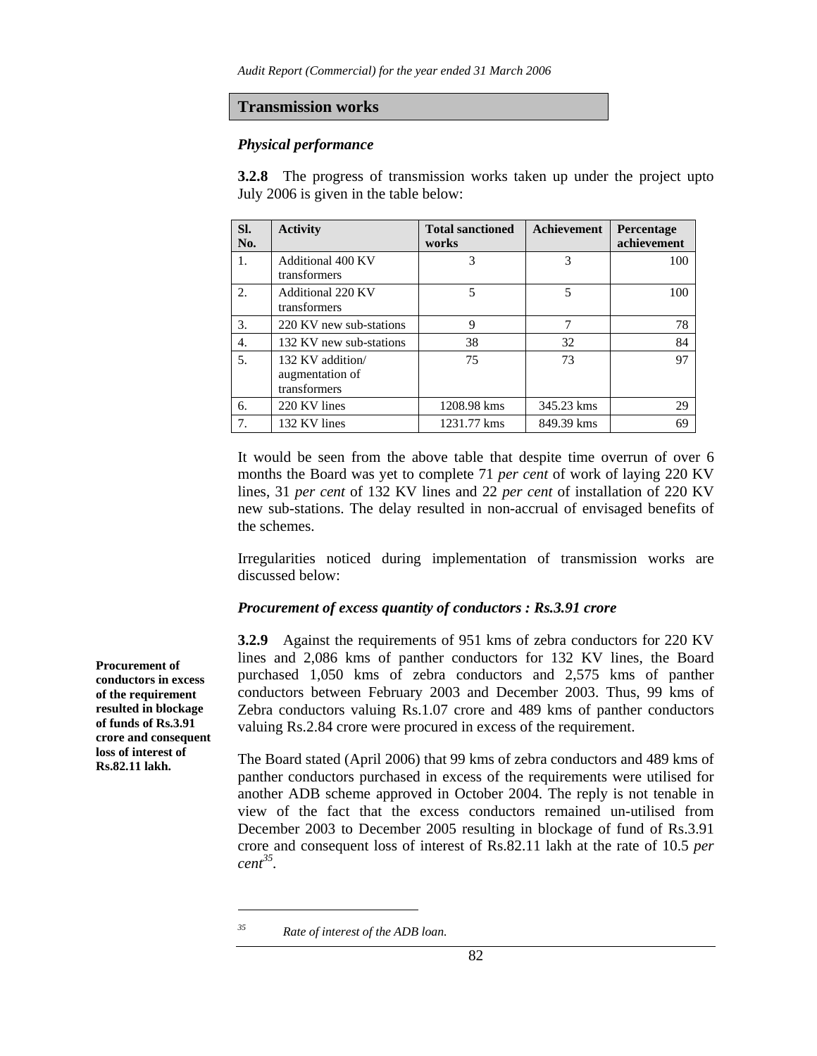## Transmission works

### *Physical performance*

**3.2.8** The progress of transmission works taken up under the project upto July 2006 is given in the table below:

| Sl. No. | Activity | Total sanctioned works | Achievement | Percentage achievement |
|---|---|---|---|---|
| 1. | Additional 400 KV transformers | 3 | 3 | 100 |
| 2. | Additional 220 KV transformers | 5 | 5 | 100 |
| 3. | 220 KV new sub-stations | 9 | 7 | 78 |
| 4. | 132 KV new sub-stations | 38 | 32 | 84 |
| 5. | 132 KV addition/ augmentation of transformers | 75 | 73 | 97 |
| 6. | 220 KV lines | 1208.98 kms | 345.23 kms | 29 |
| 7. | 132 KV lines | 1231.77 kms | 849.39 kms | 69 |

It would be seen from the above table that despite time overrun of over 6 months the Board was yet to complete 71 *per cent* of work of laying 220 KV lines, 31 *per cent* of 132 KV lines and 22 *per cent* of installation of 220 KV new sub-stations. The delay resulted in non-accrual of envisaged benefits of the schemes.

Irregularities noticed during implementation of transmission works are discussed below:

### *Procurement of excess quantity of conductors : Rs.3.91 crore*

**Procurement of conductors in excess of the requirement resulted in blockage of funds of Rs.3.91 crore and consequent loss of interest of Rs.82.11 lakh.**

**3.2.9** Against the requirements of 951 kms of zebra conductors for 220 KV lines and 2,086 kms of panther conductors for 132 KV lines, the Board purchased 1,050 kms of zebra conductors and 2,575 kms of panther conductors between February 2003 and December 2003. Thus, 99 kms of Zebra conductors valuing Rs.1.07 crore and 489 kms of panther conductors valuing Rs.2.84 crore were procured in excess of the requirement.

The Board stated (April 2006) that 99 kms of zebra conductors and 489 kms of panther conductors purchased in excess of the requirements were utilised for another ADB scheme approved in October 2004. The reply is not tenable in view of the fact that the excess conductors remained un-utilised from December 2003 to December 2005 resulting in blockage of fund of Rs.3.91 crore and consequent loss of interest of Rs.82.11 lakh at the rate of 10.5 *per cent*[35].

[35] *Rate of interest of the ADB loan.*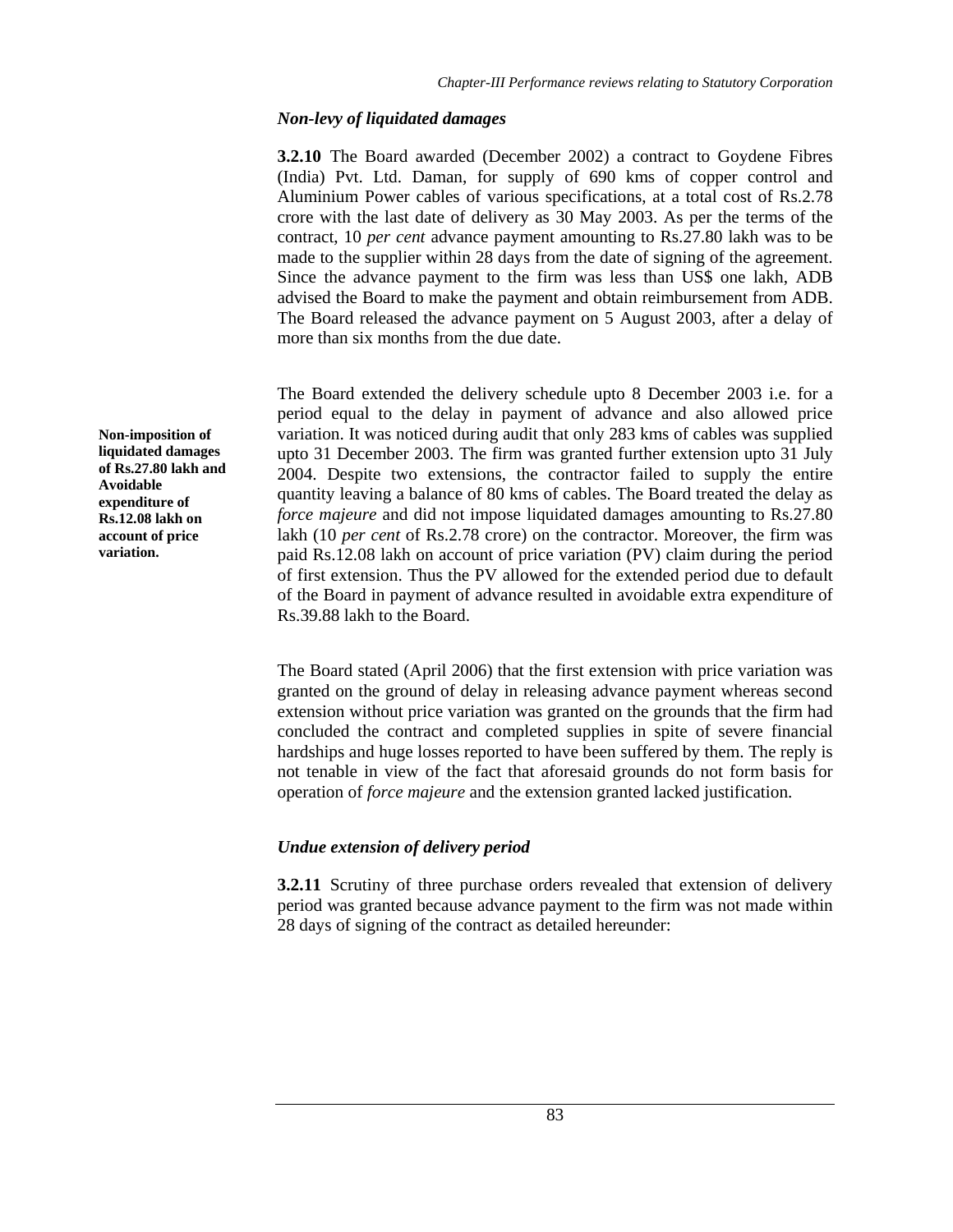### *Non-levy of liquidated damages*

**3.2.10** The Board awarded (December 2002) a contract to Goydene Fibres (India) Pvt. Ltd. Daman, for supply of 690 kms of copper control and Aluminium Power cables of various specifications, at a total cost of Rs.2.78 crore with the last date of delivery as 30 May 2003. As per the terms of the contract, 10 *per cent* advance payment amounting to Rs.27.80 lakh was to be made to the supplier within 28 days from the date of signing of the agreement. Since the advance payment to the firm was less than US$ one lakh, ADB advised the Board to make the payment and obtain reimbursement from ADB. The Board released the advance payment on 5 August 2003, after a delay of more than six months from the due date.

**Non-imposition of liquidated damages of Rs.27.80 lakh and Avoidable expenditure of Rs.12.08 lakh on account of price variation.**

The Board extended the delivery schedule upto 8 December 2003 i.e. for a period equal to the delay in payment of advance and also allowed price variation. It was noticed during audit that only 283 kms of cables was supplied upto 31 December 2003. The firm was granted further extension upto 31 July 2004. Despite two extensions, the contractor failed to supply the entire quantity leaving a balance of 80 kms of cables. The Board treated the delay as *force majeure* and did not impose liquidated damages amounting to Rs.27.80 lakh (10 *per cent* of Rs.2.78 crore) on the contractor. Moreover, the firm was paid Rs.12.08 lakh on account of price variation (PV) claim during the period of first extension. Thus the PV allowed for the extended period due to default of the Board in payment of advance resulted in avoidable extra expenditure of Rs.39.88 lakh to the Board.

The Board stated (April 2006) that the first extension with price variation was granted on the ground of delay in releasing advance payment whereas second extension without price variation was granted on the grounds that the firm had concluded the contract and completed supplies in spite of severe financial hardships and huge losses reported to have been suffered by them. The reply is not tenable in view of the fact that aforesaid grounds do not form basis for operation of *force majeure* and the extension granted lacked justification.

### *Undue extension of delivery period*

**3.2.11** Scrutiny of three purchase orders revealed that extension of delivery period was granted because advance payment to the firm was not made within 28 days of signing of the contract as detailed hereunder: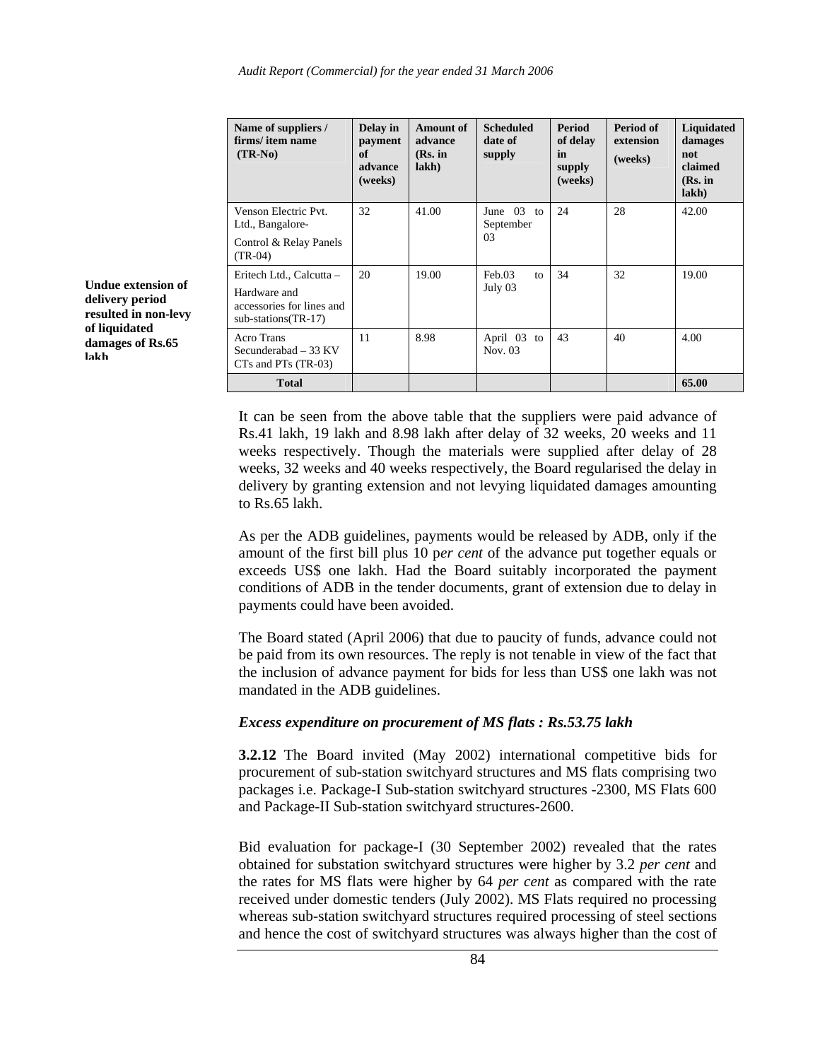| Name of suppliers / firms/ item name (TR-No) | Delay in payment of advance (weeks) | Amount of advance (Rs. in lakh) | Scheduled date of supply | Period of delay in supply (weeks) | Period of extension (weeks) | Liquidated damages not claimed (Rs. in lakh) |
|---|---|---|---|---|---|---|
| Venson Electric Pvt. Ltd., Bangalore- Control & Relay Panels (TR-04) | 32 | 41.00 | June 03 to September 03 | 24 | 28 | 42.00 |
| Eritech Ltd., Calcutta – Hardware and accessories for lines and sub-stations(TR-17) | 20 | 19.00 | Feb.03 to July 03 | 34 | 32 | 19.00 |
| Acro Trans Secunderabad – 33 KV CTs and PTs (TR-03) | 11 | 8.98 | April 03 to Nov. 03 | 43 | 40 | 4.00 |
| **Total** | | | | | | **65.00** |

**Undue extension of delivery period resulted in non-levy of liquidated damages of Rs.65 lakh**

It can be seen from the above table that the suppliers were paid advance of Rs.41 lakh, 19 lakh and 8.98 lakh after delay of 32 weeks, 20 weeks and 11 weeks respectively. Though the materials were supplied after delay of 28 weeks, 32 weeks and 40 weeks respectively, the Board regularised the delay in delivery by granting extension and not levying liquidated damages amounting to Rs.65 lakh.

As per the ADB guidelines, payments would be released by ADB, only if the amount of the first bill plus 10 p*er cent* of the advance put together equals or exceeds US$ one lakh. Had the Board suitably incorporated the payment conditions of ADB in the tender documents, grant of extension due to delay in payments could have been avoided.

The Board stated (April 2006) that due to paucity of funds, advance could not be paid from its own resources. The reply is not tenable in view of the fact that the inclusion of advance payment for bids for less than US$ one lakh was not mandated in the ADB guidelines.

***Excess expenditure on procurement of MS flats : Rs.53.75 lakh***

**3.2.12** The Board invited (May 2002) international competitive bids for procurement of sub-station switchyard structures and MS flats comprising two packages i.e. Package-I Sub-station switchyard structures -2300, MS Flats 600 and Package-II Sub-station switchyard structures-2600.

Bid evaluation for package-I (30 September 2002) revealed that the rates obtained for substation switchyard structures were higher by 3.2 *per cent* and the rates for MS flats were higher by 64 *per cent* as compared with the rate received under domestic tenders (July 2002). MS Flats required no processing whereas sub-station switchyard structures required processing of steel sections and hence the cost of switchyard structures was always higher than the cost of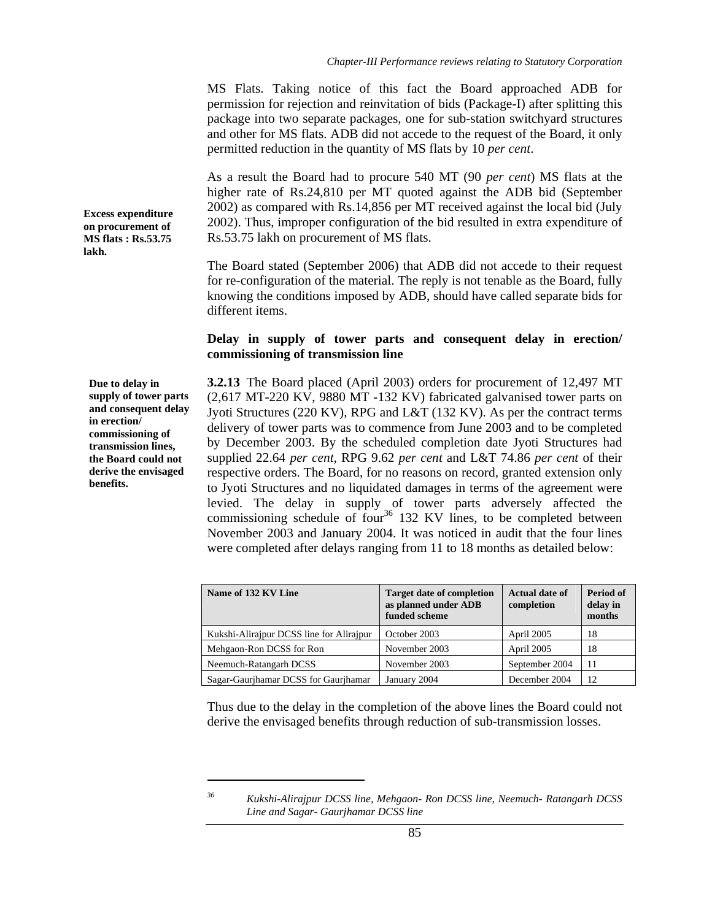MS Flats. Taking notice of this fact the Board approached ADB for permission for rejection and reinvitation of bids (Package-I) after splitting this package into two separate packages, one for sub-station switchyard structures and other for MS flats. ADB did not accede to the request of the Board, it only permitted reduction in the quantity of MS flats by 10 *per cent*.

**Excess expenditure on procurement of MS flats : Rs.53.75 lakh.**

As a result the Board had to procure 540 MT (90 *per cent*) MS flats at the higher rate of Rs.24,810 per MT quoted against the ADB bid (September 2002) as compared with Rs.14,856 per MT received against the local bid (July 2002). Thus, improper configuration of the bid resulted in extra expenditure of Rs.53.75 lakh on procurement of MS flats.

The Board stated (September 2006) that ADB did not accede to their request for re-configuration of the material. The reply is not tenable as the Board, fully knowing the conditions imposed by ADB, should have called separate bids for different items.

### Delay in supply of tower parts and consequent delay in erection/ commissioning of transmission line

**Due to delay in supply of tower parts and consequent delay in erection/ commissioning of transmission lines, the Board could not derive the envisaged benefits.**

**3.2.13** The Board placed (April 2003) orders for procurement of 12,497 MT (2,617 MT-220 KV, 9880 MT -132 KV) fabricated galvanised tower parts on Jyoti Structures (220 KV), RPG and L&T (132 KV). As per the contract terms delivery of tower parts was to commence from June 2003 and to be completed by December 2003. By the scheduled completion date Jyoti Structures had supplied 22.64 *per cent*, RPG 9.62 *per cent* and L&T 74.86 *per cent* of their respective orders. The Board, for no reasons on record, granted extension only to Jyoti Structures and no liquidated damages in terms of the agreement were levied. The delay in supply of tower parts adversely affected the commissioning schedule of four[36] 132 KV lines, to be completed between November 2003 and January 2004. It was noticed in audit that the four lines were completed after delays ranging from 11 to 18 months as detailed below:

| Name of 132 KV Line | Target date of completion as planned under ADB funded scheme | Actual date of completion | Period of delay in months |
|---|---|---|---|
| Kukshi-Alirajpur DCSS line for Alirajpur | October 2003 | April 2005 | 18 |
| Mehgaon-Ron DCSS for Ron | November 2003 | April 2005 | 18 |
| Neemuch-Ratangarh DCSS | November 2003 | September 2004 | 11 |
| Sagar-Gaurjhamar DCSS for Gaurjhamar | January 2004 | December 2004 | 12 |

Thus due to the delay in the completion of the above lines the Board could not derive the envisaged benefits through reduction of sub-transmission losses.

---

[36] *Kukshi-Alirajpur DCSS line, Mehgaon- Ron DCSS line, Neemuch- Ratangarh DCSS Line and Sagar- Gaurjhamar DCSS line*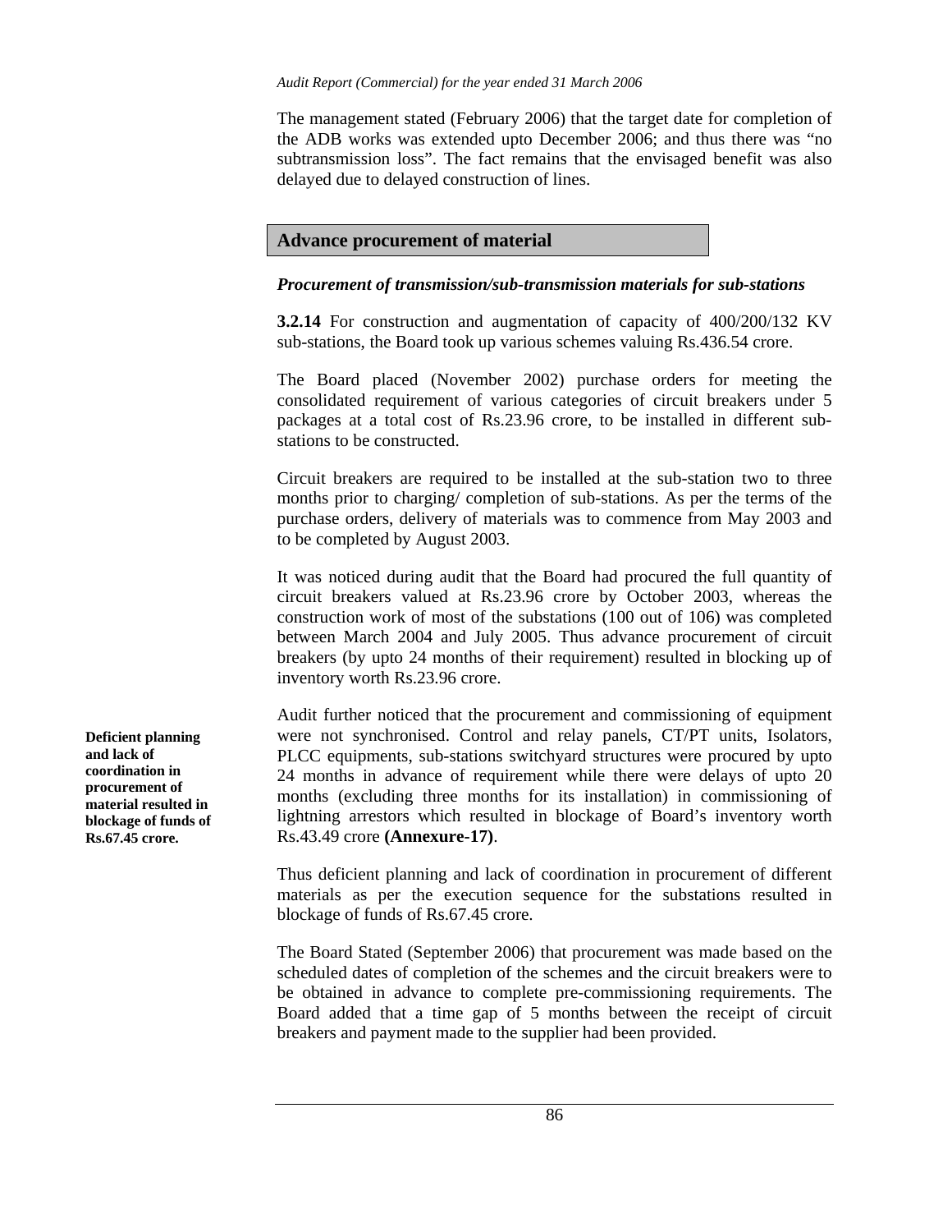The management stated (February 2006) that the target date for completion of the ADB works was extended upto December 2006; and thus there was "no subtransmission loss". The fact remains that the envisaged benefit was also delayed due to delayed construction of lines.

## Advance procurement of material

### *Procurement of transmission/sub-transmission materials for sub-stations*

**3.2.14** For construction and augmentation of capacity of 400/200/132 KV sub-stations, the Board took up various schemes valuing Rs.436.54 crore.

The Board placed (November 2002) purchase orders for meeting the consolidated requirement of various categories of circuit breakers under 5 packages at a total cost of Rs.23.96 crore, to be installed in different sub-stations to be constructed.

Circuit breakers are required to be installed at the sub-station two to three months prior to charging/ completion of sub-stations. As per the terms of the purchase orders, delivery of materials was to commence from May 2003 and to be completed by August 2003.

It was noticed during audit that the Board had procured the full quantity of circuit breakers valued at Rs.23.96 crore by October 2003, whereas the construction work of most of the substations (100 out of 106) was completed between March 2004 and July 2005. Thus advance procurement of circuit breakers (by upto 24 months of their requirement) resulted in blocking up of inventory worth Rs.23.96 crore.

**Deficient planning and lack of coordination in procurement of material resulted in blockage of funds of Rs.67.45 crore.**

Audit further noticed that the procurement and commissioning of equipment were not synchronised. Control and relay panels, CT/PT units, Isolators, PLCC equipments, sub-stations switchyard structures were procured by upto 24 months in advance of requirement while there were delays of upto 20 months (excluding three months for its installation) in commissioning of lightning arrestors which resulted in blockage of Board's inventory worth Rs.43.49 crore **(Annexure-17)**.

Thus deficient planning and lack of coordination in procurement of different materials as per the execution sequence for the substations resulted in blockage of funds of Rs.67.45 crore.

The Board Stated (September 2006) that procurement was made based on the scheduled dates of completion of the schemes and the circuit breakers were to be obtained in advance to complete pre-commissioning requirements. The Board added that a time gap of 5 months between the receipt of circuit breakers and payment made to the supplier had been provided.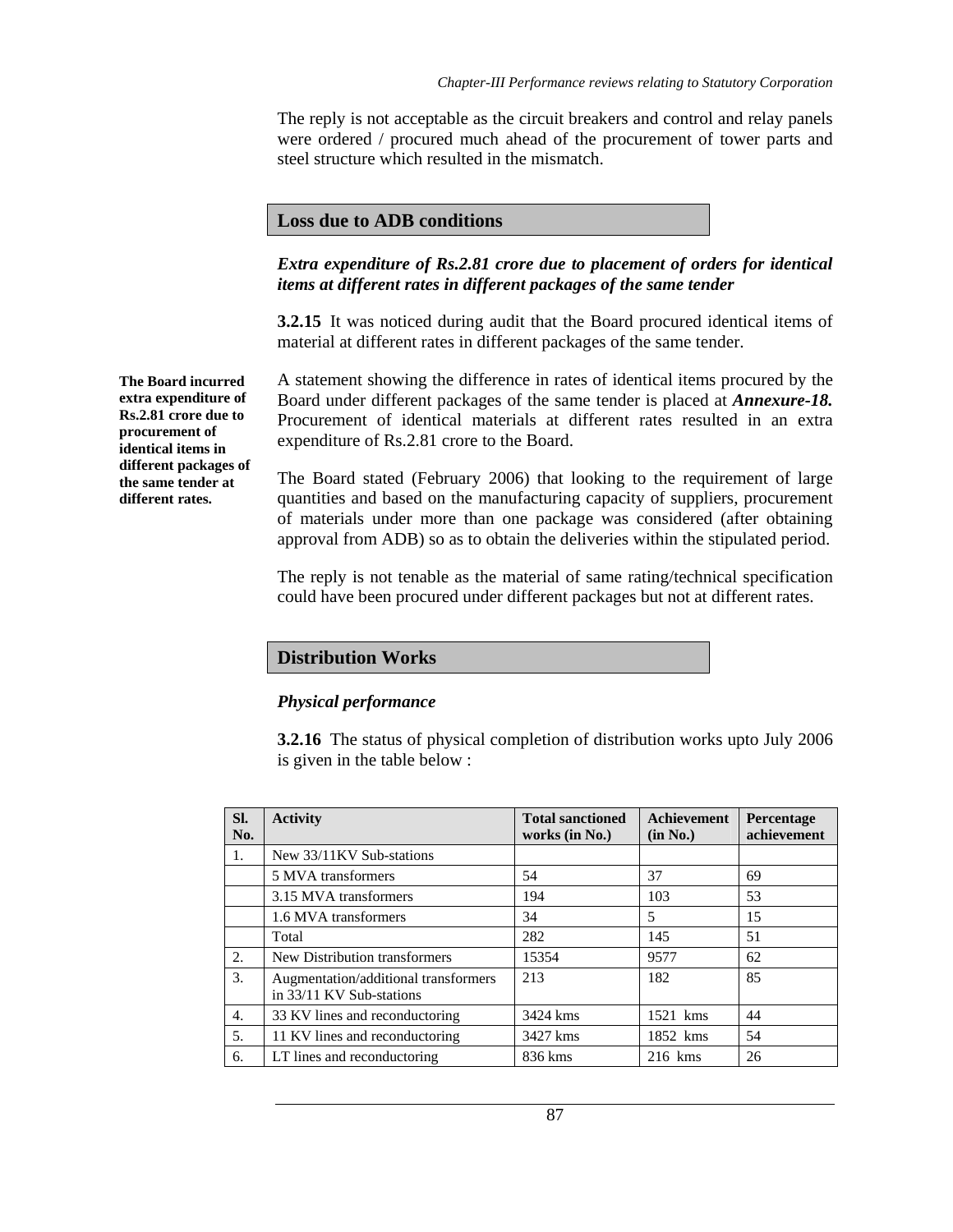The reply is not acceptable as the circuit breakers and control and relay panels were ordered / procured much ahead of the procurement of tower parts and steel structure which resulted in the mismatch.

## Loss due to ADB conditions

***Extra expenditure of Rs.2.81 crore due to placement of orders for identical items at different rates in different packages of the same tender***

**3.2.15** It was noticed during audit that the Board procured identical items of material at different rates in different packages of the same tender.

**The Board incurred extra expenditure of Rs.2.81 crore due to procurement of identical items in different packages of the same tender at different rates.**

A statement showing the difference in rates of identical items procured by the Board under different packages of the same tender is placed at ***Annexure-18.*** Procurement of identical materials at different rates resulted in an extra expenditure of Rs.2.81 crore to the Board.

The Board stated (February 2006) that looking to the requirement of large quantities and based on the manufacturing capacity of suppliers, procurement of materials under more than one package was considered (after obtaining approval from ADB) so as to obtain the deliveries within the stipulated period.

The reply is not tenable as the material of same rating/technical specification could have been procured under different packages but not at different rates.

## Distribution Works

***Physical performance***

**3.2.16** The status of physical completion of distribution works upto July 2006 is given in the table below :

| Sl. No. | Activity | Total sanctioned works (in No.) | Achievement (in No.) | Percentage achievement |
|---|---|---|---|---|
| 1. | New 33/11KV Sub-stations | | | |
| | 5 MVA transformers | 54 | 37 | 69 |
| | 3.15 MVA transformers | 194 | 103 | 53 |
| | 1.6 MVA transformers | 34 | 5 | 15 |
| | Total | 282 | 145 | 51 |
| 2. | New Distribution transformers | 15354 | 9577 | 62 |
| 3. | Augmentation/additional transformers in 33/11 KV Sub-stations | 213 | 182 | 85 |
| 4. | 33 KV lines and reconductoring | 3424 kms | 1521 kms | 44 |
| 5. | 11 KV lines and reconductoring | 3427 kms | 1852 kms | 54 |
| 6. | LT lines and reconductoring | 836 kms | 216 kms | 26 |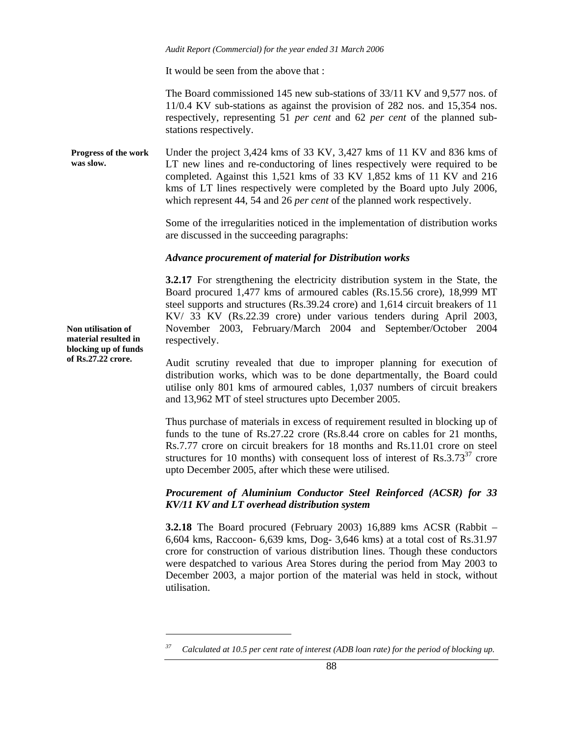It would be seen from the above that :

The Board commissioned 145 new sub-stations of 33/11 KV and 9,577 nos. of 11/0.4 KV sub-stations as against the provision of 282 nos. and 15,354 nos. respectively, representing 51 *per cent* and 62 *per cent* of the planned sub-stations respectively.

**Progress of the work was slow.**

Under the project 3,424 kms of 33 KV, 3,427 kms of 11 KV and 836 kms of LT new lines and re-conductoring of lines respectively were required to be completed. Against this 1,521 kms of 33 KV 1,852 kms of 11 KV and 216 kms of LT lines respectively were completed by the Board upto July 2006, which represent 44, 54 and 26 *per cent* of the planned work respectively.

Some of the irregularities noticed in the implementation of distribution works are discussed in the succeeding paragraphs:

***Advance procurement of material for Distribution works***

**3.2.17** For strengthening the electricity distribution system in the State, the Board procured 1,477 kms of armoured cables (Rs.15.56 crore), 18,999 MT steel supports and structures (Rs.39.24 crore) and 1,614 circuit breakers of 11 KV/ 33 KV (Rs.22.39 crore) under various tenders during April 2003, November 2003, February/March 2004 and September/October 2004 respectively.

**Non utilisation of material resulted in blocking up of funds of Rs.27.22 crore.**

Audit scrutiny revealed that due to improper planning for execution of distribution works, which was to be done departmentally, the Board could utilise only 801 kms of armoured cables, 1,037 numbers of circuit breakers and 13,962 MT of steel structures upto December 2005.

Thus purchase of materials in excess of requirement resulted in blocking up of funds to the tune of Rs.27.22 crore (Rs.8.44 crore on cables for 21 months, Rs.7.77 crore on circuit breakers for 18 months and Rs.11.01 crore on steel structures for 10 months) with consequent loss of interest of Rs.3.73[37] crore upto December 2005, after which these were utilised.

***Procurement of Aluminium Conductor Steel Reinforced (ACSR) for 33 KV/11 KV and LT overhead distribution system***

**3.2.18** The Board procured (February 2003) 16,889 kms ACSR (Rabbit – 6,604 kms, Raccoon- 6,639 kms, Dog- 3,646 kms) at a total cost of Rs.31.97 crore for construction of various distribution lines. Though these conductors were despatched to various Area Stores during the period from May 2003 to December 2003, a major portion of the material was held in stock, without utilisation.

---

[37] *Calculated at 10.5 per cent rate of interest (ADB loan rate) for the period of blocking up.*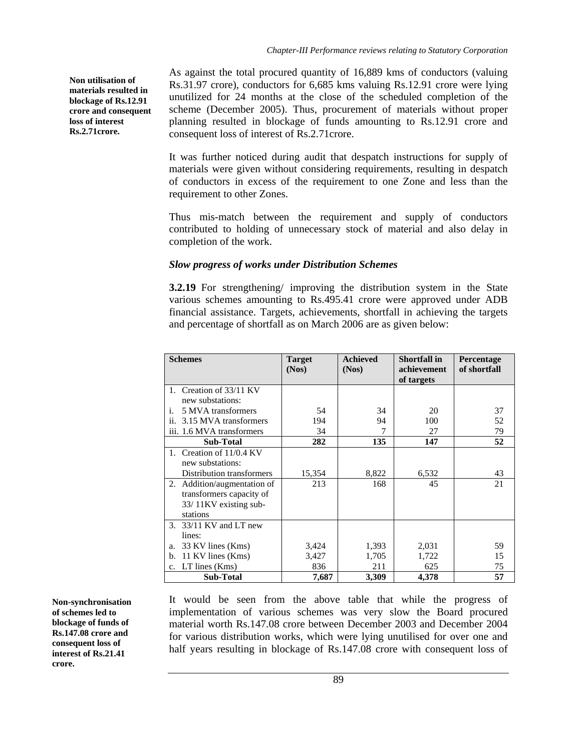**Non utilisation of materials resulted in blockage of Rs.12.91 crore and consequent loss of interest Rs.2.71crore.**

As against the total procured quantity of 16,889 kms of conductors (valuing Rs.31.97 crore), conductors for 6,685 kms valuing Rs.12.91 crore were lying unutilized for 24 months at the close of the scheduled completion of the scheme (December 2005). Thus, procurement of materials without proper planning resulted in blockage of funds amounting to Rs.12.91 crore and consequent loss of interest of Rs.2.71crore.

It was further noticed during audit that despatch instructions for supply of materials were given without considering requirements, resulting in despatch of conductors in excess of the requirement to one Zone and less than the requirement to other Zones.

Thus mis-match between the requirement and supply of conductors contributed to holding of unnecessary stock of material and also delay in completion of the work.

### *Slow progress of works under Distribution Schemes*

**3.2.19** For strengthening/ improving the distribution system in the State various schemes amounting to Rs.495.41 crore were approved under ADB financial assistance. Targets, achievements, shortfall in achieving the targets and percentage of shortfall as on March 2006 are as given below:

| Schemes | Target (Nos) | Achieved (Nos) | Shortfall in achievement of targets | Percentage of shortfall |
|---|---|---|---|---|
| 1. Creation of 33/11 KV new substations: | | | | |
| i. 5 MVA transformers | 54 | 34 | 20 | 37 |
| ii. 3.15 MVA transformers | 194 | 94 | 100 | 52 |
| iii. 1.6 MVA transformers | 34 | 7 | 27 | 79 |
| **Sub-Total** | **282** | **135** | **147** | **52** |
| 1. Creation of 11/0.4 KV new substations: Distribution transformers | 15,354 | 8,822 | 6,532 | 43 |
| 2. Addition/augmentation of transformers capacity of 33/ 11KV existing sub-stations | 213 | 168 | 45 | 21 |
| 3. 33/11 KV and LT new lines: | | | | |
| a. 33 KV lines (Kms) | 3,424 | 1,393 | 2,031 | 59 |
| b. 11 KV lines (Kms) | 3,427 | 1,705 | 1,722 | 15 |
| c. LT lines (Kms) | 836 | 211 | 625 | 75 |
| **Sub-Total** | **7,687** | **3,309** | **4,378** | **57** |

**Non-synchronisation of schemes led to blockage of funds of Rs.147.08 crore and consequent loss of interest of Rs.21.41 crore.**

It would be seen from the above table that while the progress of implementation of various schemes was very slow the Board procured material worth Rs.147.08 crore between December 2003 and December 2004 for various distribution works, which were lying unutilised for over one and half years resulting in blockage of Rs.147.08 crore with consequent loss of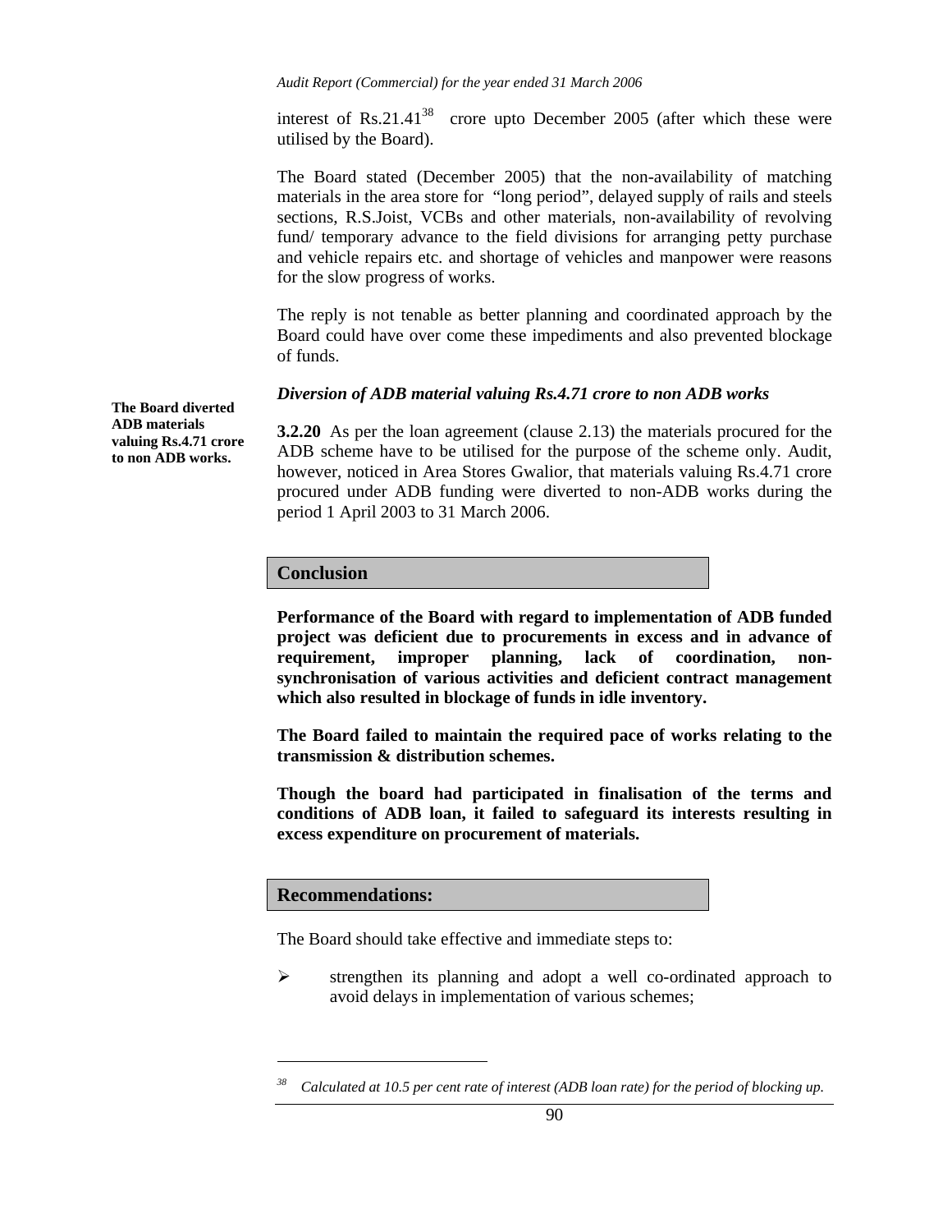interest of Rs.21.41[38] crore upto December 2005 (after which these were utilised by the Board).

The Board stated (December 2005) that the non-availability of matching materials in the area store for "long period", delayed supply of rails and steels sections, R.S.Joist, VCBs and other materials, non-availability of revolving fund/ temporary advance to the field divisions for arranging petty purchase and vehicle repairs etc. and shortage of vehicles and manpower were reasons for the slow progress of works.

The reply is not tenable as better planning and coordinated approach by the Board could have over come these impediments and also prevented blockage of funds.

***Diversion of ADB material valuing Rs.4.71 crore to non ADB works***

**The Board diverted ADB materials valuing Rs.4.71 crore to non ADB works.**

**3.2.20** As per the loan agreement (clause 2.13) the materials procured for the ADB scheme have to be utilised for the purpose of the scheme only. Audit, however, noticed in Area Stores Gwalior, that materials valuing Rs.4.71 crore procured under ADB funding were diverted to non-ADB works during the period 1 April 2003 to 31 March 2006.

## Conclusion

**Performance of the Board with regard to implementation of ADB funded project was deficient due to procurements in excess and in advance of requirement, improper planning, lack of coordination, non-synchronisation of various activities and deficient contract management which also resulted in blockage of funds in idle inventory.**

**The Board failed to maintain the required pace of works relating to the transmission & distribution schemes.**

**Though the board had participated in finalisation of the terms and conditions of ADB loan, it failed to safeguard its interests resulting in excess expenditure on procurement of materials.**

## Recommendations:

The Board should take effective and immediate steps to:

- strengthen its planning and adopt a well co-ordinated approach to avoid delays in implementation of various schemes;

---

[38] *Calculated at 10.5 per cent rate of interest (ADB loan rate) for the period of blocking up.*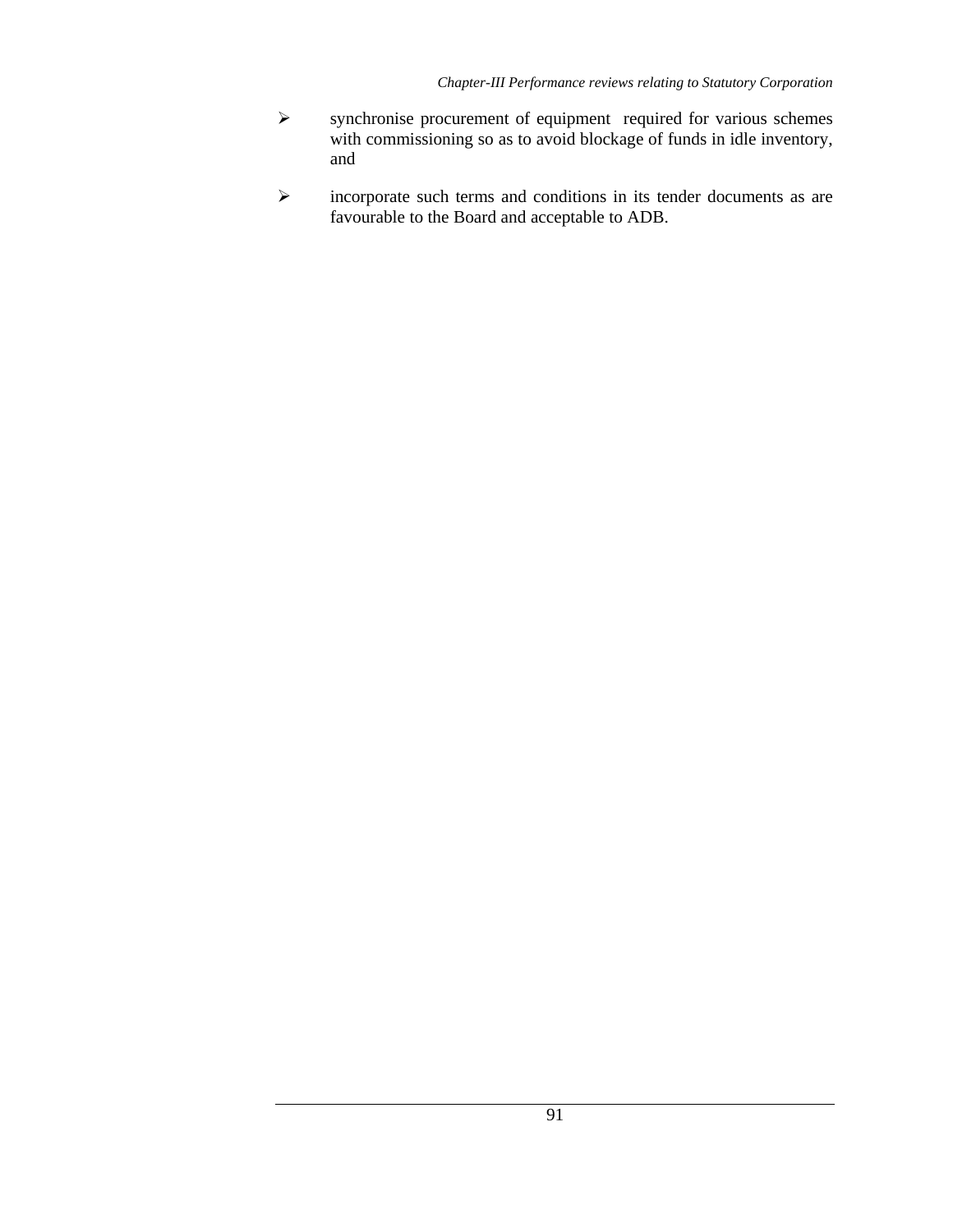- synchronise procurement of equipment required for various schemes with commissioning so as to avoid blockage of funds in idle inventory, and
- incorporate such terms and conditions in its tender documents as are favourable to the Board and acceptable to ADB.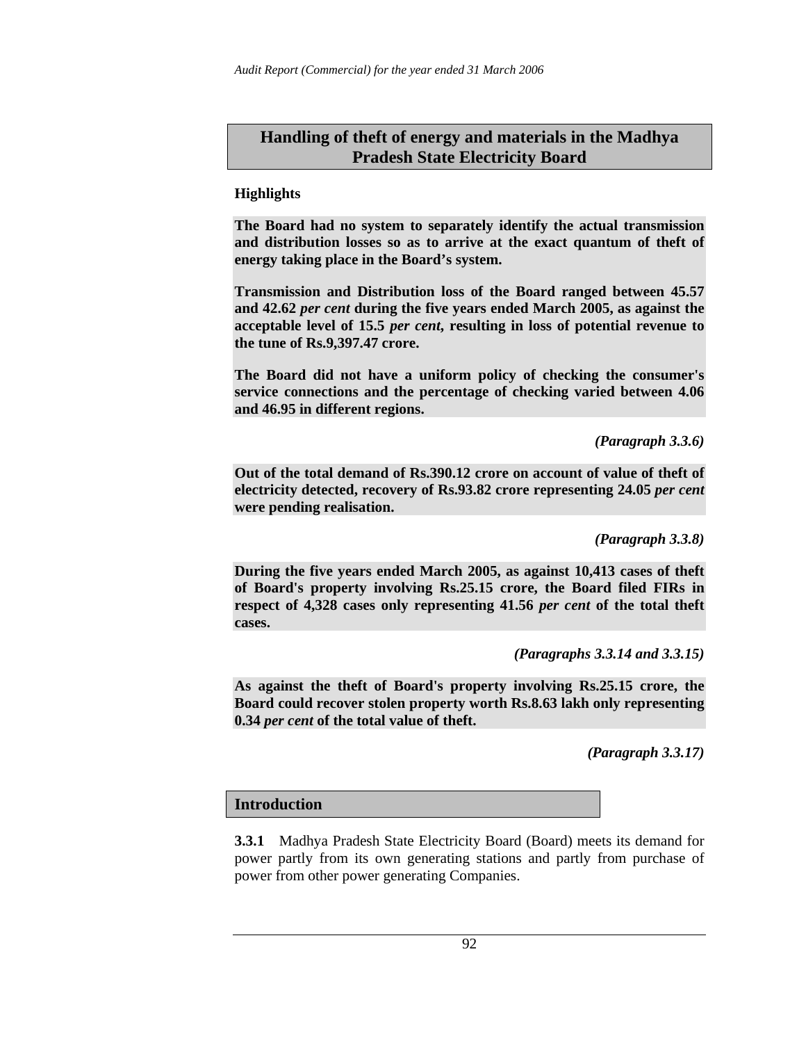## Handling of theft of energy and materials in the Madhya Pradesh State Electricity Board

### Highlights

**The Board had no system to separately identify the actual transmission and distribution losses so as to arrive at the exact quantum of theft of energy taking place in the Board's system.**

**Transmission and Distribution loss of the Board ranged between 45.57 and 42.62 *per cent* during the five years ended March 2005, as against the acceptable level of 15.5 *per cent*, resulting in loss of potential revenue to the tune of Rs.9,397.47 crore.**

**The Board did not have a uniform policy of checking the consumer's service connections and the percentage of checking varied between 4.06 and 46.95 in different regions.**

***(Paragraph 3.3.6)***

**Out of the total demand of Rs.390.12 crore on account of value of theft of electricity detected, recovery of Rs.93.82 crore representing 24.05 *per cent* were pending realisation.**

***(Paragraph 3.3.8)***

**During the five years ended March 2005, as against 10,413 cases of theft of Board's property involving Rs.25.15 crore, the Board filed FIRs in respect of 4,328 cases only representing 41.56 *per cent* of the total theft cases.**

***(Paragraphs 3.3.14 and 3.3.15)***

**As against the theft of Board's property involving Rs.25.15 crore, the Board could recover stolen property worth Rs.8.63 lakh only representing 0.34 *per cent* of the total value of theft.**

***(Paragraph 3.3.17)***

### Introduction

**3.3.1** Madhya Pradesh State Electricity Board (Board) meets its demand for power partly from its own generating stations and partly from purchase of power from other power generating Companies.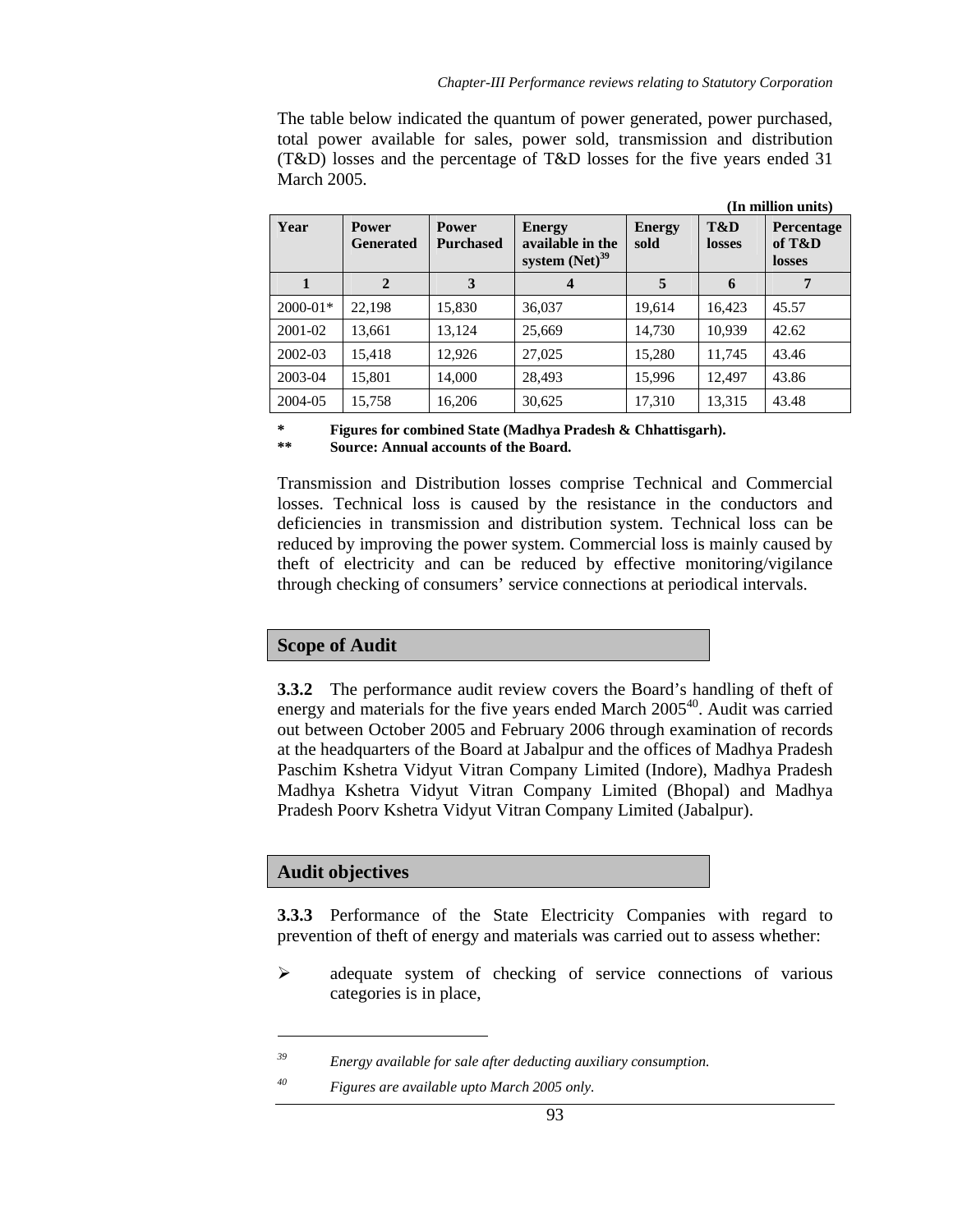The table below indicated the quantum of power generated, power purchased, total power available for sales, power sold, transmission and distribution (T&D) losses and the percentage of T&D losses for the five years ended 31 March 2005.

**(In million units)**

| Year | Power Generated | Power Purchased | Energy available in the system (Net)[39] | Energy sold | T&D losses | Percentage of T&D losses |
|---|---|---|---|---|---|---|
| **1** | **2** | **3** | **4** | **5** | **6** | **7** |
| 2000-01* | 22,198 | 15,830 | 36,037 | 19,614 | 16,423 | 45.57 |
| 2001-02 | 13,661 | 13,124 | 25,669 | 14,730 | 10,939 | 42.62 |
| 2002-03 | 15,418 | 12,926 | 27,025 | 15,280 | 11,745 | 43.46 |
| 2003-04 | 15,801 | 14,000 | 28,493 | 15,996 | 12,497 | 43.86 |
| 2004-05 | 15,758 | 16,206 | 30,625 | 17,310 | 13,315 | 43.48 |

**\* Figures for combined State (Madhya Pradesh & Chhattisgarh).**
**\*\* Source: Annual accounts of the Board.**

Transmission and Distribution losses comprise Technical and Commercial losses. Technical loss is caused by the resistance in the conductors and deficiencies in transmission and distribution system. Technical loss can be reduced by improving the power system. Commercial loss is mainly caused by theft of electricity and can be reduced by effective monitoring/vigilance through checking of consumers' service connections at periodical intervals.

## Scope of Audit

**3.3.2** The performance audit review covers the Board's handling of theft of energy and materials for the five years ended March 2005[40]. Audit was carried out between October 2005 and February 2006 through examination of records at the headquarters of the Board at Jabalpur and the offices of Madhya Pradesh Paschim Kshetra Vidyut Vitran Company Limited (Indore), Madhya Pradesh Madhya Kshetra Vidyut Vitran Company Limited (Bhopal) and Madhya Pradesh Poorv Kshetra Vidyut Vitran Company Limited (Jabalpur).

## Audit objectives

**3.3.3** Performance of the State Electricity Companies with regard to prevention of theft of energy and materials was carried out to assess whether:

- adequate system of checking of service connections of various categories is in place,

---

[39] *Energy available for sale after deducting auxiliary consumption.*

[40] *Figures are available upto March 2005 only.*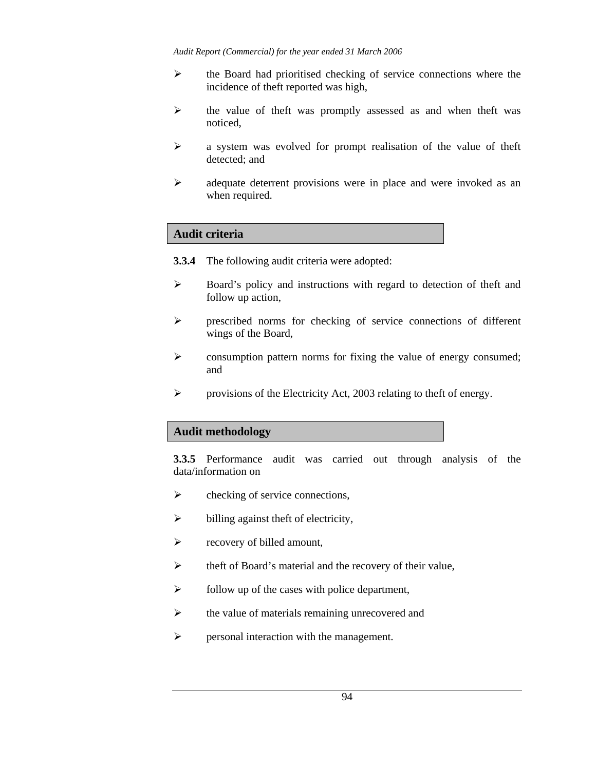- the Board had prioritised checking of service connections where the incidence of theft reported was high,
- the value of theft was promptly assessed as and when theft was noticed,
- a system was evolved for prompt realisation of the value of theft detected; and
- adequate deterrent provisions were in place and were invoked as an when required.

## Audit criteria

**3.3.4** The following audit criteria were adopted:

- Board's policy and instructions with regard to detection of theft and follow up action,
- prescribed norms for checking of service connections of different wings of the Board,
- consumption pattern norms for fixing the value of energy consumed; and
- provisions of the Electricity Act, 2003 relating to theft of energy.

## Audit methodology

**3.3.5** Performance audit was carried out through analysis of the data/information on

- checking of service connections,
- billing against theft of electricity,
- recovery of billed amount,
- theft of Board's material and the recovery of their value,
- follow up of the cases with police department,
- the value of materials remaining unrecovered and
- personal interaction with the management.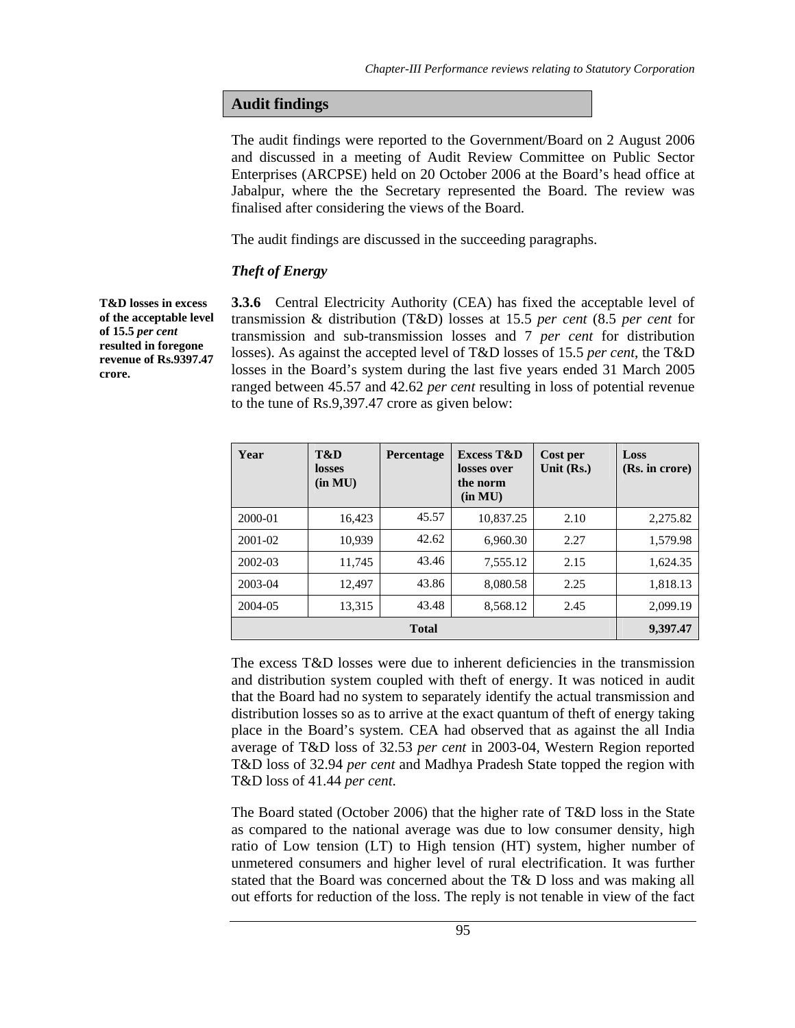## Audit findings

The audit findings were reported to the Government/Board on 2 August 2006 and discussed in a meeting of Audit Review Committee on Public Sector Enterprises (ARCPSE) held on 20 October 2006 at the Board's head office at Jabalpur, where the the Secretary represented the Board. The review was finalised after considering the views of the Board.

The audit findings are discussed in the succeeding paragraphs.

### *Theft of Energy*

**T&D losses in excess of the acceptable level of 15.5 *per cent* resulted in foregone revenue of Rs.9397.47 crore.**

**3.3.6** Central Electricity Authority (CEA) has fixed the acceptable level of transmission & distribution (T&D) losses at 15.5 *per cent* (8.5 *per cent* for transmission and sub-transmission losses and 7 *per cent* for distribution losses). As against the accepted level of T&D losses of 15.5 *per cent*, the T&D losses in the Board's system during the last five years ended 31 March 2005 ranged between 45.57 and 42.62 *per cent* resulting in loss of potential revenue to the tune of Rs.9,397.47 crore as given below:

| Year | T&D losses (in MU) | Percentage | Excess T&D losses over the norm (in MU) | Cost per Unit (Rs.) | Loss (Rs. in crore) |
|---|---|---|---|---|---|
| 2000-01 | 16,423 | 45.57 | 10,837.25 | 2.10 | 2,275.82 |
| 2001-02 | 10,939 | 42.62 | 6,960.30 | 2.27 | 1,579.98 |
| 2002-03 | 11,745 | 43.46 | 7,555.12 | 2.15 | 1,624.35 |
| 2003-04 | 12,497 | 43.86 | 8,080.58 | 2.25 | 1,818.13 |
| 2004-05 | 13,315 | 43.48 | 8,568.12 | 2.45 | 2,099.19 |
| **Total** | | | | | **9,397.47** |

The excess T&D losses were due to inherent deficiencies in the transmission and distribution system coupled with theft of energy. It was noticed in audit that the Board had no system to separately identify the actual transmission and distribution losses so as to arrive at the exact quantum of theft of energy taking place in the Board's system. CEA had observed that as against the all India average of T&D loss of 32.53 *per cent* in 2003-04, Western Region reported T&D loss of 32.94 *per cent* and Madhya Pradesh State topped the region with T&D loss of 41.44 *per cent.*

The Board stated (October 2006) that the higher rate of T&D loss in the State as compared to the national average was due to low consumer density, high ratio of Low tension (LT) to High tension (HT) system, higher number of unmetered consumers and higher level of rural electrification. It was further stated that the Board was concerned about the T& D loss and was making all out efforts for reduction of the loss. The reply is not tenable in view of the fact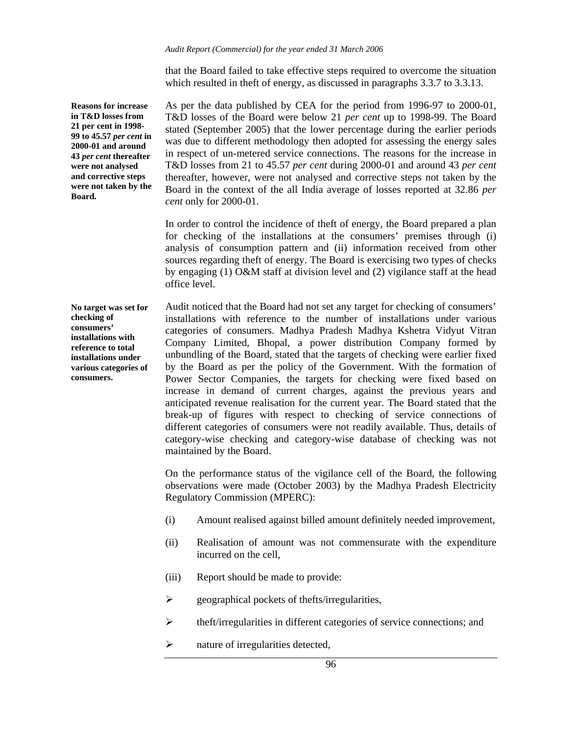that the Board failed to take effective steps required to overcome the situation which resulted in theft of energy, as discussed in paragraphs 3.3.7 to 3.3.13.

**Reasons for increase in T&D losses from 21 per cent in 1998-99 to 45.57 *per cent* in 2000-01 and around 43 *per cent* thereafter were not analysed and corrective steps were not taken by the Board.**

As per the data published by CEA for the period from 1996-97 to 2000-01, T&D losses of the Board were below 21 *per cent* up to 1998-99. The Board stated (September 2005) that the lower percentage during the earlier periods was due to different methodology then adopted for assessing the energy sales in respect of un-metered service connections. The reasons for the increase in T&D losses from 21 to 45.57 *per cent* during 2000-01 and around 43 *per cent* thereafter, however, were not analysed and corrective steps not taken by the Board in the context of the all India average of losses reported at 32.86 *per cent* only for 2000-01.

In order to control the incidence of theft of energy, the Board prepared a plan for checking of the installations at the consumers' premises through (i) analysis of consumption pattern and (ii) information received from other sources regarding theft of energy. The Board is exercising two types of checks by engaging (1) O&M staff at division level and (2) vigilance staff at the head office level.

**No target was set for checking of consumers' installations with reference to total installations under various categories of consumers.**

Audit noticed that the Board had not set any target for checking of consumers' installations with reference to the number of installations under various categories of consumers. Madhya Pradesh Madhya Kshetra Vidyut Vitran Company Limited, Bhopal, a power distribution Company formed by unbundling of the Board, stated that the targets of checking were earlier fixed by the Board as per the policy of the Government. With the formation of Power Sector Companies, the targets for checking were fixed based on increase in demand of current charges, against the previous years and anticipated revenue realisation for the current year. The Board stated that the break-up of figures with respect to checking of service connections of different categories of consumers were not readily available. Thus, details of category-wise checking and category-wise database of checking was not maintained by the Board.

On the performance status of the vigilance cell of the Board, the following observations were made (October 2003) by the Madhya Pradesh Electricity Regulatory Commission (MPERC):

(i) Amount realised against billed amount definitely needed improvement,

(ii) Realisation of amount was not commensurate with the expenditure incurred on the cell,

(iii) Report should be made to provide:

- geographical pockets of thefts/irregularities,
- theft/irregularities in different categories of service connections; and
- nature of irregularities detected,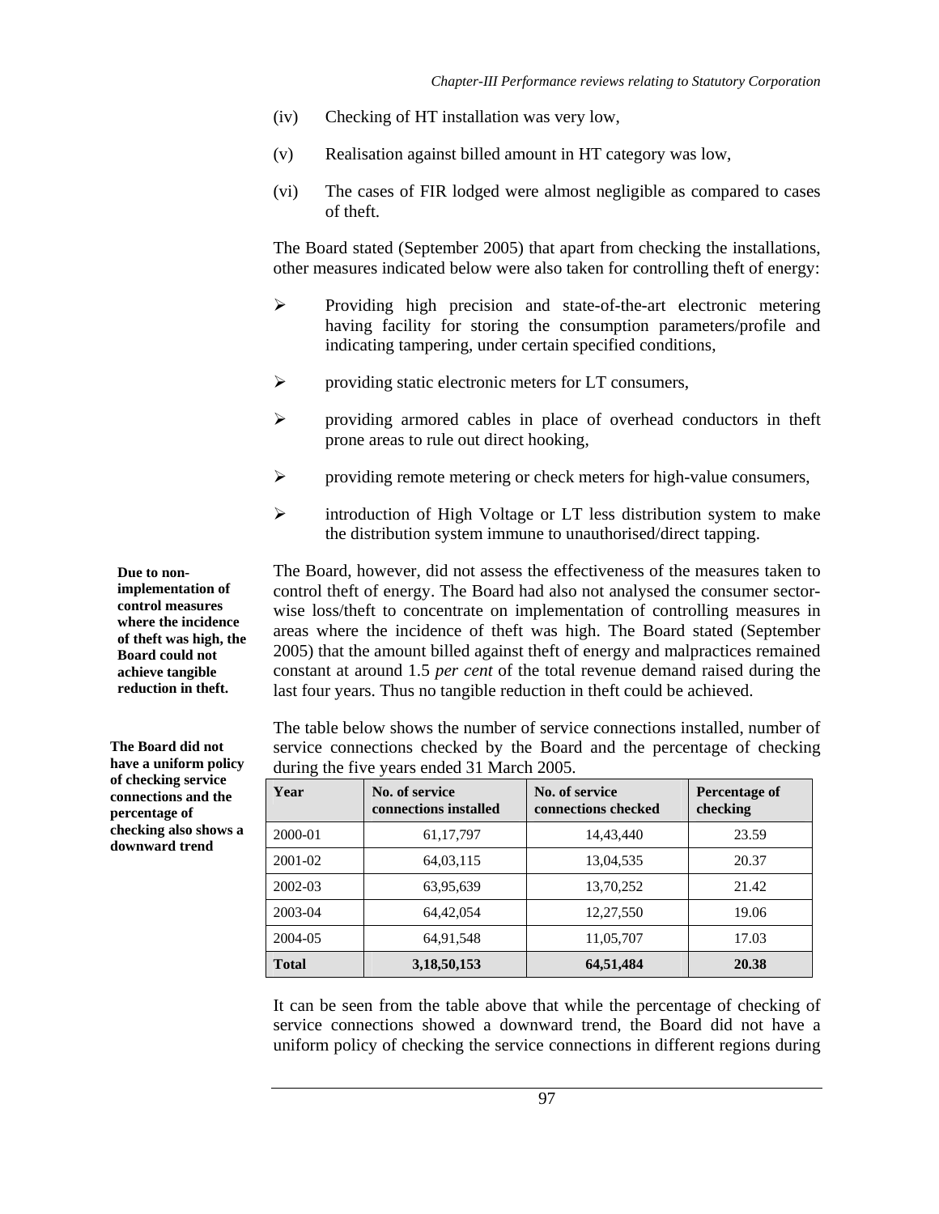(iv) Checking of HT installation was very low,

(v) Realisation against billed amount in HT category was low,

(vi) The cases of FIR lodged were almost negligible as compared to cases of theft.

The Board stated (September 2005) that apart from checking the installations, other measures indicated below were also taken for controlling theft of energy:

- Providing high precision and state-of-the-art electronic metering having facility for storing the consumption parameters/profile and indicating tampering, under certain specified conditions,
- providing static electronic meters for LT consumers,
- providing armored cables in place of overhead conductors in theft prone areas to rule out direct hooking,
- providing remote metering or check meters for high-value consumers,
- introduction of High Voltage or LT less distribution system to make the distribution system immune to unauthorised/direct tapping.

**Due to non-implementation of control measures where the incidence of theft was high, the Board could not achieve tangible reduction in theft.**

The Board, however, did not assess the effectiveness of the measures taken to control theft of energy. The Board had also not analysed the consumer sector-wise loss/theft to concentrate on implementation of controlling measures in areas where the incidence of theft was high. The Board stated (September 2005) that the amount billed against theft of energy and malpractices remained constant at around 1.5 *per cent* of the total revenue demand raised during the last four years. Thus no tangible reduction in theft could be achieved.

**The Board did not have a uniform policy of checking service connections and the percentage of checking also shows a downward trend**

The table below shows the number of service connections installed, number of service connections checked by the Board and the percentage of checking during the five years ended 31 March 2005.

| Year | No. of service connections installed | No. of service connections checked | Percentage of checking |
|---|---|---|---|
| 2000-01 | 61,17,797 | 14,43,440 | 23.59 |
| 2001-02 | 64,03,115 | 13,04,535 | 20.37 |
| 2002-03 | 63,95,639 | 13,70,252 | 21.42 |
| 2003-04 | 64,42,054 | 12,27,550 | 19.06 |
| 2004-05 | 64,91,548 | 11,05,707 | 17.03 |
| **Total** | **3,18,50,153** | **64,51,484** | **20.38** |

It can be seen from the table above that while the percentage of checking of service connections showed a downward trend, the Board did not have a uniform policy of checking the service connections in different regions during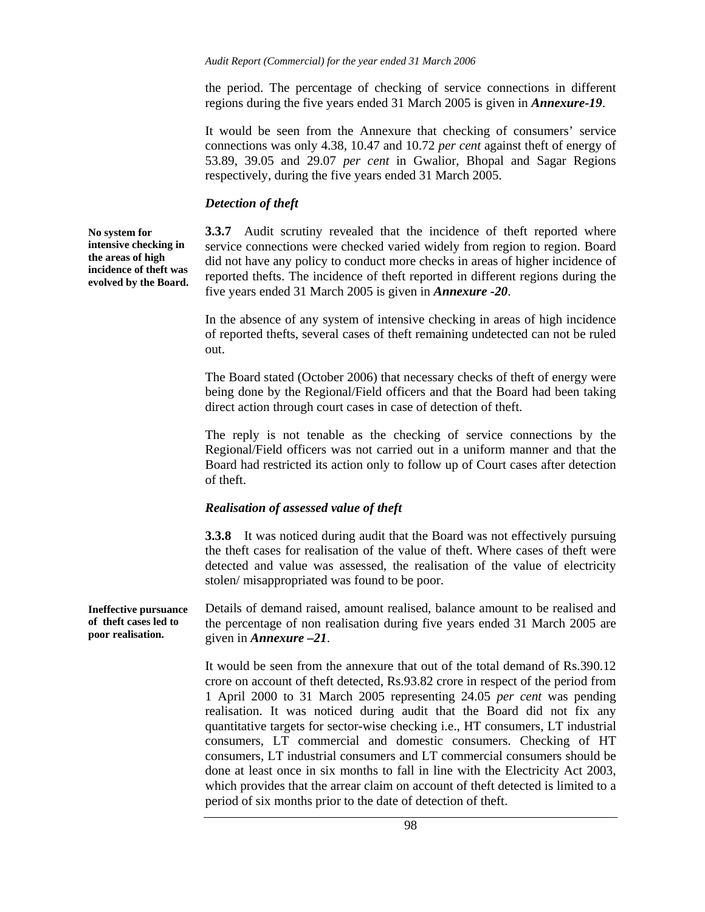the period. The percentage of checking of service connections in different regions during the five years ended 31 March 2005 is given in ***Annexure-19***.

It would be seen from the Annexure that checking of consumers' service connections was only 4.38, 10.47 and 10.72 *per cent* against theft of energy of 53.89, 39.05 and 29.07 *per cent* in Gwalior, Bhopal and Sagar Regions respectively, during the five years ended 31 March 2005.

### *Detection of theft*

**No system for intensive checking in the areas of high incidence of theft was evolved by the Board.**

**3.3.7** Audit scrutiny revealed that the incidence of theft reported where service connections were checked varied widely from region to region. Board did not have any policy to conduct more checks in areas of higher incidence of reported thefts. The incidence of theft reported in different regions during the five years ended 31 March 2005 is given in ***Annexure -20***.

In the absence of any system of intensive checking in areas of high incidence of reported thefts, several cases of theft remaining undetected can not be ruled out.

The Board stated (October 2006) that necessary checks of theft of energy were being done by the Regional/Field officers and that the Board had been taking direct action through court cases in case of detection of theft.

The reply is not tenable as the checking of service connections by the Regional/Field officers was not carried out in a uniform manner and that the Board had restricted its action only to follow up of Court cases after detection of theft.

### *Realisation of assessed value of theft*

**3.3.8** It was noticed during audit that the Board was not effectively pursuing the theft cases for realisation of the value of theft. Where cases of theft were detected and value was assessed, the realisation of the value of electricity stolen/ misappropriated was found to be poor.

**Ineffective pursuance of theft cases led to poor realisation.**

Details of demand raised, amount realised, balance amount to be realised and the percentage of non realisation during five years ended 31 March 2005 are given in ***Annexure –21***.

It would be seen from the annexure that out of the total demand of Rs.390.12 crore on account of theft detected, Rs.93.82 crore in respect of the period from 1 April 2000 to 31 March 2005 representing 24.05 *per cent* was pending realisation. It was noticed during audit that the Board did not fix any quantitative targets for sector-wise checking i.e., HT consumers, LT industrial consumers, LT commercial and domestic consumers. Checking of HT consumers, LT industrial consumers and LT commercial consumers should be done at least once in six months to fall in line with the Electricity Act 2003, which provides that the arrear claim on account of theft detected is limited to a period of six months prior to the date of detection of theft.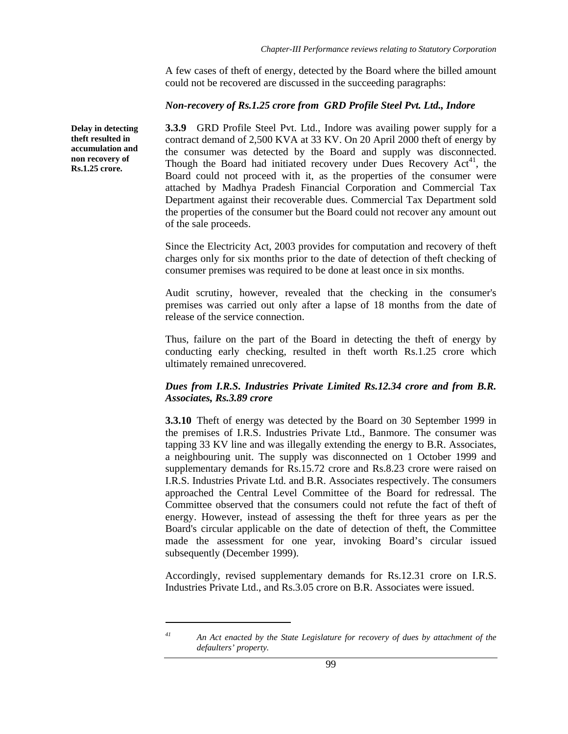A few cases of theft of energy, detected by the Board where the billed amount could not be recovered are discussed in the succeeding paragraphs:

***Non-recovery of Rs.1.25 crore from GRD Profile Steel Pvt. Ltd., Indore***

**Delay in detecting theft resulted in accumulation and non recovery of Rs.1.25 crore.**

**3.3.9** GRD Profile Steel Pvt. Ltd., Indore was availing power supply for a contract demand of 2,500 KVA at 33 KV. On 20 April 2000 theft of energy by the consumer was detected by the Board and supply was disconnected. Though the Board had initiated recovery under Dues Recovery Act[41], the Board could not proceed with it, as the properties of the consumer were attached by Madhya Pradesh Financial Corporation and Commercial Tax Department against their recoverable dues. Commercial Tax Department sold the properties of the consumer but the Board could not recover any amount out of the sale proceeds.

Since the Electricity Act, 2003 provides for computation and recovery of theft charges only for six months prior to the date of detection of theft checking of consumer premises was required to be done at least once in six months.

Audit scrutiny, however, revealed that the checking in the consumer's premises was carried out only after a lapse of 18 months from the date of release of the service connection.

Thus, failure on the part of the Board in detecting the theft of energy by conducting early checking, resulted in theft worth Rs.1.25 crore which ultimately remained unrecovered.

***Dues from I.R.S. Industries Private Limited Rs.12.34 crore and from B.R. Associates, Rs.3.89 crore***

**3.3.10** Theft of energy was detected by the Board on 30 September 1999 in the premises of I.R.S. Industries Private Ltd., Banmore. The consumer was tapping 33 KV line and was illegally extending the energy to B.R. Associates, a neighbouring unit. The supply was disconnected on 1 October 1999 and supplementary demands for Rs.15.72 crore and Rs.8.23 crore were raised on I.R.S. Industries Private Ltd. and B.R. Associates respectively. The consumers approached the Central Level Committee of the Board for redressal. The Committee observed that the consumers could not refute the fact of theft of energy. However, instead of assessing the theft for three years as per the Board's circular applicable on the date of detection of theft, the Committee made the assessment for one year, invoking Board's circular issued subsequently (December 1999).

Accordingly, revised supplementary demands for Rs.12.31 crore on I.R.S. Industries Private Ltd., and Rs.3.05 crore on B.R. Associates were issued.

---

[41] *An Act enacted by the State Legislature for recovery of dues by attachment of the defaulters' property.*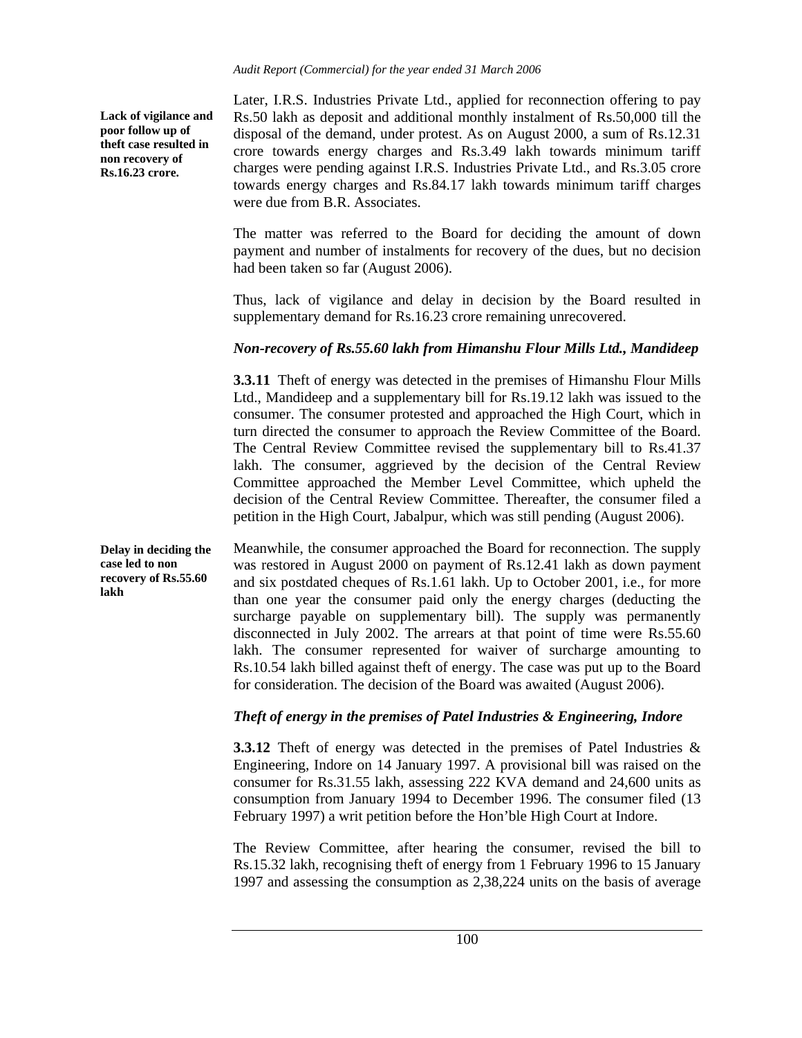**Lack of vigilance and poor follow up of theft case resulted in non recovery of Rs.16.23 crore.**

Later, I.R.S. Industries Private Ltd., applied for reconnection offering to pay Rs.50 lakh as deposit and additional monthly instalment of Rs.50,000 till the disposal of the demand, under protest. As on August 2000, a sum of Rs.12.31 crore towards energy charges and Rs.3.49 lakh towards minimum tariff charges were pending against I.R.S. Industries Private Ltd., and Rs.3.05 crore towards energy charges and Rs.84.17 lakh towards minimum tariff charges were due from B.R. Associates.

The matter was referred to the Board for deciding the amount of down payment and number of instalments for recovery of the dues, but no decision had been taken so far (August 2006).

Thus, lack of vigilance and delay in decision by the Board resulted in supplementary demand for Rs.16.23 crore remaining unrecovered.

### *Non-recovery of Rs.55.60 lakh from Himanshu Flour Mills Ltd., Mandideep*

**3.3.11** Theft of energy was detected in the premises of Himanshu Flour Mills Ltd., Mandideep and a supplementary bill for Rs.19.12 lakh was issued to the consumer. The consumer protested and approached the High Court, which in turn directed the consumer to approach the Review Committee of the Board. The Central Review Committee revised the supplementary bill to Rs.41.37 lakh. The consumer, aggrieved by the decision of the Central Review Committee approached the Member Level Committee, which upheld the decision of the Central Review Committee. Thereafter, the consumer filed a petition in the High Court, Jabalpur, which was still pending (August 2006).

**Delay in deciding the case led to non recovery of Rs.55.60 lakh**

Meanwhile, the consumer approached the Board for reconnection. The supply was restored in August 2000 on payment of Rs.12.41 lakh as down payment and six postdated cheques of Rs.1.61 lakh. Up to October 2001, i.e., for more than one year the consumer paid only the energy charges (deducting the surcharge payable on supplementary bill). The supply was permanently disconnected in July 2002. The arrears at that point of time were Rs.55.60 lakh. The consumer represented for waiver of surcharge amounting to Rs.10.54 lakh billed against theft of energy. The case was put up to the Board for consideration. The decision of the Board was awaited (August 2006).

### *Theft of energy in the premises of Patel Industries & Engineering, Indore*

**3.3.12** Theft of energy was detected in the premises of Patel Industries & Engineering, Indore on 14 January 1997. A provisional bill was raised on the consumer for Rs.31.55 lakh, assessing 222 KVA demand and 24,600 units as consumption from January 1994 to December 1996. The consumer filed (13 February 1997) a writ petition before the Hon'ble High Court at Indore.

The Review Committee, after hearing the consumer, revised the bill to Rs.15.32 lakh, recognising theft of energy from 1 February 1996 to 15 January 1997 and assessing the consumption as 2,38,224 units on the basis of average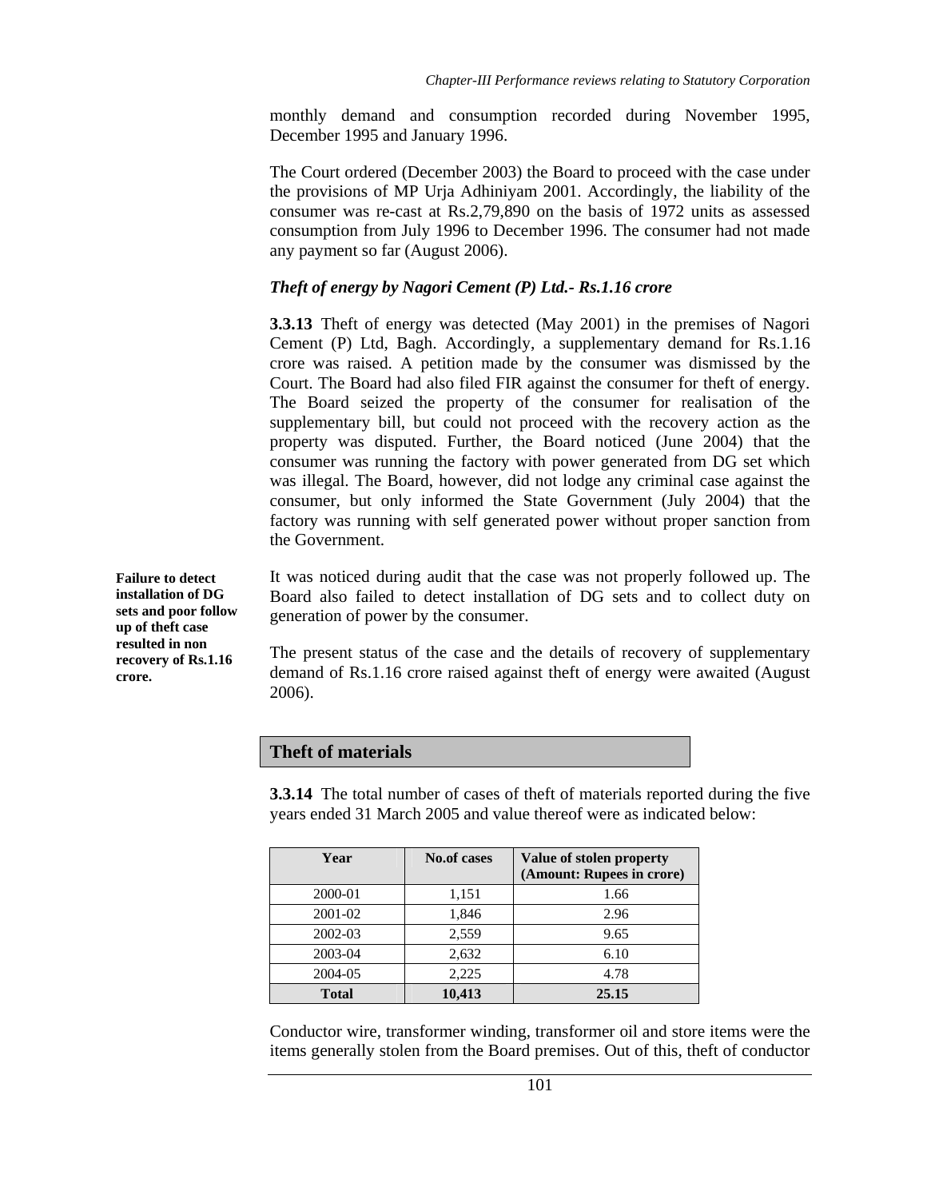monthly demand and consumption recorded during November 1995, December 1995 and January 1996.

The Court ordered (December 2003) the Board to proceed with the case under the provisions of MP Urja Adhiniyam 2001. Accordingly, the liability of the consumer was re-cast at Rs.2,79,890 on the basis of 1972 units as assessed consumption from July 1996 to December 1996. The consumer had not made any payment so far (August 2006).

***Theft of energy by Nagori Cement (P) Ltd.- Rs.1.16 crore***

**3.3.13** Theft of energy was detected (May 2001) in the premises of Nagori Cement (P) Ltd, Bagh. Accordingly, a supplementary demand for Rs.1.16 crore was raised. A petition made by the consumer was dismissed by the Court. The Board had also filed FIR against the consumer for theft of energy. The Board seized the property of the consumer for realisation of the supplementary bill, but could not proceed with the recovery action as the property was disputed. Further, the Board noticed (June 2004) that the consumer was running the factory with power generated from DG set which was illegal. The Board, however, did not lodge any criminal case against the consumer, but only informed the State Government (July 2004) that the factory was running with self generated power without proper sanction from the Government.

**Failure to detect installation of DG sets and poor follow up of theft case resulted in non recovery of Rs.1.16 crore.**

It was noticed during audit that the case was not properly followed up. The Board also failed to detect installation of DG sets and to collect duty on generation of power by the consumer.

The present status of the case and the details of recovery of supplementary demand of Rs.1.16 crore raised against theft of energy were awaited (August 2006).

## Theft of materials

**3.3.14** The total number of cases of theft of materials reported during the five years ended 31 March 2005 and value thereof were as indicated below:

| Year | No.of cases | Value of stolen property (Amount: Rupees in crore) |
|---|---|---|
| 2000-01 | 1,151 | 1.66 |
| 2001-02 | 1,846 | 2.96 |
| 2002-03 | 2,559 | 9.65 |
| 2003-04 | 2,632 | 6.10 |
| 2004-05 | 2,225 | 4.78 |
| **Total** | **10,413** | **25.15** |

Conductor wire, transformer winding, transformer oil and store items were the items generally stolen from the Board premises. Out of this, theft of conductor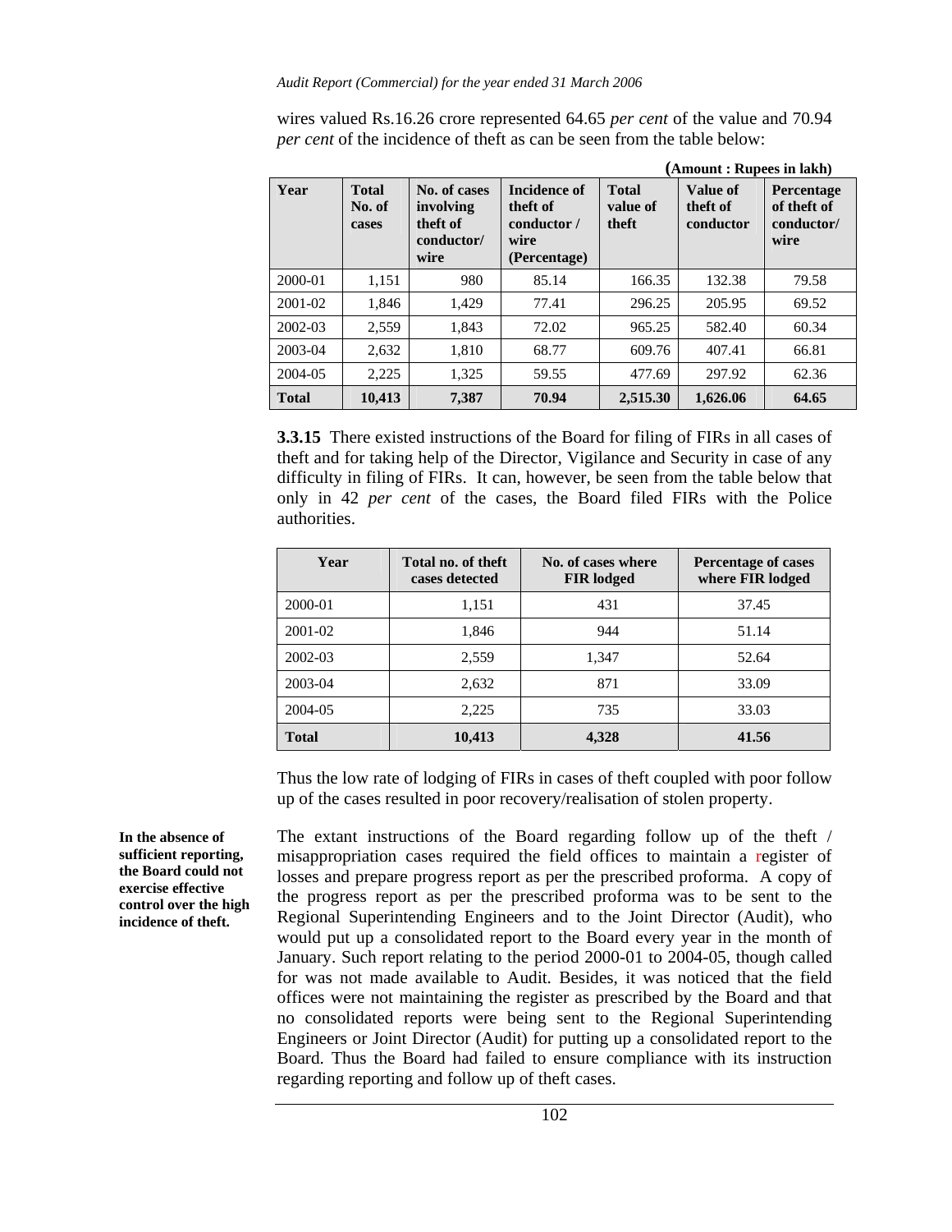wires valued Rs.16.26 crore represented 64.65 *per cent* of the value and 70.94 *per cent* of the incidence of theft as can be seen from the table below:

**(Amount : Rupees in lakh)**

| Year | Total No. of cases | No. of cases involving theft of conductor/ wire | Incidence of theft of conductor / wire (Percentage) | Total value of theft | Value of theft of conductor | Percentage of theft of conductor/ wire |
|---|---|---|---|---|---|---|
| 2000-01 | 1,151 | 980 | 85.14 | 166.35 | 132.38 | 79.58 |
| 2001-02 | 1,846 | 1,429 | 77.41 | 296.25 | 205.95 | 69.52 |
| 2002-03 | 2,559 | 1,843 | 72.02 | 965.25 | 582.40 | 60.34 |
| 2003-04 | 2,632 | 1,810 | 68.77 | 609.76 | 407.41 | 66.81 |
| 2004-05 | 2,225 | 1,325 | 59.55 | 477.69 | 297.92 | 62.36 |
| **Total** | **10,413** | **7,387** | **70.94** | **2,515.30** | **1,626.06** | **64.65** |

**3.3.15** There existed instructions of the Board for filing of FIRs in all cases of theft and for taking help of the Director, Vigilance and Security in case of any difficulty in filing of FIRs. It can, however, be seen from the table below that only in 42 *per cent* of the cases, the Board filed FIRs with the Police authorities.

| Year | Total no. of theft cases detected | No. of cases where FIR lodged | Percentage of cases where FIR lodged |
|---|---|---|---|
| 2000-01 | 1,151 | 431 | 37.45 |
| 2001-02 | 1,846 | 944 | 51.14 |
| 2002-03 | 2,559 | 1,347 | 52.64 |
| 2003-04 | 2,632 | 871 | 33.09 |
| 2004-05 | 2,225 | 735 | 33.03 |
| **Total** | **10,413** | **4,328** | **41.56** |

Thus the low rate of lodging of FIRs in cases of theft coupled with poor follow up of the cases resulted in poor recovery/realisation of stolen property.

**In the absence of sufficient reporting, the Board could not exercise effective control over the high incidence of theft.**

The extant instructions of the Board regarding follow up of the theft / misappropriation cases required the field offices to maintain a register of losses and prepare progress report as per the prescribed proforma. A copy of the progress report as per the prescribed proforma was to be sent to the Regional Superintending Engineers and to the Joint Director (Audit), who would put up a consolidated report to the Board every year in the month of January. Such report relating to the period 2000-01 to 2004-05, though called for was not made available to Audit. Besides, it was noticed that the field offices were not maintaining the register as prescribed by the Board and that no consolidated reports were being sent to the Regional Superintending Engineers or Joint Director (Audit) for putting up a consolidated report to the Board. Thus the Board had failed to ensure compliance with its instruction regarding reporting and follow up of theft cases.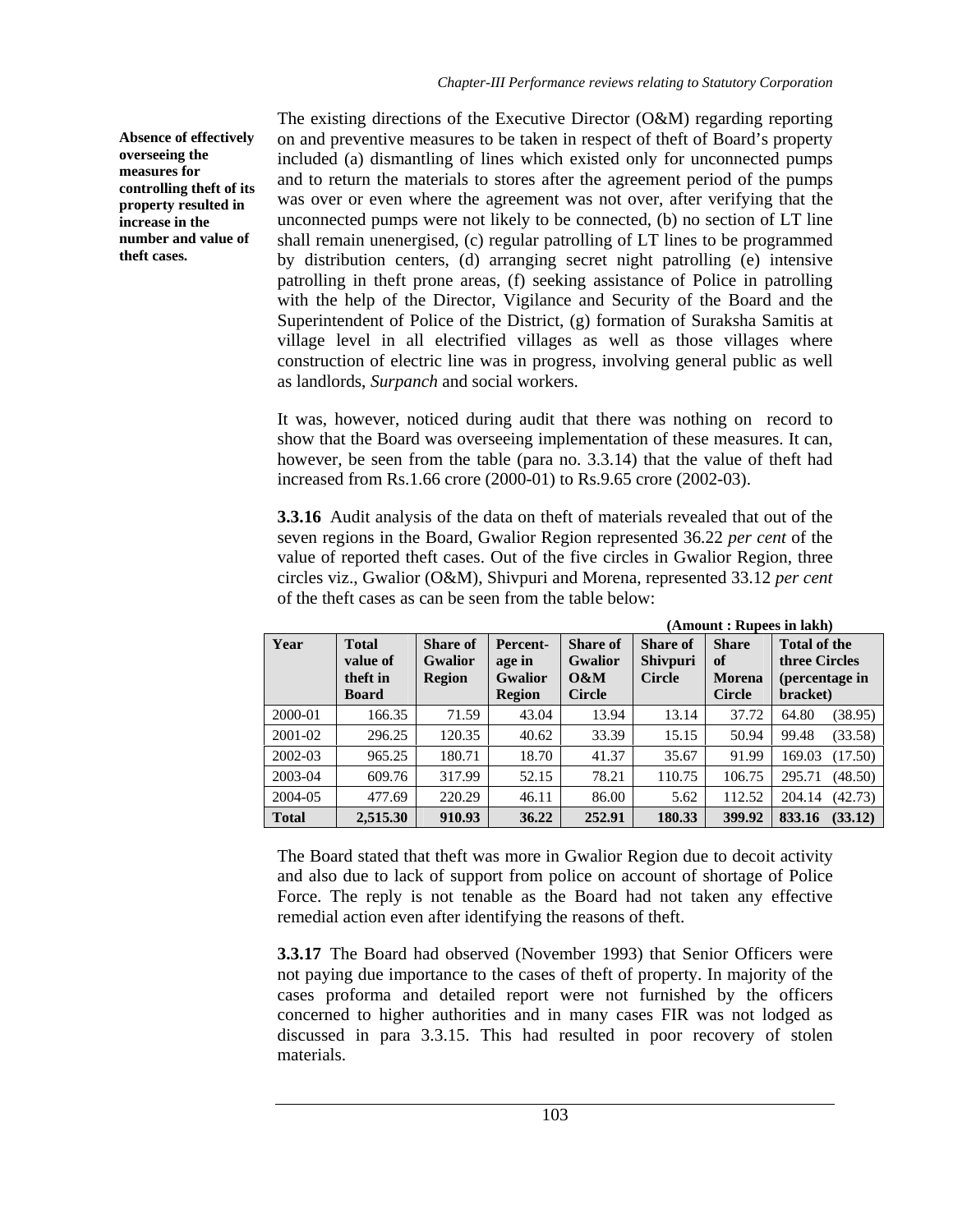**Absence of effectively overseeing the measures for controlling theft of its property resulted in increase in the number and value of theft cases.**

The existing directions of the Executive Director (O&M) regarding reporting on and preventive measures to be taken in respect of theft of Board's property included (a) dismantling of lines which existed only for unconnected pumps and to return the materials to stores after the agreement period of the pumps was over or even where the agreement was not over, after verifying that the unconnected pumps were not likely to be connected, (b) no section of LT line shall remain unenergised, (c) regular patrolling of LT lines to be programmed by distribution centers, (d) arranging secret night patrolling (e) intensive patrolling in theft prone areas, (f) seeking assistance of Police in patrolling with the help of the Director, Vigilance and Security of the Board and the Superintendent of Police of the District, (g) formation of Suraksha Samitis at village level in all electrified villages as well as those villages where construction of electric line was in progress, involving general public as well as landlords, *Surpanch* and social workers.

It was, however, noticed during audit that there was nothing on record to show that the Board was overseeing implementation of these measures. It can, however, be seen from the table (para no. 3.3.14) that the value of theft had increased from Rs.1.66 crore (2000-01) to Rs.9.65 crore (2002-03).

**3.3.16** Audit analysis of the data on theft of materials revealed that out of the seven regions in the Board, Gwalior Region represented 36.22 *per cent* of the value of reported theft cases. Out of the five circles in Gwalior Region, three circles viz., Gwalior (O&M), Shivpuri and Morena, represented 33.12 *per cent* of the theft cases as can be seen from the table below:

**(Amount : Rupees in lakh)**

| Year | Total value of theft in Board | Share of Gwalior Region | Percent-age in Gwalior Region | Share of Gwalior O&M Circle | Share of Shivpuri Circle | Share of Morena Circle | Total of the three Circles (percentage in bracket) |
|---|---|---|---|---|---|---|---|
| 2000-01 | 166.35 | 71.59 | 43.04 | 13.94 | 13.14 | 37.72 | 64.80 (38.95) |
| 2001-02 | 296.25 | 120.35 | 40.62 | 33.39 | 15.15 | 50.94 | 99.48 (33.58) |
| 2002-03 | 965.25 | 180.71 | 18.70 | 41.37 | 35.67 | 91.99 | 169.03 (17.50) |
| 2003-04 | 609.76 | 317.99 | 52.15 | 78.21 | 110.75 | 106.75 | 295.71 (48.50) |
| 2004-05 | 477.69 | 220.29 | 46.11 | 86.00 | 5.62 | 112.52 | 204.14 (42.73) |
| **Total** | **2,515.30** | **910.93** | **36.22** | **252.91** | **180.33** | **399.92** | **833.16 (33.12)** |

The Board stated that theft was more in Gwalior Region due to decoit activity and also due to lack of support from police on account of shortage of Police Force. The reply is not tenable as the Board had not taken any effective remedial action even after identifying the reasons of theft.

**3.3.17** The Board had observed (November 1993) that Senior Officers were not paying due importance to the cases of theft of property. In majority of the cases proforma and detailed report were not furnished by the officers concerned to higher authorities and in many cases FIR was not lodged as discussed in para 3.3.15. This had resulted in poor recovery of stolen materials.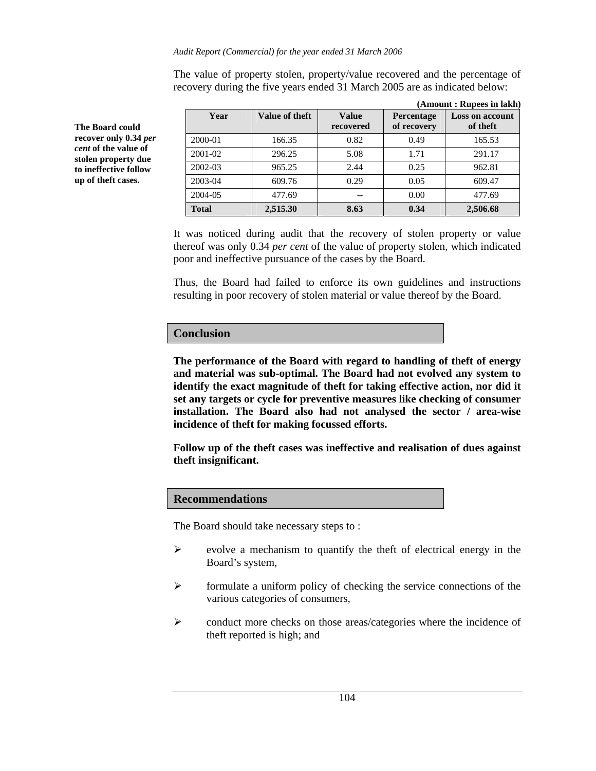The value of property stolen, property/value recovered and the percentage of recovery during the five years ended 31 March 2005 are as indicated below:

**The Board could recover only 0.34 *per cent* of the value of stolen property due to ineffective follow up of theft cases.**

**(Amount : Rupees in lakh)**

| Year | Value of theft | Value recovered | Percentage of recovery | Loss on account of theft |
|---|---|---|---|---|
| 2000-01 | 166.35 | 0.82 | 0.49 | 165.53 |
| 2001-02 | 296.25 | 5.08 | 1.71 | 291.17 |
| 2002-03 | 965.25 | 2.44 | 0.25 | 962.81 |
| 2003-04 | 609.76 | 0.29 | 0.05 | 609.47 |
| 2004-05 | 477.69 | -- | 0.00 | 477.69 |
| **Total** | **2,515.30** | **8.63** | **0.34** | **2,506.68** |

It was noticed during audit that the recovery of stolen property or value thereof was only 0.34 *per cent* of the value of property stolen, which indicated poor and ineffective pursuance of the cases by the Board.

Thus, the Board had failed to enforce its own guidelines and instructions resulting in poor recovery of stolen material or value thereof by the Board.

## Conclusion

**The performance of the Board with regard to handling of theft of energy and material was sub-optimal. The Board had not evolved any system to identify the exact magnitude of theft for taking effective action, nor did it set any targets or cycle for preventive measures like checking of consumer installation. The Board also had not analysed the sector / area-wise incidence of theft for making focussed efforts.**

**Follow up of the theft cases was ineffective and realisation of dues against theft insignificant.**

## Recommendations

The Board should take necessary steps to :

- evolve a mechanism to quantify the theft of electrical energy in the Board's system,
- formulate a uniform policy of checking the service connections of the various categories of consumers,
- conduct more checks on those areas/categories where the incidence of theft reported is high; and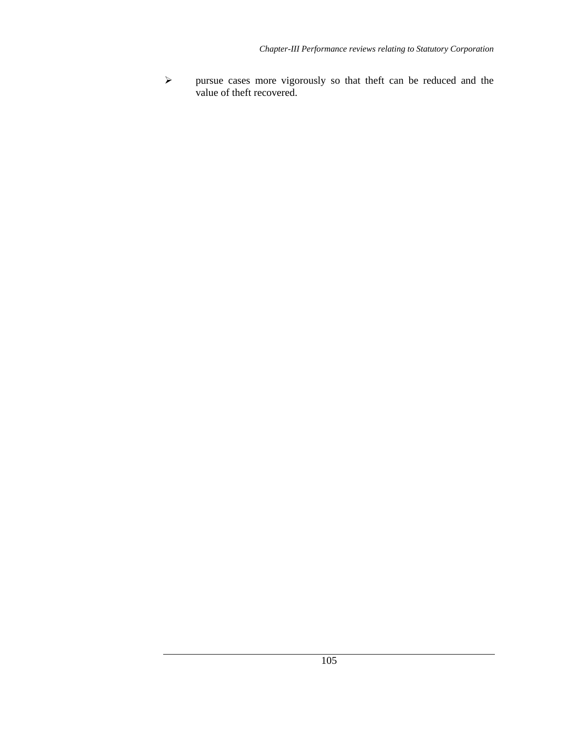- pursue cases more vigorously so that theft can be reduced and the value of theft recovered.